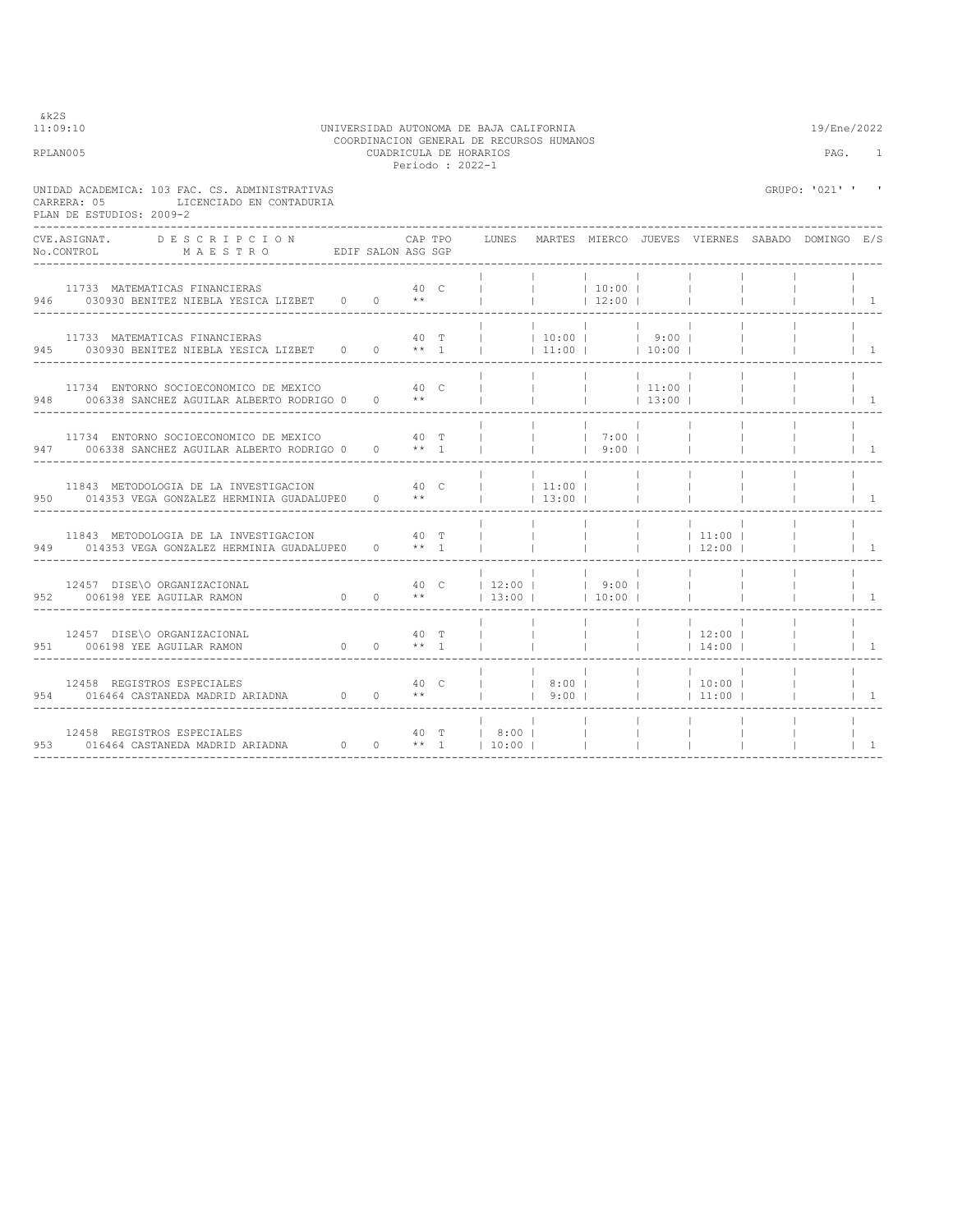&k2S
11:09:10

UNIVERSIDAD AUTONOMA DE BAJA CALIFORNIA
COORDINACION GENERAL DE RECURSOS HUMANOS
CUADRICULA DE HORARIOS
Periodo : 2022-1

19/Ene/2022

RPLAN005

UNIDAD ACADEMICA: 103 FAC. CS. ADMINISTRATIVAS
CARRERA: 05 LICENCIADO EN CONTADURIA
PLAN DE ESTUDIOS: 2009-2

GRUPO: '021' ' '

| CVE.ASIGNAT. / No.CONTROL | DESCRIPCION / MAESTRO | EDIF | SALON | CAP ASG | TPO SGP | LUNES | MARTES | MIERCO | JUEVES | VIERNES | SABADO | DOMINGO | E/S |
|---|---|---|---|---|---|---|---|---|---|---|---|---|---|
| 11733 / 946 | MATEMATICAS FINANCIERAS / 030930 BENITEZ NIEBLA YESICA LIZBET | 0 | 0 | 40 ** | C | | | 10:00 12:00 | | | | | 1 |
| 11733 / 945 | MATEMATICAS FINANCIERAS / 030930 BENITEZ NIEBLA YESICA LIZBET | 0 | 0 | 40 ** | T 1 | | 10:00 11:00 | | 9:00 10:00 | | | | 1 |
| 11734 / 948 | ENTORNO SOCIOECONOMICO DE MEXICO / 006338 SANCHEZ AGUILAR ALBERTO RODRIGO | 0 | 0 | 40 ** | C | | | | 11:00 13:00 | | | | 1 |
| 11734 / 947 | ENTORNO SOCIOECONOMICO DE MEXICO / 006338 SANCHEZ AGUILAR ALBERTO RODRIGO | 0 | 0 | 40 ** | T 1 | | | 7:00 9:00 | | | | | 1 |
| 11843 / 950 | METODOLOGIA DE LA INVESTIGACION / 014353 VEGA GONZALEZ HERMINIA GUADALUPE | 0 | 0 | 40 ** | C | | 11:00 13:00 | | | | | | 1 |
| 11843 / 949 | METODOLOGIA DE LA INVESTIGACION / 014353 VEGA GONZALEZ HERMINIA GUADALUPE | 0 | 0 | 40 ** | T 1 | | | | | 11:00 12:00 | | | 1 |
| 12457 / 952 | DISE\O ORGANIZACIONAL / 006198 YEE AGUILAR RAMON | 0 | 0 | 40 ** | C | 12:00 13:00 | | 9:00 10:00 | | | | | 1 |
| 12457 / 951 | DISE\O ORGANIZACIONAL / 006198 YEE AGUILAR RAMON | 0 | 0 | 40 ** | T 1 | | | | | 12:00 14:00 | | | 1 |
| 12458 / 954 | REGISTROS ESPECIALES / 016464 CASTANEDA MADRID ARIADNA | 0 | 0 | 40 ** | C | | 8:00 9:00 | | | 10:00 11:00 | | | 1 |
| 12458 / 953 | REGISTROS ESPECIALES / 016464 CASTANEDA MADRID ARIADNA | 0 | 0 | 40 ** | T 1 | 8:00 10:00 | | | | | | | 1 |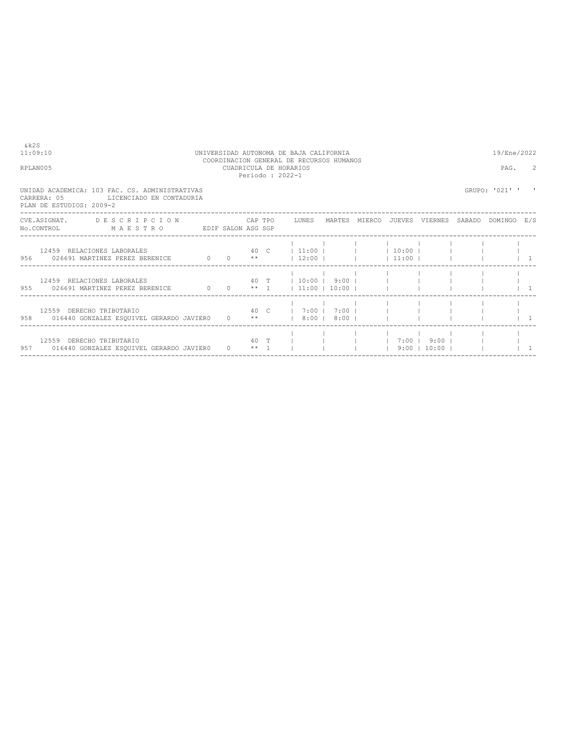UNIVERSIDAD AUTONOMA DE BAJA CALIFORNIA
COORDINACION GENERAL DE RECURSOS HUMANOS
CUADRICULA DE HORARIOS
Periodo : 2022-1

&k2S
11:09:10 — 19/Ene/2022
RPLAN005 — PAG. 2

UNIDAD ACADEMICA: 103 FAC. CS. ADMINISTRATIVAS — GRUPO: '021' ' '
CARRERA: 05 LICENCIADO EN CONTADURIA
PLAN DE ESTUDIOS: 2009-2

| No.CONTROL | CVE.ASIGNAT. / MAESTRO | DESCRIPCION | EDIF | SALON | CAP ASG | TPO SGP | LUNES | MARTES | MIERCO | JUEVES | VIERNES | SABADO | DOMINGO | E/S |
|---|---|---|---|---|---|---|---|---|---|---|---|---|---|---|
| 956 | 12459 / 026691 MARTINEZ PEREZ BERENICE | RELACIONES LABORALES | 0 | 0 | 40 ** | C | 11:00 12:00 | | | 10:00 11:00 | | | | 1 |
| 955 | 12459 / 026691 MARTINEZ PEREZ BERENICE | RELACIONES LABORALES | 0 | 0 | 40 ** | T 1 | 10:00 11:00 | 9:00 10:00 | | | | | | 1 |
| 958 | 12559 / 016440 GONZALEZ ESQUIVEL GERARDO JAVIER | DERECHO TRIBUTARIO | 0 | 0 | 40 ** | C | 7:00 8:00 | 7:00 8:00 | | | | | | 1 |
| 957 | 12559 / 016440 GONZALEZ ESQUIVEL GERARDO JAVIER | DERECHO TRIBUTARIO | 0 | 0 | 40 ** | T 1 | | | | 7:00 9:00 | 9:00 10:00 | | | 1 |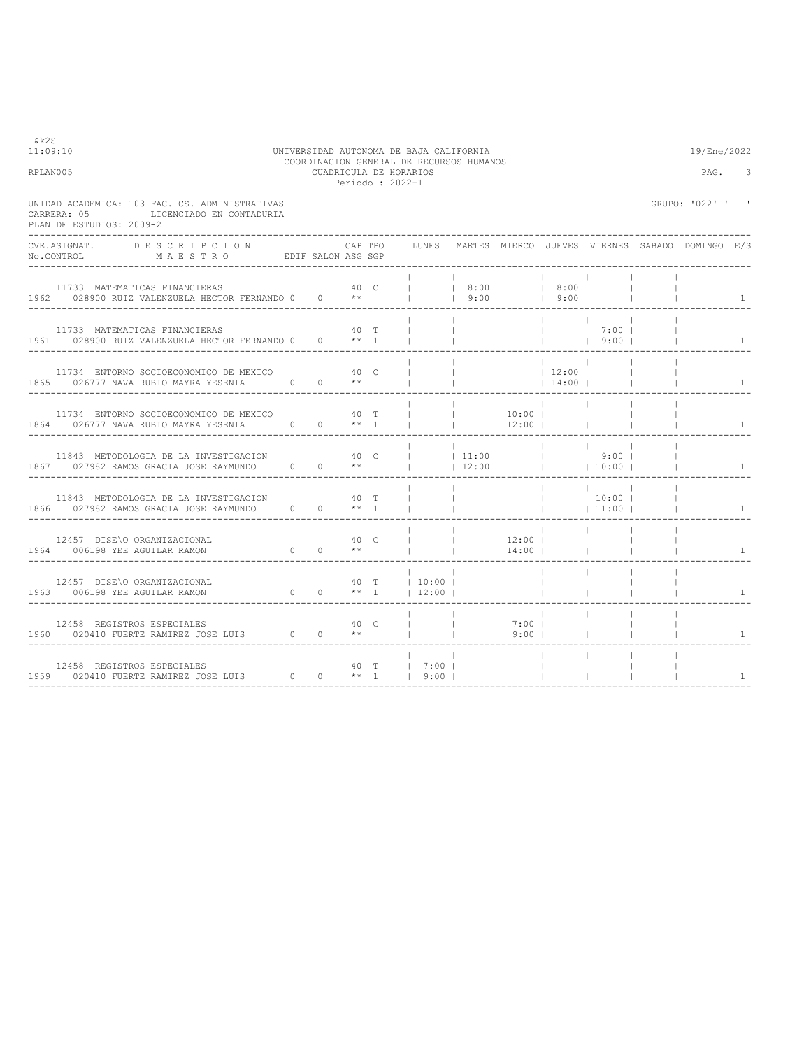&k2S
11:09:10 UNIVERSIDAD AUTONOMA DE BAJA CALIFORNIA 19/Ene/2022
COORDINACION GENERAL DE RECURSOS HUMANOS
RPLAN005 CUADRICULA DE HORARIOS PAG. 3
Periodo : 2022-1

UNIDAD ACADEMICA: 103 FAC. CS. ADMINISTRATIVAS GRUPO: '022' ' '
CARRERA: 05 LICENCIADO EN CONTADURIA
PLAN DE ESTUDIOS: 2009-2

| CVE.ASIGNAT. / No.CONTROL | DESCRIPCION / MAESTRO | EDIF | SALON | CAP / ASG | TPO / SGP | LUNES | MARTES | MIERCO | JUEVES | VIERNES | SABADO | DOMINGO | E/S |
|---|---|---|---|---|---|---|---|---|---|---|---|---|---|
| 11733 / 1962 | MATEMATICAS FINANCIERAS / 028900 RUIZ VALENZUELA HECTOR FERNANDO | 0 | 0 | 40 / ** | C | | 8:00 / 9:00 | | 8:00 / 9:00 | | | | 1 |
| 11733 / 1961 | MATEMATICAS FINANCIERAS / 028900 RUIZ VALENZUELA HECTOR FERNANDO | 0 | 0 | 40 / ** | T / 1 | | | | | 7:00 / 9:00 | | | 1 |
| 11734 / 1865 | ENTORNO SOCIOECONOMICO DE MEXICO / 026777 NAVA RUBIO MAYRA YESENIA | 0 | 0 | 40 / ** | C | | | | 12:00 / 14:00 | | | | 1 |
| 11734 / 1864 | ENTORNO SOCIOECONOMICO DE MEXICO / 026777 NAVA RUBIO MAYRA YESENIA | 0 | 0 | 40 / ** | T / 1 | | | 10:00 / 12:00 | | | | | 1 |
| 11843 / 1867 | METODOLOGIA DE LA INVESTIGACION / 027982 RAMOS GRACIA JOSE RAYMUNDO | 0 | 0 | 40 / ** | C | | 11:00 / 12:00 | | | 9:00 / 10:00 | | | 1 |
| 11843 / 1866 | METODOLOGIA DE LA INVESTIGACION / 027982 RAMOS GRACIA JOSE RAYMUNDO | 0 | 0 | 40 / ** | T / 1 | | | | | 10:00 / 11:00 | | | 1 |
| 12457 / 1964 | DISE\O ORGANIZACIONAL / 006198 YEE AGUILAR RAMON | 0 | 0 | 40 / ** | C | | | 12:00 / 14:00 | | | | | 1 |
| 12457 / 1963 | DISE\O ORGANIZACIONAL / 006198 YEE AGUILAR RAMON | 0 | 0 | 40 / ** | T / 1 | 10:00 / 12:00 | | | | | | | 1 |
| 12458 / 1960 | REGISTROS ESPECIALES / 020410 FUERTE RAMIREZ JOSE LUIS | 0 | 0 | 40 / ** | C | | | 7:00 / 9:00 | | | | | 1 |
| 12458 / 1959 | REGISTROS ESPECIALES / 020410 FUERTE RAMIREZ JOSE LUIS | 0 | 0 | 40 / ** | T / 1 | 7:00 / 9:00 | | | | | | | 1 |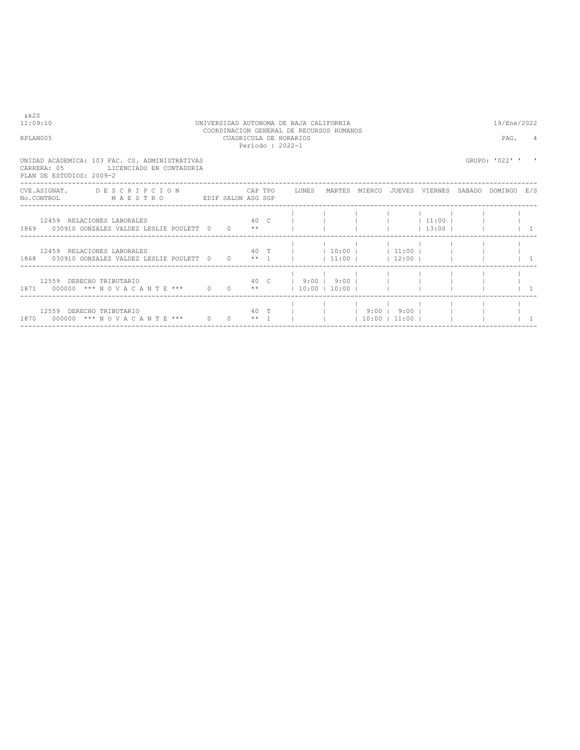&k2S
11:09:10 UNIVERSIDAD AUTONOMA DE BAJA CALIFORNIA 19/Ene/2022
COORDINACION GENERAL DE RECURSOS HUMANOS
RPLAN005 CUADRICULA DE HORARIOS PAG. 4
Periodo : 2022-1

UNIDAD ACADEMICA: 103 FAC. CS. ADMINISTRATIVAS GRUPO: '022' ' '
CARRERA: 05 LICENCIADO EN CONTADURIA
PLAN DE ESTUDIOS: 2009-2

| CVE.ASIGNAT. / No.CONTROL | DESCRIPCION / MAESTRO | EDIF | SALON | CAP ASG | TPO SGP | LUNES | MARTES | MIERCO | JUEVES | VIERNES | SABADO | DOMINGO | E/S |
|---|---|---|---|---|---|---|---|---|---|---|---|---|---|
| 12459 / 1869 | RELACIONES LABORALES / 030910 GONZALEZ VALDEZ LESLIE POULETT | 0 | 0 | 40 ** | C | | | | | 11:00 / 13:00 | | | 1 |
| 12459 / 1868 | RELACIONES LABORALES / 030910 GONZALEZ VALDEZ LESLIE POULETT | 0 | 0 | 40 ** | T 1 | | 10:00 / 11:00 | | 11:00 / 12:00 | | | | 1 |
| 12559 / 1871 | DERECHO TRIBUTARIO / 000000 *** N O V A C A N T E *** | 0 | 0 | 40 ** | C | 9:00 / 10:00 | 9:00 / 10:00 | | | | | | 1 |
| 12559 / 1870 | DERECHO TRIBUTARIO / 000000 *** N O V A C A N T E *** | 0 | 0 | 40 ** | T 1 | | | 9:00 / 10:00 | 9:00 / 11:00 | | | | 1 |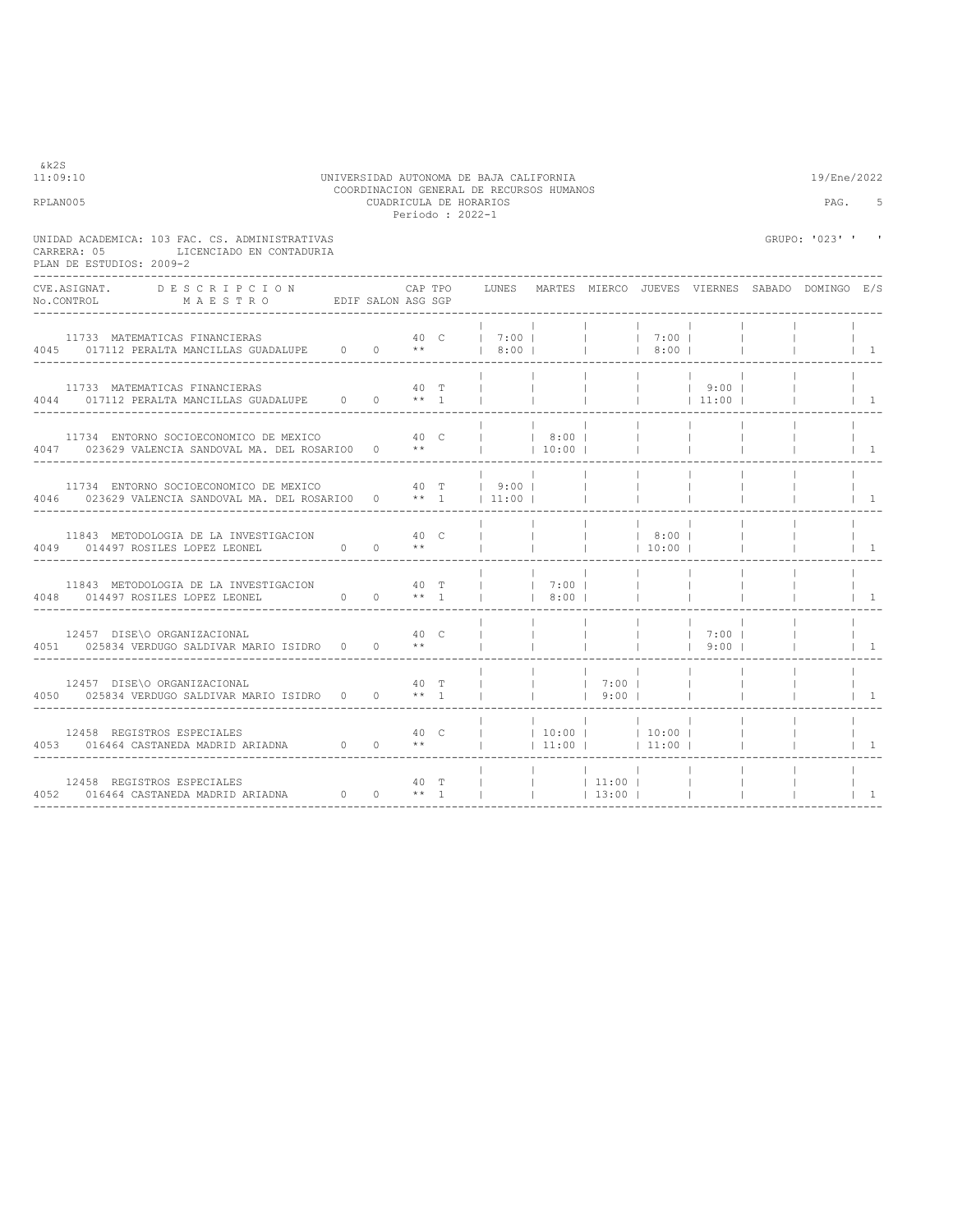UNIVERSIDAD AUTONOMA DE BAJA CALIFORNIA
COORDINACION GENERAL DE RECURSOS HUMANOS
CUADRICULA DE HORARIOS
Periodo : 2022-1

UNIDAD ACADEMICA: 103 FAC. CS. ADMINISTRATIVAS
CARRERA: 05 LICENCIADO EN CONTADURIA
PLAN DE ESTUDIOS: 2009-2

GRUPO: '023' ' '

| CVE.ASIGNAT. No.CONTROL | DESCRIPCION MAESTRO | EDIF | SALON | CAP ASG | TPO SGP | LUNES | MARTES | MIERCO | JUEVES | VIERNES | SABADO | DOMINGO | E/S |
|---|---|---|---|---|---|---|---|---|---|---|---|---|---|
| 11733 / 4045 | MATEMATICAS FINANCIERAS / 017112 PERALTA MANCILLAS GUADALUPE | 0 | 0 | 40 ** | C | 7:00 8:00 | | | 7:00 8:00 | | | | 1 |
| 11733 / 4044 | MATEMATICAS FINANCIERAS / 017112 PERALTA MANCILLAS GUADALUPE | 0 | 0 | 40 ** | T 1 | | | | | 9:00 11:00 | | | 1 |
| 11734 / 4047 | ENTORNO SOCIOECONOMICO DE MEXICO / 023629 VALENCIA SANDOVAL MA. DEL ROSARIO | 0 | 0 | 40 ** | C | | 8:00 10:00 | | | | | | 1 |
| 11734 / 4046 | ENTORNO SOCIOECONOMICO DE MEXICO / 023629 VALENCIA SANDOVAL MA. DEL ROSARIO | 0 | 0 | 40 ** | T 1 | 9:00 11:00 | | | | | | | 1 |
| 11843 / 4049 | METODOLOGIA DE LA INVESTIGACION / 014497 ROSILES LOPEZ LEONEL | 0 | 0 | 40 ** | C | | | | 8:00 10:00 | | | | 1 |
| 11843 / 4048 | METODOLOGIA DE LA INVESTIGACION / 014497 ROSILES LOPEZ LEONEL | 0 | 0 | 40 ** | T 1 | | 7:00 8:00 | | | | | | 1 |
| 12457 / 4051 | DISE\O ORGANIZACIONAL / 025834 VERDUGO SALDIVAR MARIO ISIDRO | 0 | 0 | 40 ** | C | | | | | 7:00 9:00 | | | 1 |
| 12457 / 4050 | DISE\O ORGANIZACIONAL / 025834 VERDUGO SALDIVAR MARIO ISIDRO | 0 | 0 | 40 ** | T 1 | | | 7:00 9:00 | | | | | 1 |
| 12458 / 4053 | REGISTROS ESPECIALES / 016464 CASTANEDA MADRID ARIADNA | 0 | 0 | 40 ** | C | | 10:00 11:00 | | 10:00 11:00 | | | | 1 |
| 12458 / 4052 | REGISTROS ESPECIALES / 016464 CASTANEDA MADRID ARIADNA | 0 | 0 | 40 ** | T 1 | | | 11:00 13:00 | | | | | 1 |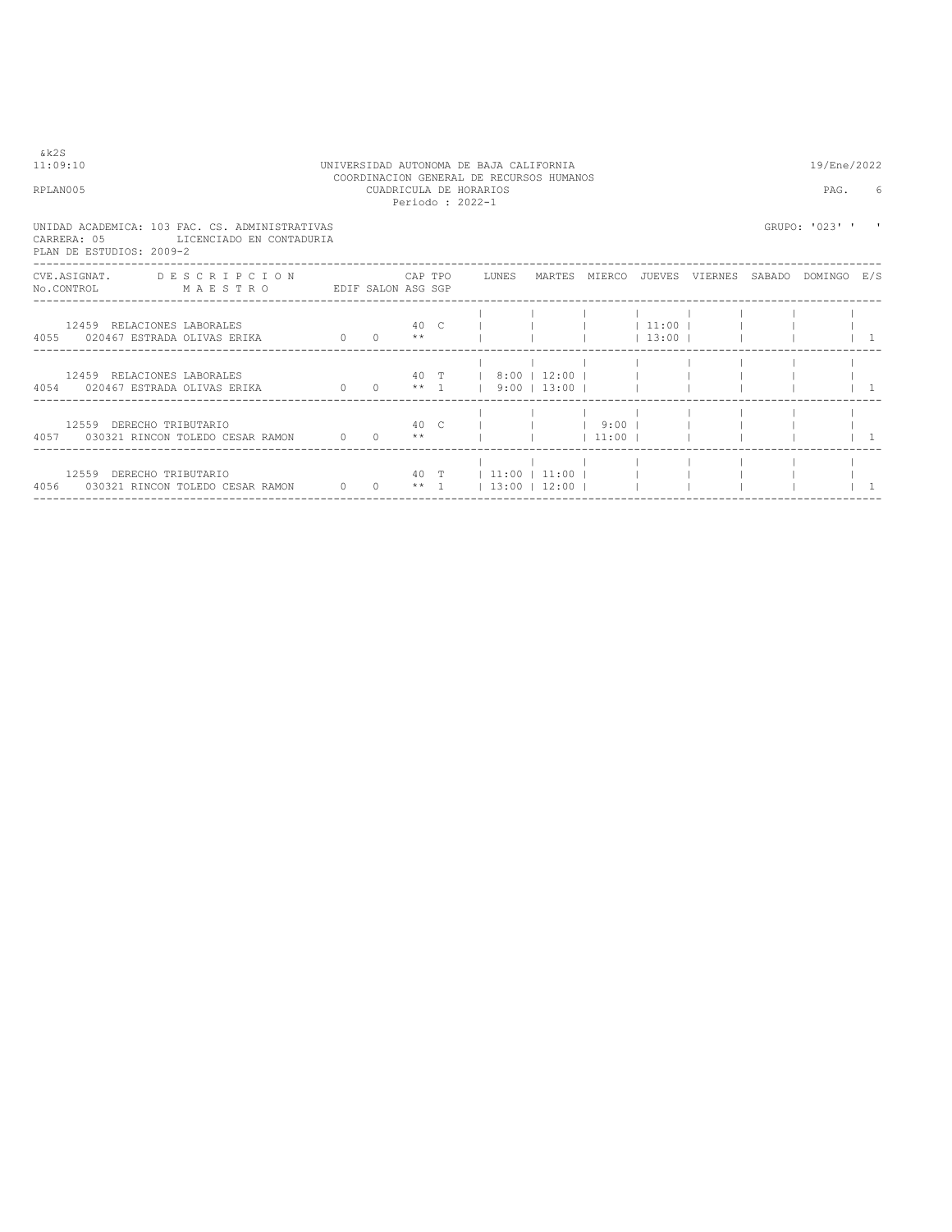UNIVERSIDAD AUTONOMA DE BAJA CALIFORNIA
COORDINACION GENERAL DE RECURSOS HUMANOS
CUADRICULA DE HORARIOS
Periodo : 2022-1

&k2S
11:09:10 — 19/Ene/2022
RPLAN005 — PAG. 6

UNIDAD ACADEMICA: 103 FAC. CS. ADMINISTRATIVAS
CARRERA: 05 LICENCIADO EN CONTADURIA
PLAN DE ESTUDIOS: 2009-2

GRUPO: '023' ' '

| No.CONTROL | CVE.ASIGNAT. | DESCRIPCION / MAESTRO | EDIF | SALON | CAP | TPO | ASG | SGP | LUNES | MARTES | MIERCO | JUEVES | VIERNES | SABADO | DOMINGO | E/S |
|---|---|---|---|---|---|---|---|---|---|---|---|---|---|---|---|---|
| 4055 | 12459 | RELACIONES LABORALES / 020467 ESTRADA OLIVAS ERIKA | 0 | 0 | 40 | C | ** | | | | | 11:00 13:00 | | | | 1 |
| 4054 | 12459 | RELACIONES LABORALES / 020467 ESTRADA OLIVAS ERIKA | 0 | 0 | 40 | T | ** | 1 | 8:00 9:00 | 12:00 13:00 | | | | | | 1 |
| 4057 | 12559 | DERECHO TRIBUTARIO / 030321 RINCON TOLEDO CESAR RAMON | 0 | 0 | 40 | C | ** | | | | 9:00 11:00 | | | | | 1 |
| 4056 | 12559 | DERECHO TRIBUTARIO / 030321 RINCON TOLEDO CESAR RAMON | 0 | 0 | 40 | T | ** | 1 | 11:00 13:00 | 11:00 12:00 | | | | | | 1 |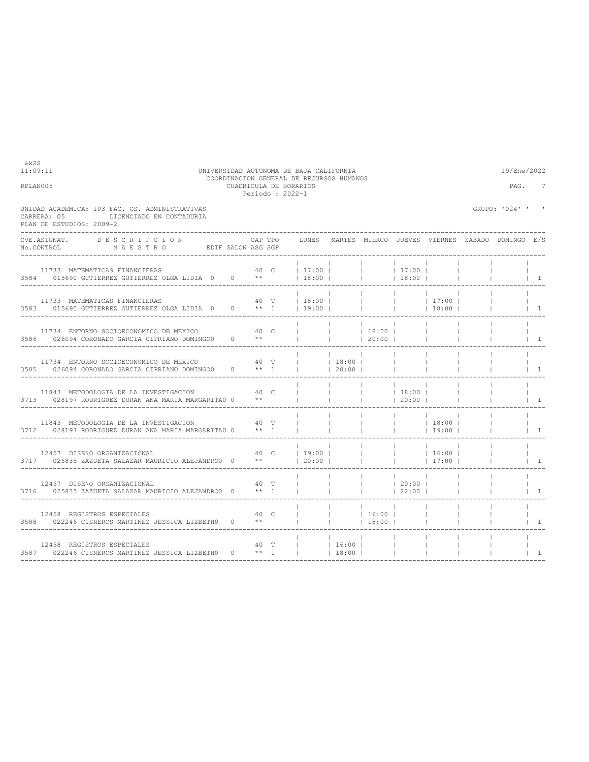UNIVERSIDAD AUTONOMA DE BAJA CALIFORNIA
COORDINACION GENERAL DE RECURSOS HUMANOS
CUADRICULA DE HORARIOS
Periodo : 2022-1

UNIDAD ACADEMICA: 103 FAC. CS. ADMINISTRATIVAS
CARRERA: 05 LICENCIADO EN CONTADURIA
PLAN DE ESTUDIOS: 2009-2

GRUPO: '024' ' '

| CVE.ASIGNAT. No.CONTROL | DESCRIPCION / MAESTRO | EDIF | SALON | CAP ASG | TPO SGP | LUNES | MARTES | MIERCO | JUEVES | VIERNES | SABADO | DOMINGO | E/S |
|---|---|---|---|---|---|---|---|---|---|---|---|---|---|
| 11733 / 3584 | MATEMATICAS FINANCIERAS / 015690 GUTIERREZ GUTIERREZ OLGA LIDIA | 0 | 0 | 40 ** | C | 17:00 18:00 | | | 17:00 18:00 | | | | 1 |
| 11733 / 3583 | MATEMATICAS FINANCIERAS / 015690 GUTIERREZ GUTIERREZ OLGA LIDIA | 0 | 0 | 40 ** | T 1 | 18:00 19:00 | | | | 17:00 18:00 | | | 1 |
| 11734 / 3586 | ENTORNO SOCIOECONOMICO DE MEXICO / 026094 CORONADO GARCIA CIPRIANO DOMINGO | 0 | 0 | 40 ** | C | | | 18:00 20:00 | | | | | 1 |
| 11734 / 3585 | ENTORNO SOCIOECONOMICO DE MEXICO / 026094 CORONADO GARCIA CIPRIANO DOMINGO | 0 | 0 | 40 ** | T 1 | | 18:00 20:00 | | | | | | 1 |
| 11843 / 3713 | METODOLOGIA DE LA INVESTIGACION / 028197 RODRIGUEZ DURAN ANA MARIA MARGARITA | 0 | 0 | 40 ** | C | | | | 18:00 20:00 | | | | 1 |
| 11843 / 3712 | METODOLOGIA DE LA INVESTIGACION / 028197 RODRIGUEZ DURAN ANA MARIA MARGARITA | 0 | 0 | 40 ** | T 1 | | | | | 18:00 19:00 | | | 1 |
| 12457 / 3717 | DISE\O ORGANIZACIONAL / 025835 ZAZUETA SALAZAR MAURICIO ALEJANDRO | 0 | 0 | 40 ** | C | 19:00 20:00 | | | | 16:00 17:00 | | | 1 |
| 12457 / 3716 | DISE\O ORGANIZACIONAL / 025835 ZAZUETA SALAZAR MAURICIO ALEJANDRO | 0 | 0 | 40 ** | T 1 | | | | 20:00 22:00 | | | | 1 |
| 12458 / 3588 | REGISTROS ESPECIALES / 022246 CISNEROS MARTINEZ JESSICA LIZBETH | 0 | 0 | 40 ** | C | | | 16:00 18:00 | | | | | 1 |
| 12458 / 3587 | REGISTROS ESPECIALES / 022246 CISNEROS MARTINEZ JESSICA LIZBETH | 0 | 0 | 40 ** | T 1 | | 16:00 18:00 | | | | | | 1 |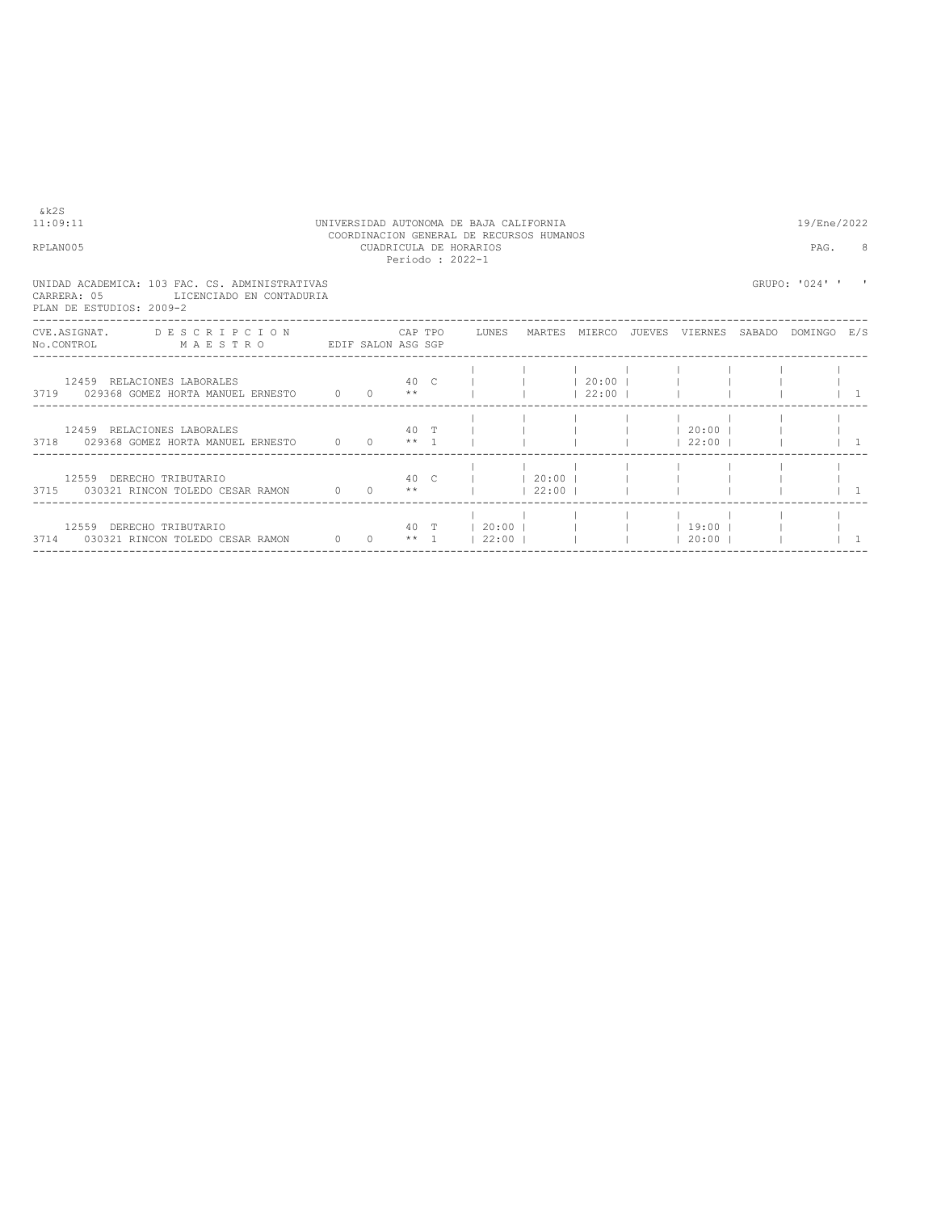&k2S

11:09:11

UNIVERSIDAD AUTONOMA DE BAJA CALIFORNIA
COORDINACION GENERAL DE RECURSOS HUMANOS
CUADRICULA DE HORARIOS
Periodo : 2022-1

19/Ene/2022

RPLAN005

PAG. 8

UNIDAD ACADEMICA: 103 FAC. CS. ADMINISTRATIVAS
CARRERA: 05 LICENCIADO EN CONTADURIA
PLAN DE ESTUDIOS: 2009-2

GRUPO: '024' ' '

| CVE.ASIGNAT. No.CONTROL | DESCRIPCION MAESTRO | EDIF | SALON | CAP ASG | TPO SGP | LUNES | MARTES | MIERCO | JUEVES | VIERNES | SABADO | DOMINGO | E/S |
|---|---|---|---|---|---|---|---|---|---|---|---|---|---|
| 12459 | RELACIONES LABORALES | | | 40 | C | | | 20:00 | | | | | |
| 3719 | 029368 GOMEZ HORTA MANUEL ERNESTO | 0 | 0 | ** | | | | 22:00 | | | | | 1 |
| 12459 | RELACIONES LABORALES | | | 40 | T | | | | | 20:00 | | | |
| 3718 | 029368 GOMEZ HORTA MANUEL ERNESTO | 0 | 0 | ** | 1 | | | | | 22:00 | | | 1 |
| 12559 | DERECHO TRIBUTARIO | | | 40 | C | | 20:00 | | | | | | |
| 3715 | 030321 RINCON TOLEDO CESAR RAMON | 0 | 0 | ** | | | 22:00 | | | | | | 1 |
| 12559 | DERECHO TRIBUTARIO | | | 40 | T | 20:00 | | | | 19:00 | | | |
| 3714 | 030321 RINCON TOLEDO CESAR RAMON | 0 | 0 | ** | 1 | 22:00 | | | | 20:00 | | | 1 |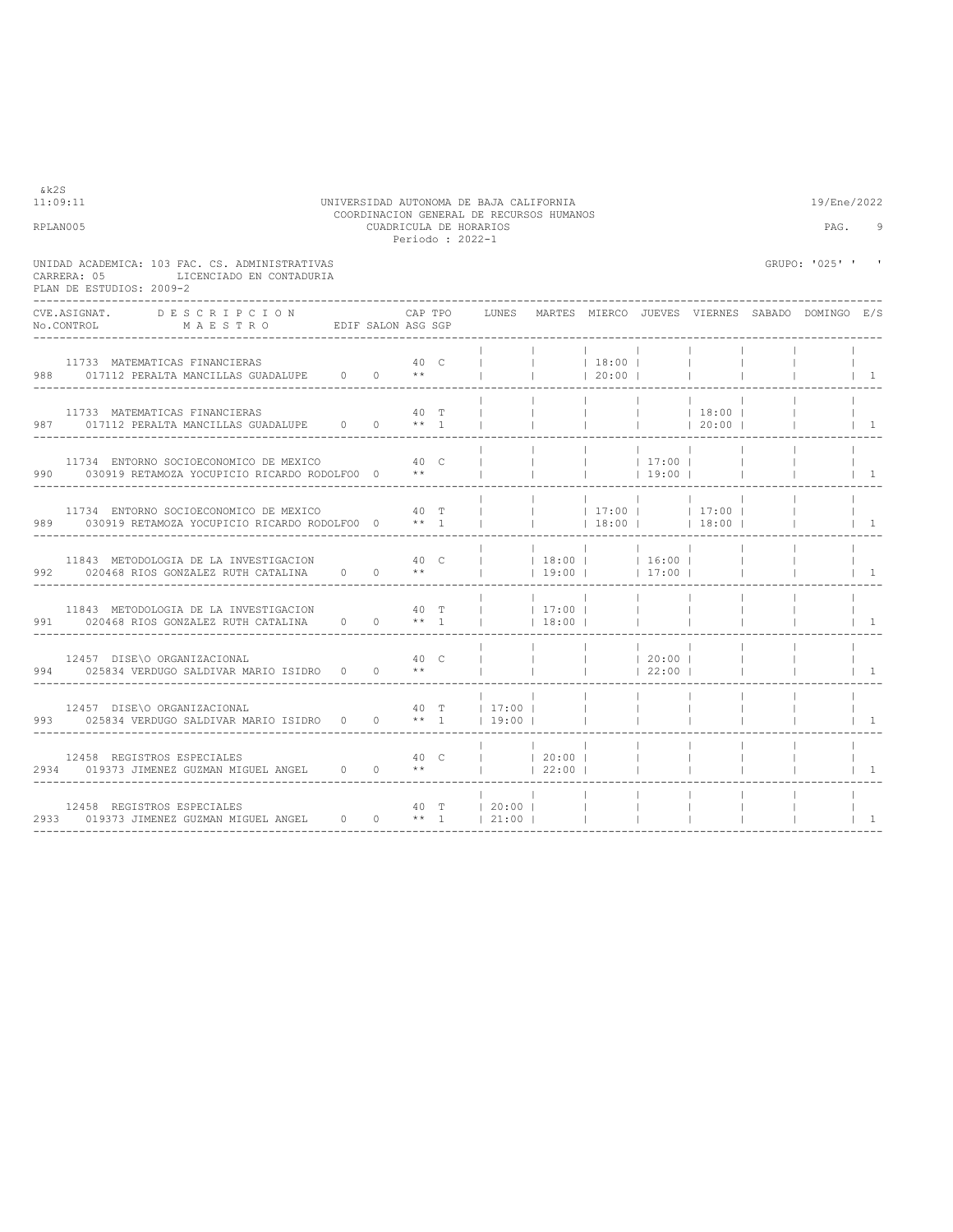UNIVERSIDAD AUTONOMA DE BAJA CALIFORNIA
COORDINACION GENERAL DE RECURSOS HUMANOS
CUADRICULA DE HORARIOS
Periodo : 2022-1

&k2S
11:09:11 — 19/Ene/2022
RPLAN005

UNIDAD ACADEMICA: 103 FAC. CS. ADMINISTRATIVAS
CARRERA: 05 LICENCIADO EN CONTADURIA
PLAN DE ESTUDIOS: 2009-2

GRUPO: '025' ' '

| CVE.ASIGNAT. / No.CONTROL | DESCRIPCION / MAESTRO | EDIF | SALON | CAP ASG | TPO SGP | LUNES | MARTES | MIERCO | JUEVES | VIERNES | SABADO | DOMINGO | E/S |
|---|---|---|---|---|---|---|---|---|---|---|---|---|---|
| 11733 / 988 | MATEMATICAS FINANCIERAS / 017112 PERALTA MANCILLAS GUADALUPE | 0 | 0 | 40 ** | C | | | 18:00 20:00 | | | | | 1 |
| 11733 / 987 | MATEMATICAS FINANCIERAS / 017112 PERALTA MANCILLAS GUADALUPE | 0 | 0 | 40 ** | T 1 | | | | | 18:00 20:00 | | | 1 |
| 11734 / 990 | ENTORNO SOCIOECONOMICO DE MEXICO / 030919 RETAMOZA YOCUPICIO RICARDO RODOLFO | 0 | 0 | 40 ** | C | | | | 17:00 19:00 | | | | 1 |
| 11734 / 989 | ENTORNO SOCIOECONOMICO DE MEXICO / 030919 RETAMOZA YOCUPICIO RICARDO RODOLFO | 0 | 0 | 40 ** | T 1 | | | 17:00 18:00 | | 17:00 18:00 | | | 1 |
| 11843 / 992 | METODOLOGIA DE LA INVESTIGACION / 020468 RIOS GONZALEZ RUTH CATALINA | 0 | 0 | 40 ** | C | | 18:00 19:00 | | 16:00 17:00 | | | | 1 |
| 11843 / 991 | METODOLOGIA DE LA INVESTIGACION / 020468 RIOS GONZALEZ RUTH CATALINA | 0 | 0 | 40 ** | T 1 | | 17:00 18:00 | | | | | | 1 |
| 12457 / 994 | DISE\O ORGANIZACIONAL / 025834 VERDUGO SALDIVAR MARIO ISIDRO | 0 | 0 | 40 ** | C | | | | 20:00 22:00 | | | | 1 |
| 12457 / 993 | DISE\O ORGANIZACIONAL / 025834 VERDUGO SALDIVAR MARIO ISIDRO | 0 | 0 | 40 ** | T 1 | 17:00 19:00 | | | | | | | 1 |
| 12458 / 2934 | REGISTROS ESPECIALES / 019373 JIMENEZ GUZMAN MIGUEL ANGEL | 0 | 0 | 40 ** | C | | 20:00 22:00 | | | | | | 1 |
| 12458 / 2933 | REGISTROS ESPECIALES / 019373 JIMENEZ GUZMAN MIGUEL ANGEL | 0 | 0 | 40 ** | T 1 | 20:00 21:00 | | | | | | | 1 |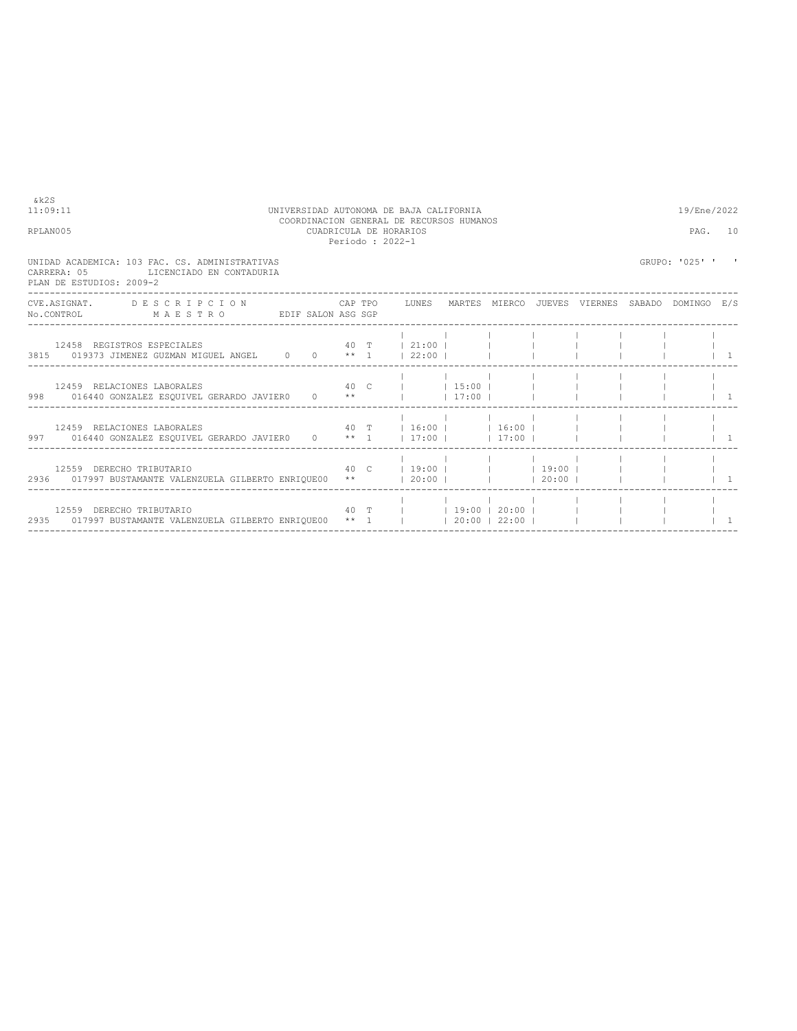UNIVERSIDAD AUTONOMA DE BAJA CALIFORNIA
COORDINACION GENERAL DE RECURSOS HUMANOS
CUADRICULA DE HORARIOS
Periodo : 2022-1

&k2S
11:09:11
RPLAN005

19/Ene/2022
PAG. 10

UNIDAD ACADEMICA: 103 FAC. CS. ADMINISTRATIVAS
CARRERA: 05 LICENCIADO EN CONTADURIA
PLAN DE ESTUDIOS: 2009-2

GRUPO: '025' ' '

| CVE.ASIGNAT. No.CONTROL | DESCRIPCION MAESTRO | EDIF | SALON | CAP ASG | TPO SGP | LUNES | MARTES | MIERCO | JUEVES | VIERNES | SABADO | DOMINGO | E/S |
|---|---|---|---|---|---|---|---|---|---|---|---|---|---|
| 12458 3815 | REGISTROS ESPECIALES 019373 JIMENEZ GUZMAN MIGUEL ANGEL | 0 | 0 | 40 ** | T 1 | 21:00 22:00 | | | | | | | 1 |
| 12459 998 | RELACIONES LABORALES 016440 GONZALEZ ESQUIVEL GERARDO JAVIER | 0 | 0 | 40 ** | C | | 15:00 17:00 | | | | | | 1 |
| 12459 997 | RELACIONES LABORALES 016440 GONZALEZ ESQUIVEL GERARDO JAVIER | 0 | 0 | 40 ** | T 1 | 16:00 17:00 | | 16:00 17:00 | | | | | 1 |
| 12559 2936 | DERECHO TRIBUTARIO 017997 BUSTAMANTE VALENZUELA GILBERTO ENRIQUE | 0 | 0 | 40 ** | C | 19:00 20:00 | | | 19:00 20:00 | | | | 1 |
| 12559 2935 | DERECHO TRIBUTARIO 017997 BUSTAMANTE VALENZUELA GILBERTO ENRIQUE | 0 | 0 | 40 ** | T 1 | | 19:00 20:00 | 20:00 22:00 | | | | | 1 |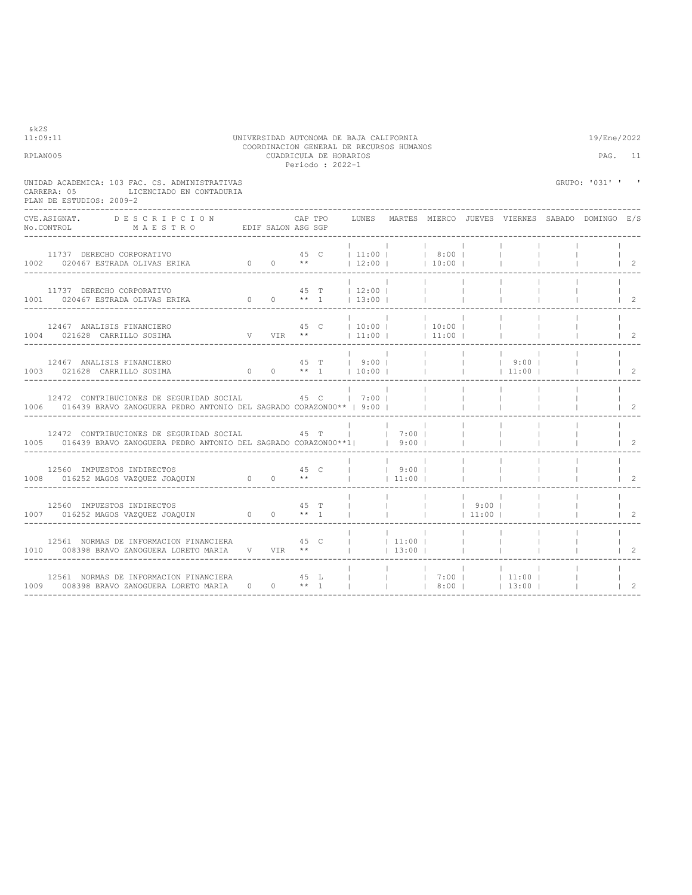&k2S

UNIVERSIDAD AUTONOMA DE BAJA CALIFORNIA
COORDINACION GENERAL DE RECURSOS HUMANOS
CUADRICULA DE HORARIOS
Periodo : 2022-1

11:09:11 — 19/Ene/2022

RPLAN005 — PAG. 11

UNIDAD ACADEMICA: 103 FAC. CS. ADMINISTRATIVAS — GRUPO: '031' ' '
CARRERA: 05 LICENCIADO EN CONTADURIA
PLAN DE ESTUDIOS: 2009-2

| CVE.ASIGNAT. / No.CONTROL | DESCRIPCION / MAESTRO | EDIF | SALON | CAP ASG | TPO SGP | LUNES | MARTES | MIERCO | JUEVES | VIERNES | SABADO | DOMINGO | E/S |
|---|---|---|---|---|---|---|---|---|---|---|---|---|---|
| 11737 / 1002 | DERECHO CORPORATIVO / 020467 ESTRADA OLIVAS ERIKA | 0 | 0 | 45 ** | C | 11:00 12:00 | | 8:00 10:00 | | | | | 2 |
| 11737 / 1001 | DERECHO CORPORATIVO / 020467 ESTRADA OLIVAS ERIKA | 0 | 0 | 45 ** | T 1 | 12:00 13:00 | | | | | | | 2 |
| 12467 / 1004 | ANALISIS FINANCIERO / 021628 CARRILLO SOSIMA | V | VIR | 45 ** | C | 10:00 11:00 | | 10:00 11:00 | | | | | 2 |
| 12467 / 1003 | ANALISIS FINANCIERO / 021628 CARRILLO SOSIMA | 0 | 0 | 45 ** | T 1 | 9:00 10:00 | | | | 9:00 11:00 | | | 2 |
| 12472 / 1006 | CONTRIBUCIONES DE SEGURIDAD SOCIAL / 016439 BRAVO ZANOGUERA PEDRO ANTONIO DEL SAGRADO CORAZON | 0 | 0 | 45 ** | C | 7:00 9:00 | | | | | | | 2 |
| 12472 / 1005 | CONTRIBUCIONES DE SEGURIDAD SOCIAL / 016439 BRAVO ZANOGUERA PEDRO ANTONIO DEL SAGRADO CORAZON | 0 | 0 | 45 ** | T 1 | | 7:00 9:00 | | | | | | 2 |
| 12560 / 1008 | IMPUESTOS INDIRECTOS / 016252 MAGOS VAZQUEZ JOAQUIN | 0 | 0 | 45 ** | C | | 9:00 11:00 | | | | | | 2 |
| 12560 / 1007 | IMPUESTOS INDIRECTOS / 016252 MAGOS VAZQUEZ JOAQUIN | 0 | 0 | 45 ** | T 1 | | | | 9:00 11:00 | | | | 2 |
| 12561 / 1010 | NORMAS DE INFORMACION FINANCIERA / 008398 BRAVO ZANOGUERA LORETO MARIA | V | VIR | 45 ** | C | | 11:00 13:00 | | | | | | 2 |
| 12561 / 1009 | NORMAS DE INFORMACION FINANCIERA / 008398 BRAVO ZANOGUERA LORETO MARIA | 0 | 0 | 45 ** | L 1 | | | 7:00 8:00 | | 11:00 13:00 | | | 2 |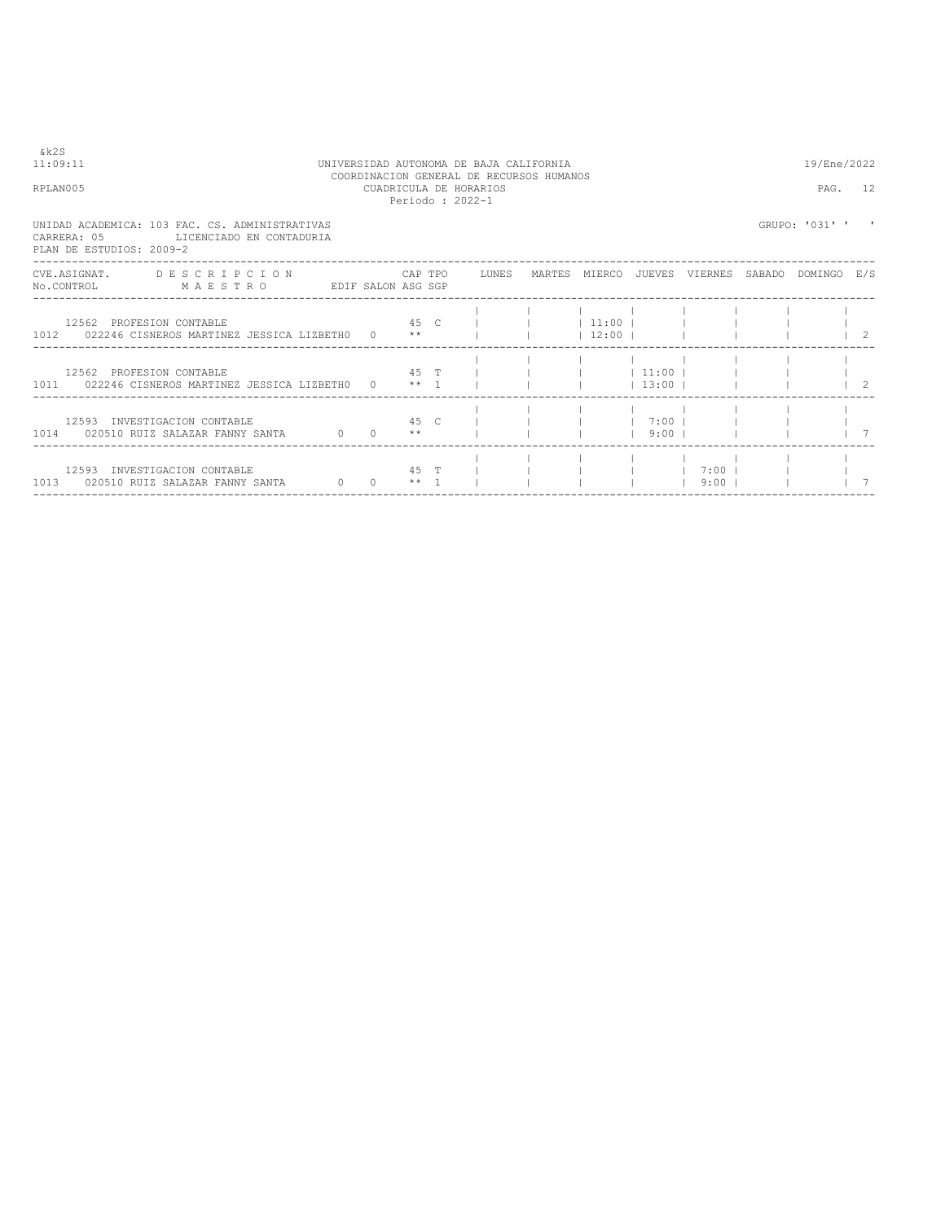&k2S
11:09:11 UNIVERSIDAD AUTONOMA DE BAJA CALIFORNIA 19/Ene/2022
COORDINACION GENERAL DE RECURSOS HUMANOS
RPLAN005 CUADRICULA DE HORARIOS PAG. 12
Periodo : 2022-1

UNIDAD ACADEMICA: 103 FAC. CS. ADMINISTRATIVAS GRUPO: '031' ' '
CARRERA: 05 LICENCIADO EN CONTADURIA
PLAN DE ESTUDIOS: 2009-2

| CVE.ASIGNAT. / No.CONTROL | DESCRIPCION / MAESTRO | EDIF | SALON | CAP / ASG | TPO / SGP | LUNES | MARTES | MIERCO | JUEVES | VIERNES | SABADO | DOMINGO | E/S |
|---|---|---|---|---|---|---|---|---|---|---|---|---|---|
| 12562 / 1012 | PROFESION CONTABLE / 022246 CISNEROS MARTINEZ JESSICA LIZBETH | 0 | 0 | 45 / ** | C | | | 11:00 / 12:00 | | | | | 2 |
| 12562 / 1011 | PROFESION CONTABLE / 022246 CISNEROS MARTINEZ JESSICA LIZBETH | 0 | 0 | 45 / ** | T / 1 | | | | 11:00 / 13:00 | | | | 2 |
| 12593 / 1014 | INVESTIGACION CONTABLE / 020510 RUIZ SALAZAR FANNY SANTA | 0 | 0 | 45 / ** | C | | | | 7:00 / 9:00 | | | | 7 |
| 12593 / 1013 | INVESTIGACION CONTABLE / 020510 RUIZ SALAZAR FANNY SANTA | 0 | 0 | 45 / ** | T / 1 | | | | | 7:00 / 9:00 | | | 7 |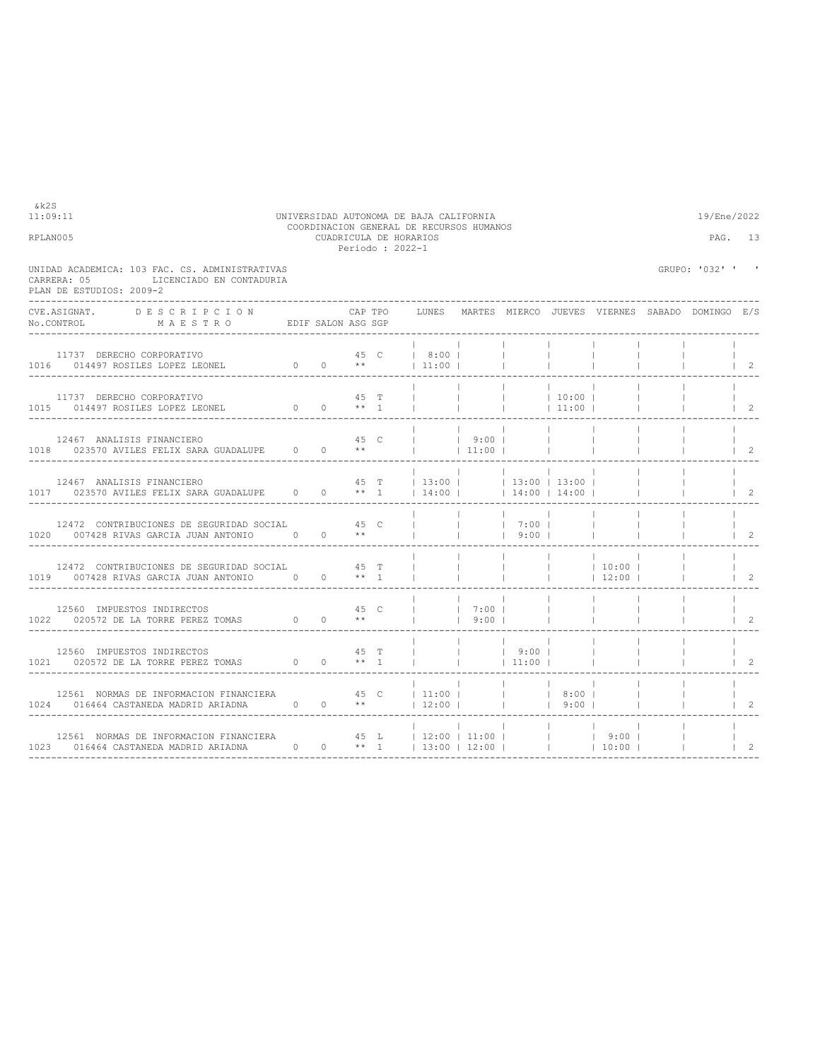&k2S
11:09:11

UNIVERSIDAD AUTONOMA DE BAJA CALIFORNIA
COORDINACION GENERAL DE RECURSOS HUMANOS
CUADRICULA DE HORARIOS
Periodo : 2022-1

19/Ene/2022

RPLAN005

UNIDAD ACADEMICA: 103 FAC. CS. ADMINISTRATIVAS
CARRERA: 05 LICENCIADO EN CONTADURIA
PLAN DE ESTUDIOS: 2009-2

GRUPO: '032' ' '

| CVE.ASIGNAT. / No.CONTROL | DESCRIPCION / MAESTRO | EDIF | SALON | CAP / ASG | TPO / SGP | LUNES | MARTES | MIERCO | JUEVES | VIERNES | SABADO | DOMINGO | E/S |
|---|---|---|---|---|---|---|---|---|---|---|---|---|---|
| 11737 / 1016 | DERECHO CORPORATIVO / 014497 ROSILES LOPEZ LEONEL | 0 | 0 | 45 ** | C | 8:00 11:00 | | | | | | | 2 |
| 11737 / 1015 | DERECHO CORPORATIVO / 014497 ROSILES LOPEZ LEONEL | 0 | 0 | 45 ** | T 1 | | | | 10:00 11:00 | | | | 2 |
| 12467 / 1018 | ANALISIS FINANCIERO / 023570 AVILES FELIX SARA GUADALUPE | 0 | 0 | 45 ** | C | | 9:00 11:00 | | | | | | 2 |
| 12467 / 1017 | ANALISIS FINANCIERO / 023570 AVILES FELIX SARA GUADALUPE | 0 | 0 | 45 ** | T 1 | 13:00 14:00 | | 13:00 14:00 | 13:00 14:00 | | | | 2 |
| 12472 / 1020 | CONTRIBUCIONES DE SEGURIDAD SOCIAL / 007428 RIVAS GARCIA JUAN ANTONIO | 0 | 0 | 45 ** | C | | | 7:00 9:00 | | | | | 2 |
| 12472 / 1019 | CONTRIBUCIONES DE SEGURIDAD SOCIAL / 007428 RIVAS GARCIA JUAN ANTONIO | 0 | 0 | 45 ** | T 1 | | | | | 10:00 12:00 | | | 2 |
| 12560 / 1022 | IMPUESTOS INDIRECTOS / 020572 DE LA TORRE PEREZ TOMAS | 0 | 0 | 45 ** | C | | 7:00 9:00 | | | | | | 2 |
| 12560 / 1021 | IMPUESTOS INDIRECTOS / 020572 DE LA TORRE PEREZ TOMAS | 0 | 0 | 45 ** | T 1 | | | 9:00 11:00 | | | | | 2 |
| 12561 / 1024 | NORMAS DE INFORMACION FINANCIERA / 016464 CASTANEDA MADRID ARIADNA | 0 | 0 | 45 ** | C | 11:00 12:00 | | | 8:00 9:00 | | | | 2 |
| 12561 / 1023 | NORMAS DE INFORMACION FINANCIERA / 016464 CASTANEDA MADRID ARIADNA | 0 | 0 | 45 ** | L 1 | 12:00 13:00 | 11:00 12:00 | | | 9:00 10:00 | | | 2 |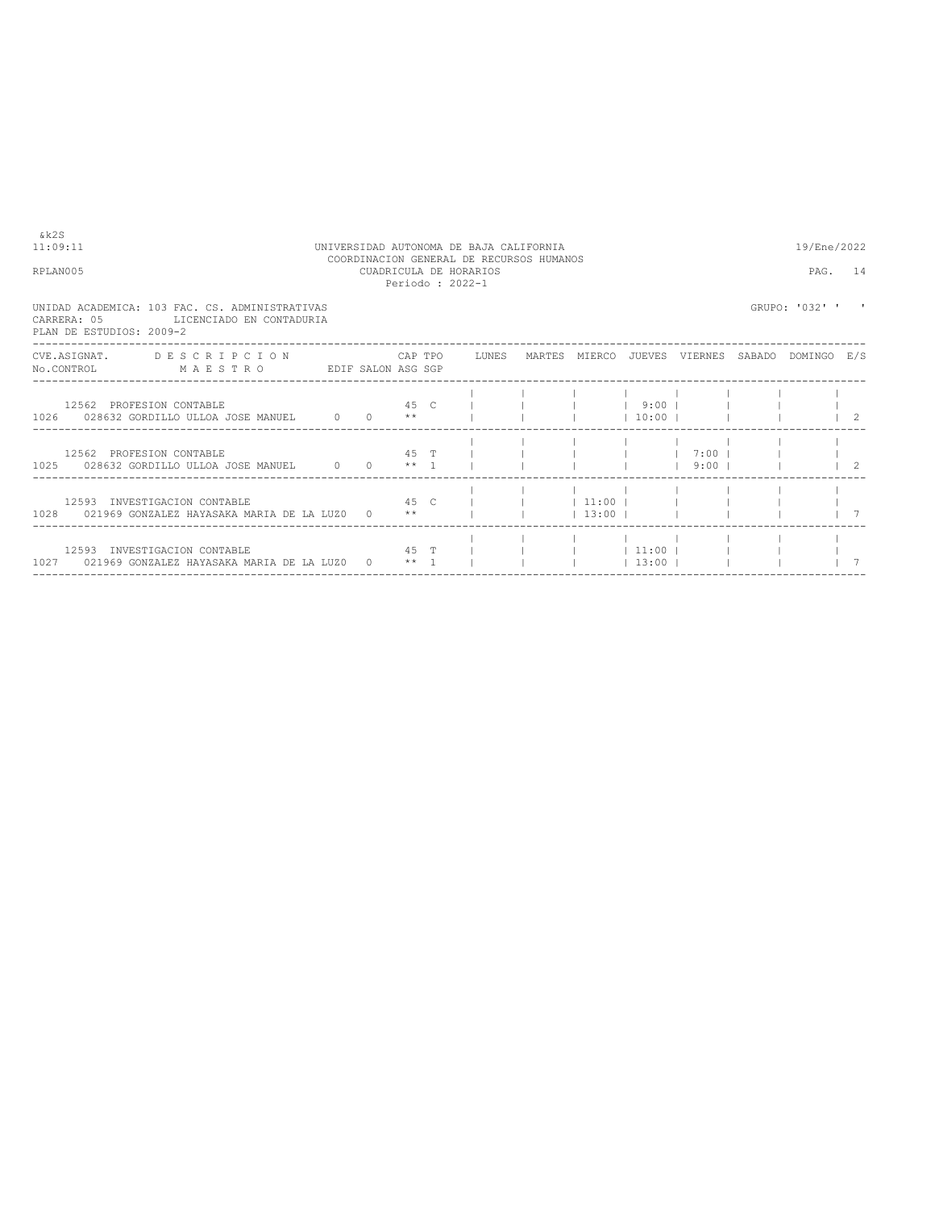&k2S

11:09:11 UNIVERSIDAD AUTONOMA DE BAJA CALIFORNIA 19/Ene/2022

COORDINACION GENERAL DE RECURSOS HUMANOS

RPLAN005 CUADRICULA DE HORARIOS PAG. 14

Periodo : 2022-1

UNIDAD ACADEMICA: 103 FAC. CS. ADMINISTRATIVAS GRUPO: '032' ' '

CARRERA: 05 LICENCIADO EN CONTADURIA

PLAN DE ESTUDIOS: 2009-2

| CVE.ASIGNAT. / No.CONTROL | DESCRIPCION / MAESTRO | EDIF | SALON | CAP / ASG | TPO / SGP | LUNES | MARTES | MIERCO | JUEVES | VIERNES | SABADO | DOMINGO | E/S |
|---|---|---|---|---|---|---|---|---|---|---|---|---|---|
| 12562 / 1026 | PROFESION CONTABLE / 028632 GORDILLO ULLOA JOSE MANUEL | 0 | 0 | 45 / ** | C | | | | 9:00 / 10:00 | | | | 2 |
| 12562 / 1025 | PROFESION CONTABLE / 028632 GORDILLO ULLOA JOSE MANUEL | 0 | 0 | 45 / ** | T / 1 | | | | | 7:00 / 9:00 | | | 2 |
| 12593 / 1028 | INVESTIGACION CONTABLE / 021969 GONZALEZ HAYASAKA MARIA DE LA LUZ | 0 | 0 | 45 / ** | C | | | 11:00 / 13:00 | | | | | 7 |
| 12593 / 1027 | INVESTIGACION CONTABLE / 021969 GONZALEZ HAYASAKA MARIA DE LA LUZ | 0 | 0 | 45 / ** | T / 1 | | | | 11:00 / 13:00 | | | | 7 |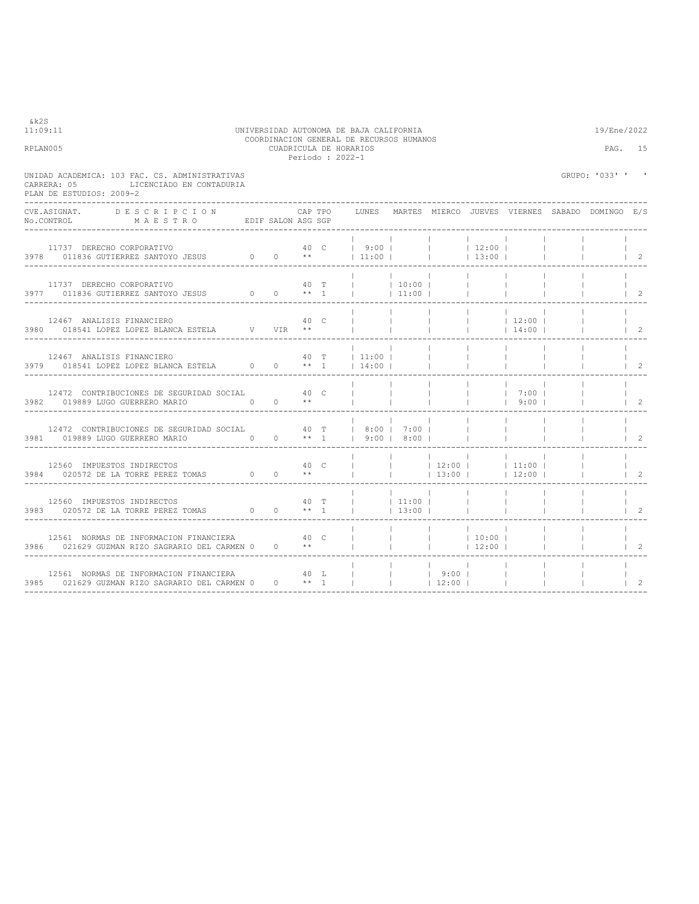UNIVERSIDAD AUTONOMA DE BAJA CALIFORNIA
COORDINACION GENERAL DE RECURSOS HUMANOS
CUADRICULA DE HORARIOS
Periodo : 2022-1

&k2S
11:09:11
RPLAN005
19/Ene/2022

UNIDAD ACADEMICA: 103 FAC. CS. ADMINISTRATIVAS
CARRERA: 05 LICENCIADO EN CONTADURIA
PLAN DE ESTUDIOS: 2009-2

GRUPO: '033' ' '

| CVE.ASIGNAT. No.CONTROL | DESCRIPCION MAESTRO | EDIF | SALON | CAP ASG | TPO SGP | LUNES | MARTES | MIERCO | JUEVES | VIERNES | SABADO | DOMINGO | E/S |
|---|---|---|---|---|---|---|---|---|---|---|---|---|---|
| 11737 / 3978 | DERECHO CORPORATIVO / 011836 GUTIERREZ SANTOYO JESUS | 0 | 0 | 40 ** | C | 9:00 11:00 | | | 12:00 13:00 | | | | 2 |
| 11737 / 3977 | DERECHO CORPORATIVO / 011836 GUTIERREZ SANTOYO JESUS | 0 | 0 | 40 ** | T 1 | | 10:00 11:00 | | | | | | 2 |
| 12467 / 3980 | ANALISIS FINANCIERO / 018541 LOPEZ LOPEZ BLANCA ESTELA | V | VIR | 40 ** | C | | | | | 12:00 14:00 | | | 2 |
| 12467 / 3979 | ANALISIS FINANCIERO / 018541 LOPEZ LOPEZ BLANCA ESTELA | 0 | 0 | 40 ** | T 1 | 11:00 14:00 | | | | | | | 2 |
| 12472 / 3982 | CONTRIBUCIONES DE SEGURIDAD SOCIAL / 019889 LUGO GUERRERO MARIO | 0 | 0 | 40 ** | C | | | | | 7:00 9:00 | | | 2 |
| 12472 / 3981 | CONTRIBUCIONES DE SEGURIDAD SOCIAL / 019889 LUGO GUERRERO MARIO | 0 | 0 | 40 ** | T 1 | 8:00 9:00 | 7:00 8:00 | | | | | | 2 |
| 12560 / 3984 | IMPUESTOS INDIRECTOS / 020572 DE LA TORRE PEREZ TOMAS | 0 | 0 | 40 ** | C | | | 12:00 13:00 | | 11:00 12:00 | | | 2 |
| 12560 / 3983 | IMPUESTOS INDIRECTOS / 020572 DE LA TORRE PEREZ TOMAS | 0 | 0 | 40 ** | T 1 | | 11:00 13:00 | | | | | | 2 |
| 12561 / 3986 | NORMAS DE INFORMACION FINANCIERA / 021629 GUZMAN RIZO SAGRARIO DEL CARMEN | 0 | 0 | 40 ** | C | | | | 10:00 12:00 | | | | 2 |
| 12561 / 3985 | NORMAS DE INFORMACION FINANCIERA / 021629 GUZMAN RIZO SAGRARIO DEL CARMEN | 0 | 0 | 40 ** | L 1 | | | 9:00 12:00 | | | | | 2 |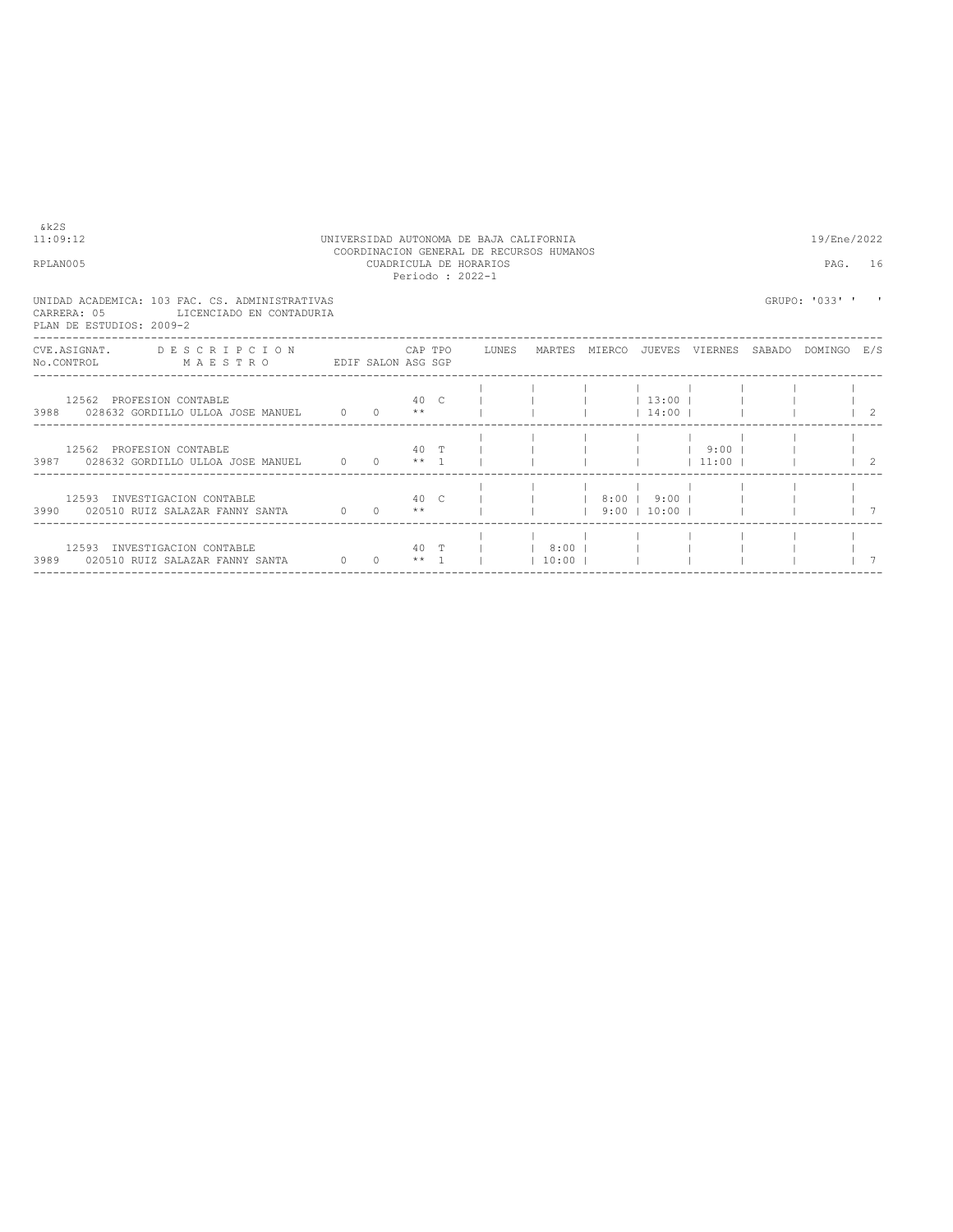&k2S

UNIVERSIDAD AUTONOMA DE BAJA CALIFORNIA
COORDINACION GENERAL DE RECURSOS HUMANOS
CUADRICULA DE HORARIOS
Periodo : 2022-1

11:09:12 — 19/Ene/2022

RPLAN005

UNIDAD ACADEMICA: 103 FAC. CS. ADMINISTRATIVAS
CARRERA: 05 LICENCIADO EN CONTADURIA
PLAN DE ESTUDIOS: 2009-2

GRUPO: '033' ' '

| CVE.ASIGNAT. / No.CONTROL | DESCRIPCION / MAESTRO | EDIF | SALON | CAP / ASG | TPO / SGP | LUNES | MARTES | MIERCO | JUEVES | VIERNES | SABADO | DOMINGO | E/S |
|---|---|---|---|---|---|---|---|---|---|---|---|---|---|
| 12562 / 3988 | PROFESION CONTABLE / 028632 GORDILLO ULLOA JOSE MANUEL | 0 | 0 | 40 / ** | C | | | | 13:00 - 14:00 | | | | 2 |
| 12562 / 3987 | PROFESION CONTABLE / 028632 GORDILLO ULLOA JOSE MANUEL | 0 | 0 | 40 / ** | T / 1 | | | | | 9:00 - 11:00 | | | 2 |
| 12593 / 3990 | INVESTIGACION CONTABLE / 020510 RUIZ SALAZAR FANNY SANTA | 0 | 0 | 40 / ** | C | | | 8:00 - 9:00 | 9:00 - 10:00 | | | | 7 |
| 12593 / 3989 | INVESTIGACION CONTABLE / 020510 RUIZ SALAZAR FANNY SANTA | 0 | 0 | 40 / ** | T / 1 | | 8:00 - 10:00 | | | | | | 7 |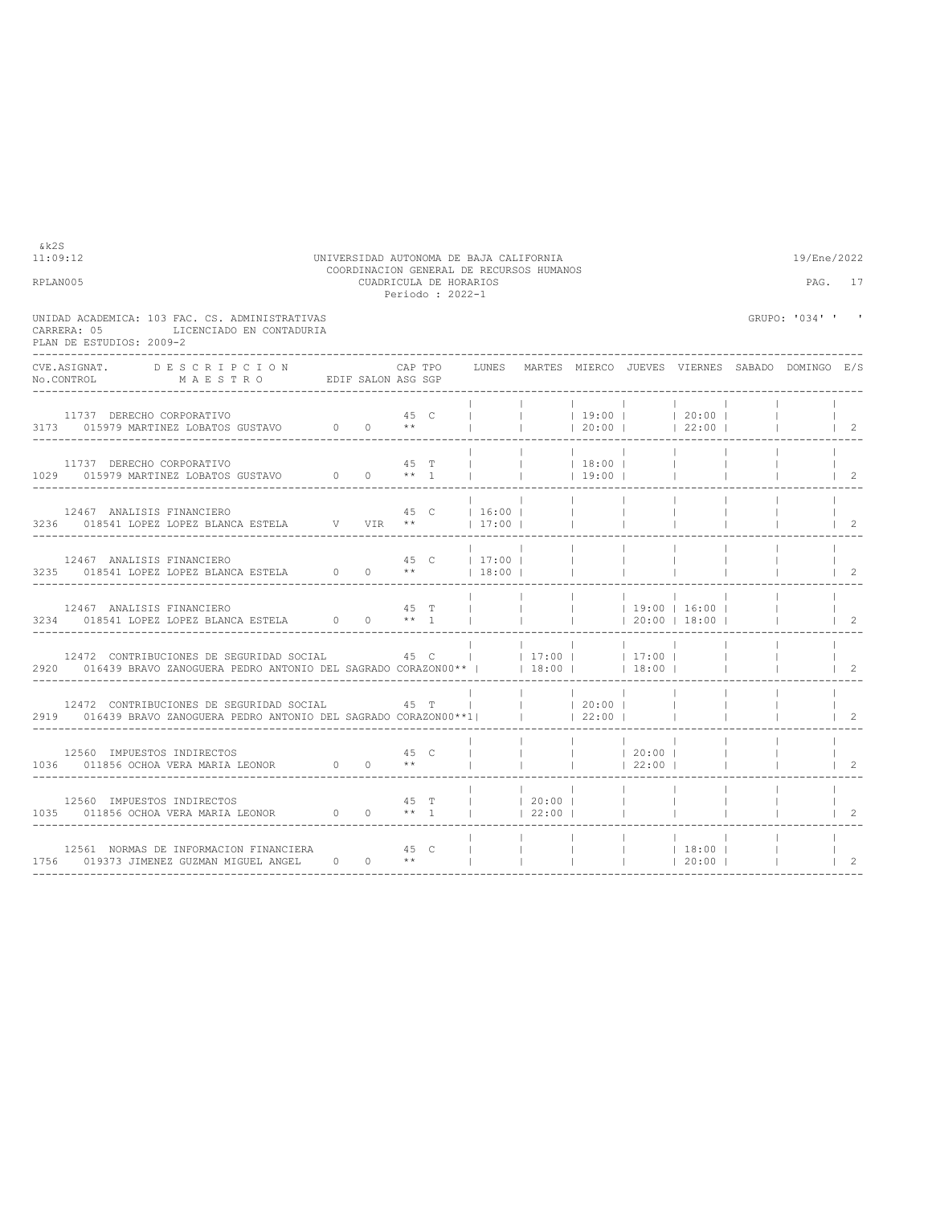UNIVERSIDAD AUTONOMA DE BAJA CALIFORNIA
COORDINACION GENERAL DE RECURSOS HUMANOS
CUADRICULA DE HORARIOS
Periodo : 2022-1

UNIDAD ACADEMICA: 103 FAC. CS. ADMINISTRATIVAS
CARRERA: 05 LICENCIADO EN CONTADURIA
PLAN DE ESTUDIOS: 2009-2

GRUPO: '034' ' '

| CVE.ASIGNAT. No.CONTROL | DESCRIPCION MAESTRO | EDIF | SALON | CAP ASG | TPO SGP | LUNES | MARTES | MIERCO | JUEVES | VIERNES | SABADO | DOMINGO | E/S |
|---|---|---|---|---|---|---|---|---|---|---|---|---|---|
| 11737 3173 | DERECHO CORPORATIVO 015979 MARTINEZ LOBATOS GUSTAVO | 0 | 0 | 45 ** | C | | | 19:00 20:00 | | 20:00 22:00 | | | 2 |
| 11737 1029 | DERECHO CORPORATIVO 015979 MARTINEZ LOBATOS GUSTAVO | 0 | 0 | 45 ** | T 1 | | | 18:00 19:00 | | | | | 2 |
| 12467 3236 | ANALISIS FINANCIERO 018541 LOPEZ LOPEZ BLANCA ESTELA | V | VIR | 45 ** | C | 16:00 17:00 | | | | | | | 2 |
| 12467 3235 | ANALISIS FINANCIERO 018541 LOPEZ LOPEZ BLANCA ESTELA | 0 | 0 | 45 ** | C | 17:00 18:00 | | | | | | | 2 |
| 12467 3234 | ANALISIS FINANCIERO 018541 LOPEZ LOPEZ BLANCA ESTELA | 0 | 0 | 45 ** | T 1 | | | | 19:00 20:00 | 16:00 18:00 | | | 2 |
| 12472 2920 | CONTRIBUCIONES DE SEGURIDAD SOCIAL 016439 BRAVO ZANOGUERA PEDRO ANTONIO DEL SAGRADO CORAZON | 0 | 0 | 45 ** | C | | 17:00 18:00 | | 17:00 18:00 | | | | 2 |
| 12472 2919 | CONTRIBUCIONES DE SEGURIDAD SOCIAL 016439 BRAVO ZANOGUERA PEDRO ANTONIO DEL SAGRADO CORAZON | 0 | 0 | 45 ** | T 1 | | | 20:00 22:00 | | | | | 2 |
| 12560 1036 | IMPUESTOS INDIRECTOS 011856 OCHOA VERA MARIA LEONOR | 0 | 0 | 45 ** | C | | | | 20:00 22:00 | | | | 2 |
| 12560 1035 | IMPUESTOS INDIRECTOS 011856 OCHOA VERA MARIA LEONOR | 0 | 0 | 45 ** | T 1 | | 20:00 22:00 | | | | | | 2 |
| 12561 1756 | NORMAS DE INFORMACION FINANCIERA 019373 JIMENEZ GUZMAN MIGUEL ANGEL | 0 | 0 | 45 ** | C | | | | | 18:00 20:00 | | | 2 |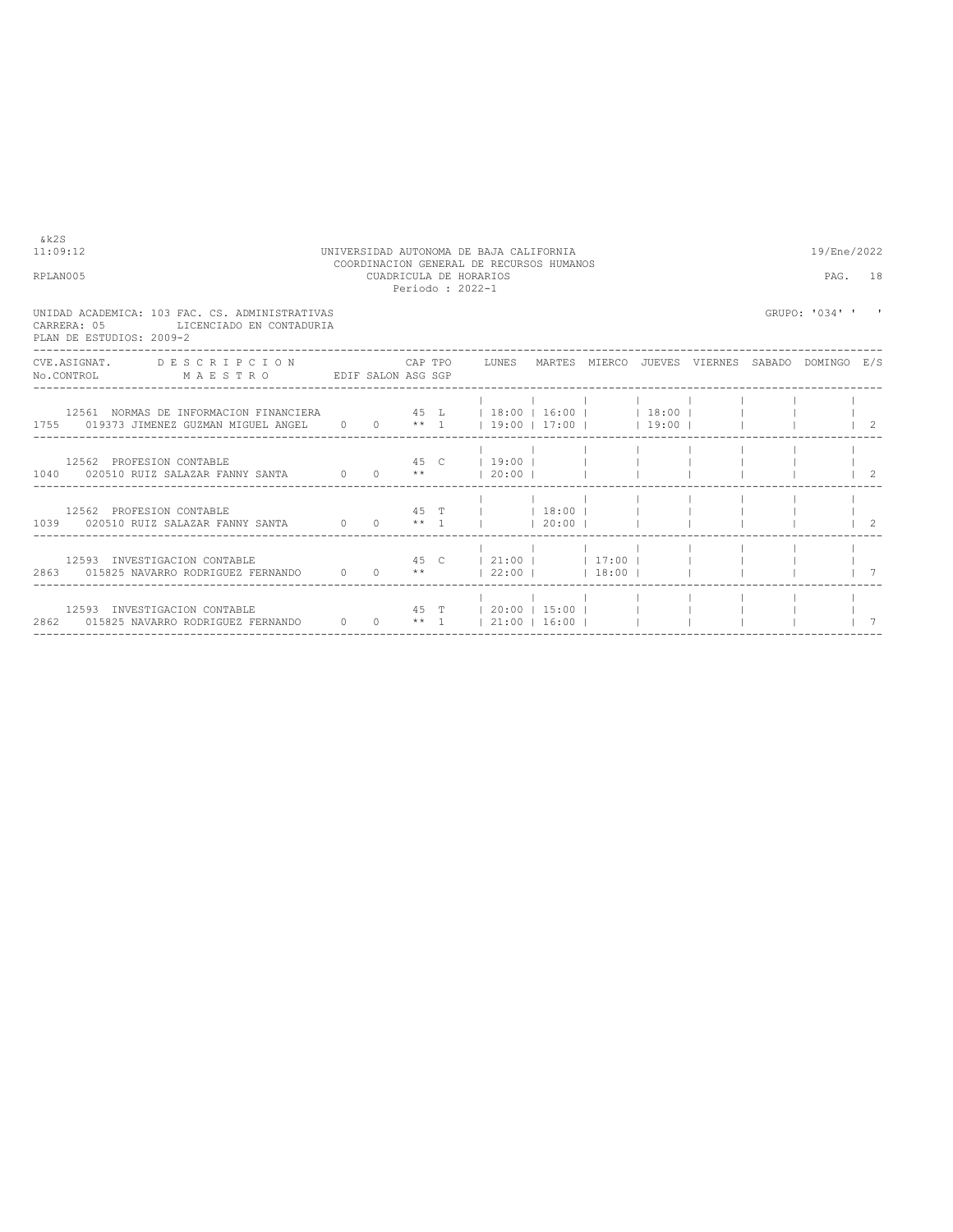&k2S
11:09:12 UNIVERSIDAD AUTONOMA DE BAJA CALIFORNIA 19/Ene/2022
COORDINACION GENERAL DE RECURSOS HUMANOS
RPLAN005 CUADRICULA DE HORARIOS PAG. 18
Periodo : 2022-1

UNIDAD ACADEMICA: 103 FAC. CS. ADMINISTRATIVAS GRUPO: '034' ' '
CARRERA: 05 LICENCIADO EN CONTADURIA
PLAN DE ESTUDIOS: 2009-2

| CVE.ASIGNAT. / No.CONTROL | DESCRIPCION / MAESTRO | EDIF | SALON | CAP ASG | TPO SGP | LUNES | MARTES | MIERCO | JUEVES | VIERNES | SABADO | DOMINGO | E/S |
|---|---|---|---|---|---|---|---|---|---|---|---|---|---|
| 12561 / 1755 | NORMAS DE INFORMACION FINANCIERA / 019373 JIMENEZ GUZMAN MIGUEL ANGEL | 0 | 0 | 45 / ** | L / 1 | 18:00 / 19:00 | 16:00 / 17:00 | | 18:00 / 19:00 | | | | 2 |
| 12562 / 1040 | PROFESION CONTABLE / 020510 RUIZ SALAZAR FANNY SANTA | 0 | 0 | 45 / ** | C | 19:00 / 20:00 | | | | | | | 2 |
| 12562 / 1039 | PROFESION CONTABLE / 020510 RUIZ SALAZAR FANNY SANTA | 0 | 0 | 45 / ** | T / 1 | | 18:00 / 20:00 | | | | | | 2 |
| 12593 / 2863 | INVESTIGACION CONTABLE / 015825 NAVARRO RODRIGUEZ FERNANDO | 0 | 0 | 45 / ** | C | 21:00 / 22:00 | | 17:00 / 18:00 | | | | | 7 |
| 12593 / 2862 | INVESTIGACION CONTABLE / 015825 NAVARRO RODRIGUEZ FERNANDO | 0 | 0 | 45 / ** | T / 1 | 20:00 / 21:00 | 15:00 / 16:00 | | | | | | 7 |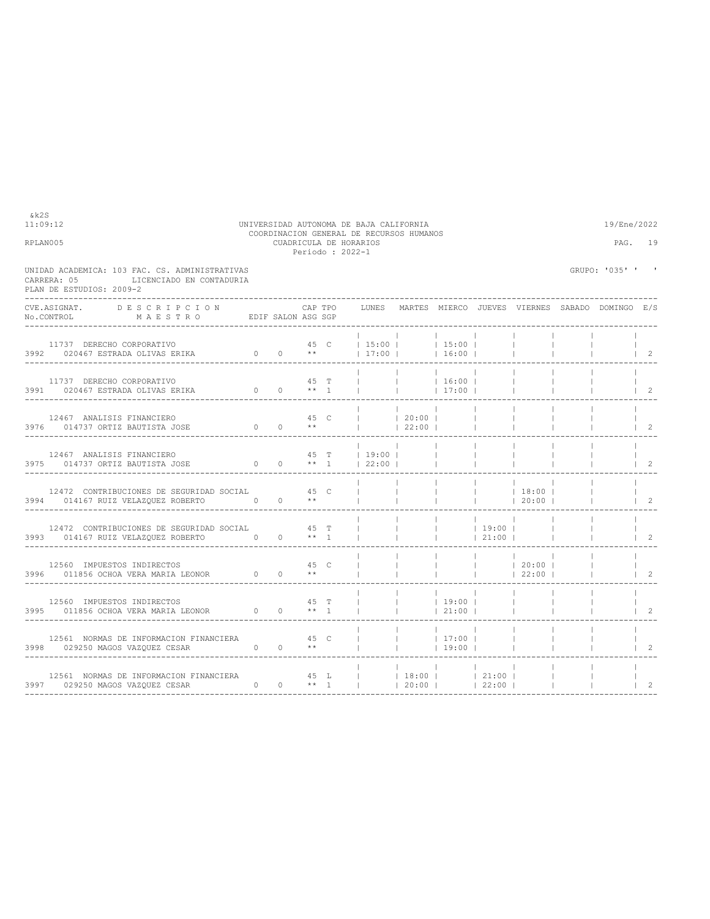&k2S

UNIVERSIDAD AUTONOMA DE BAJA CALIFORNIA
COORDINACION GENERAL DE RECURSOS HUMANOS
CUADRICULA DE HORARIOS
Periodo : 2022-1

11:09:12 — 19/Ene/2022

RPLAN005

UNIDAD ACADEMICA: 103 FAC. CS. ADMINISTRATIVAS
CARRERA: 05 LICENCIADO EN CONTADURIA
PLAN DE ESTUDIOS: 2009-2

GRUPO: '035' ' '

| CVE.ASIGNAT. No.CONTROL | DESCRIPCION MAESTRO | EDIF | SALON | CAP ASG | TPO SGP | LUNES | MARTES | MIERCO | JUEVES | VIERNES | SABADO | DOMINGO | E/S |
|---|---|---|---|---|---|---|---|---|---|---|---|---|---|
| 11737 3992 | DERECHO CORPORATIVO 020467 ESTRADA OLIVAS ERIKA | 0 | 0 | 45 ** | C | 15:00 17:00 | | 15:00 16:00 | | | | | 2 |
| 11737 3991 | DERECHO CORPORATIVO 020467 ESTRADA OLIVAS ERIKA | 0 | 0 | 45 ** | T 1 | | | 16:00 17:00 | | | | | 2 |
| 12467 3976 | ANALISIS FINANCIERO 014737 ORTIZ BAUTISTA JOSE | 0 | 0 | 45 ** | C | | 20:00 22:00 | | | | | | 2 |
| 12467 3975 | ANALISIS FINANCIERO 014737 ORTIZ BAUTISTA JOSE | 0 | 0 | 45 ** | T 1 | 19:00 22:00 | | | | | | | 2 |
| 12472 3994 | CONTRIBUCIONES DE SEGURIDAD SOCIAL 014167 RUIZ VELAZQUEZ ROBERTO | 0 | 0 | 45 ** | C | | | | | 18:00 20:00 | | | 2 |
| 12472 3993 | CONTRIBUCIONES DE SEGURIDAD SOCIAL 014167 RUIZ VELAZQUEZ ROBERTO | 0 | 0 | 45 ** | T 1 | | | | 19:00 21:00 | | | | 2 |
| 12560 3996 | IMPUESTOS INDIRECTOS 011856 OCHOA VERA MARIA LEONOR | 0 | 0 | 45 ** | C | | | | | 20:00 22:00 | | | 2 |
| 12560 3995 | IMPUESTOS INDIRECTOS 011856 OCHOA VERA MARIA LEONOR | 0 | 0 | 45 ** | T 1 | | | 19:00 21:00 | | | | | 2 |
| 12561 3998 | NORMAS DE INFORMACION FINANCIERA 029250 MAGOS VAZQUEZ CESAR | 0 | 0 | 45 ** | C | | | 17:00 19:00 | | | | | 2 |
| 12561 3997 | NORMAS DE INFORMACION FINANCIERA 029250 MAGOS VAZQUEZ CESAR | 0 | 0 | 45 ** | L 1 | | 18:00 20:00 | | 21:00 22:00 | | | | 2 |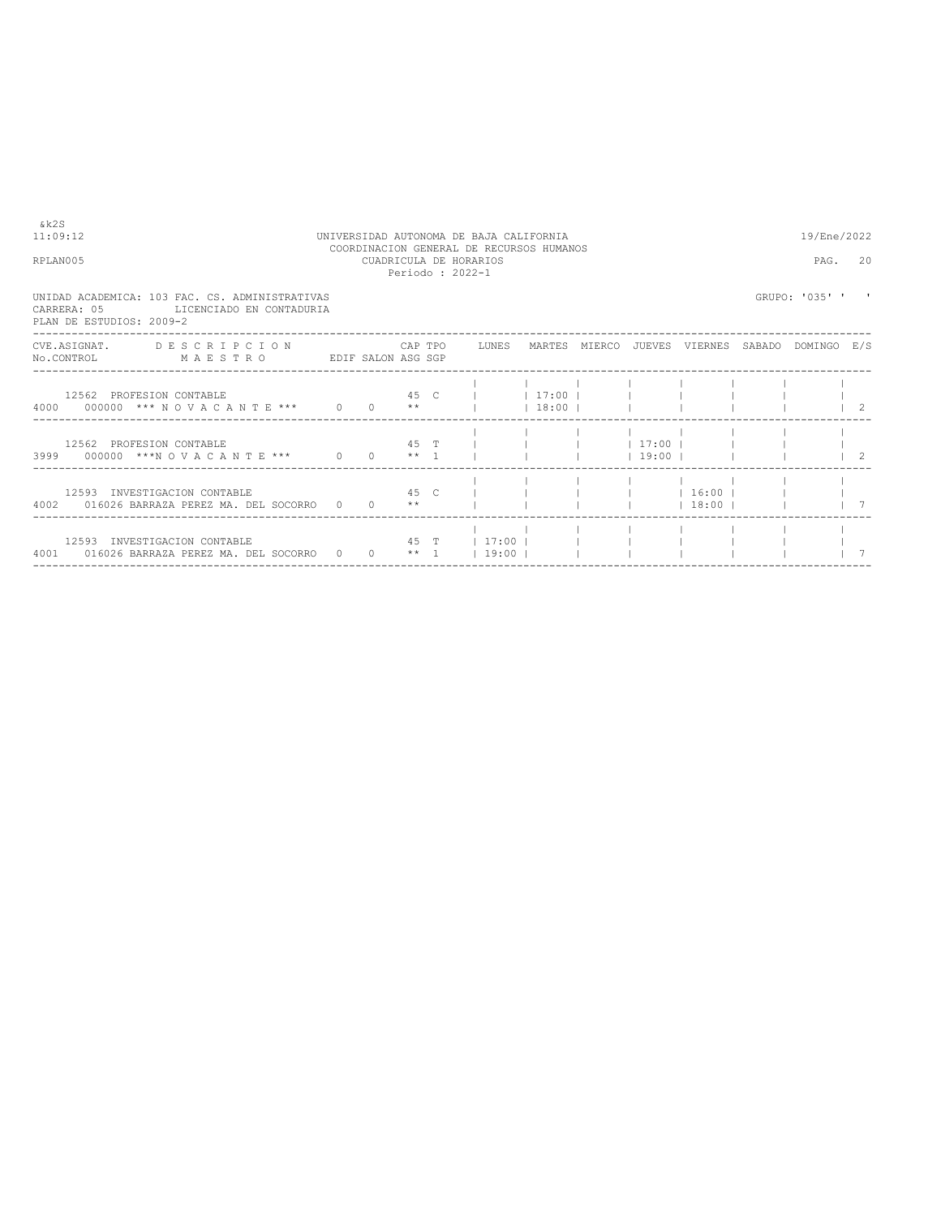UNIVERSIDAD AUTONOMA DE BAJA CALIFORNIA
COORDINACION GENERAL DE RECURSOS HUMANOS
CUADRICULA DE HORARIOS
Periodo : 2022-1

&k2S
11:09:12 — 19/Ene/2022
RPLAN005

UNIDAD ACADEMICA: 103 FAC. CS. ADMINISTRATIVAS — GRUPO: '035' ' '
CARRERA: 05 LICENCIADO EN CONTADURIA
PLAN DE ESTUDIOS: 2009-2

| CVE.ASIGNAT. / No.CONTROL | D E S C R I P C I O N / M A E S T R O | EDIF | SALON | CAP / ASG | TPO / SGP | LUNES | MARTES | MIERCO | JUEVES | VIERNES | SABADO | DOMINGO | E/S |
|---|---|---|---|---|---|---|---|---|---|---|---|---|---|
| 12562 / 4000 | PROFESION CONTABLE / 000000 *** N O V A C A N T E *** | 0 | 0 | 45 / ** | C | | 17:00 / 18:00 | | | | | | 2 |
| 12562 / 3999 | PROFESION CONTABLE / 000000 ***N O V A C A N T E *** | 0 | 0 | 45 / ** | T / 1 | | | | 17:00 / 19:00 | | | | 2 |
| 12593 / 4002 | INVESTIGACION CONTABLE / 016026 BARRAZA PEREZ MA. DEL SOCORRO | 0 | 0 | 45 / ** | C | | | | | 16:00 / 18:00 | | | 7 |
| 12593 / 4001 | INVESTIGACION CONTABLE / 016026 BARRAZA PEREZ MA. DEL SOCORRO | 0 | 0 | 45 / ** | T / 1 | 17:00 / 19:00 | | | | | | | 7 |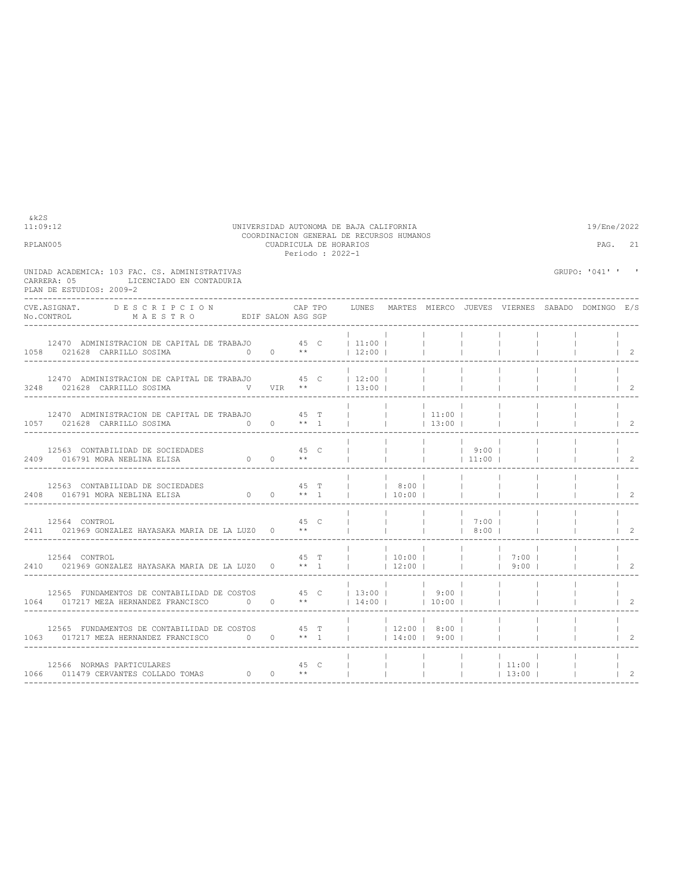&k2S
11:09:12

UNIVERSIDAD AUTONOMA DE BAJA CALIFORNIA
COORDINACION GENERAL DE RECURSOS HUMANOS
CUADRICULA DE HORARIOS
Periodo : 2022-1

19/Ene/2022

RPLAN005

UNIDAD ACADEMICA: 103 FAC. CS. ADMINISTRATIVAS
CARRERA: 05 LICENCIADO EN CONTADURIA
PLAN DE ESTUDIOS: 2009-2

GRUPO: '041' ' '

| CVE.ASIGNAT. No.CONTROL | DESCRIPCION MAESTRO | EDIF | SALON | CAP ASG | TPO SGP | LUNES | MARTES | MIERCO | JUEVES | VIERNES | SABADO | DOMINGO | E/S |
|---|---|---|---|---|---|---|---|---|---|---|---|---|---|
| 12470 1058 | ADMINISTRACION DE CAPITAL DE TRABAJO 021628 CARRILLO SOSIMA | 0 | 0 | 45 ** | C | 11:00 12:00 | | | | | | | 2 |
| 12470 3248 | ADMINISTRACION DE CAPITAL DE TRABAJO 021628 CARRILLO SOSIMA | V | VIR | 45 ** | C | 12:00 13:00 | | | | | | | 2 |
| 12470 1057 | ADMINISTRACION DE CAPITAL DE TRABAJO 021628 CARRILLO SOSIMA | 0 | 0 | 45 ** | T 1 | | | 11:00 13:00 | | | | | 2 |
| 12563 2409 | CONTABILIDAD DE SOCIEDADES 016791 MORA NEBLINA ELISA | 0 | 0 | 45 ** | C | | | | 9:00 11:00 | | | | 2 |
| 12563 2408 | CONTABILIDAD DE SOCIEDADES 016791 MORA NEBLINA ELISA | 0 | 0 | 45 ** | T 1 | | 8:00 10:00 | | | | | | 2 |
| 12564 2411 | CONTROL 021969 GONZALEZ HAYASAKA MARIA DE LA LUZ | 0 | 0 | 45 ** | C | | | | 7:00 8:00 | | | | 2 |
| 12564 2410 | CONTROL 021969 GONZALEZ HAYASAKA MARIA DE LA LUZ | 0 | 0 | 45 ** | T 1 | | 10:00 12:00 | | | 7:00 9:00 | | | 2 |
| 12565 1064 | FUNDAMENTOS DE CONTABILIDAD DE COSTOS 017217 MEZA HERNANDEZ FRANCISCO | 0 | 0 | 45 ** | C | 13:00 14:00 | | 9:00 10:00 | | | | | 2 |
| 12565 1063 | FUNDAMENTOS DE CONTABILIDAD DE COSTOS 017217 MEZA HERNANDEZ FRANCISCO | 0 | 0 | 45 ** | T 1 | | 12:00 14:00 | 8:00 9:00 | | | | | 2 |
| 12566 1066 | NORMAS PARTICULARES 011479 CERVANTES COLLADO TOMAS | 0 | 0 | 45 ** | C | | | | | 11:00 13:00 | | | 2 |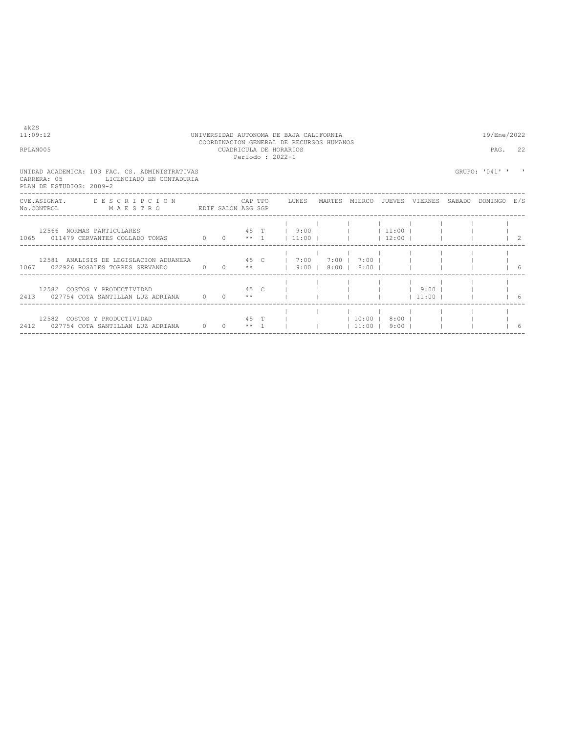&k2S
11:09:12

UNIVERSIDAD AUTONOMA DE BAJA CALIFORNIA
COORDINACION GENERAL DE RECURSOS HUMANOS
CUADRICULA DE HORARIOS
Periodo : 2022-1

19/Ene/2022

RPLAN005

UNIDAD ACADEMICA: 103 FAC. CS. ADMINISTRATIVAS
CARRERA: 05 LICENCIADO EN CONTADURIA
PLAN DE ESTUDIOS: 2009-2

GRUPO: '041' ' '

| CVE.ASIGNAT. No.CONTROL | DESCRIPCION MAESTRO | EDIF | SALON | CAP ASG | TPO SGP | LUNES | MARTES | MIERCO | JUEVES | VIERNES | SABADO | DOMINGO | E/S |
|---|---|---|---|---|---|---|---|---|---|---|---|---|---|
| 12566<br>1065 | NORMAS PARTICULARES<br>011479 CERVANTES COLLADO TOMAS | 0 | 0 | 45<br>** | T<br>1 | 9:00<br>11:00 | | | 11:00<br>12:00 | | | | 2 |
| 12581<br>1067 | ANALISIS DE LEGISLACION ADUANERA<br>022926 ROSALES TORRES SERVANDO | 0 | 0 | 45<br>** | C | 7:00<br>9:00 | 7:00<br>8:00 | 7:00<br>8:00 | | | | | 6 |
| 12582<br>2413 | COSTOS Y PRODUCTIVIDAD<br>027754 COTA SANTILLAN LUZ ADRIANA | 0 | 0 | 45<br>** | C | | | | | 9:00<br>11:00 | | | 6 |
| 12582<br>2412 | COSTOS Y PRODUCTIVIDAD<br>027754 COTA SANTILLAN LUZ ADRIANA | 0 | 0 | 45<br>** | T<br>1 | | | 10:00<br>11:00 | 8:00<br>9:00 | | | | 6 |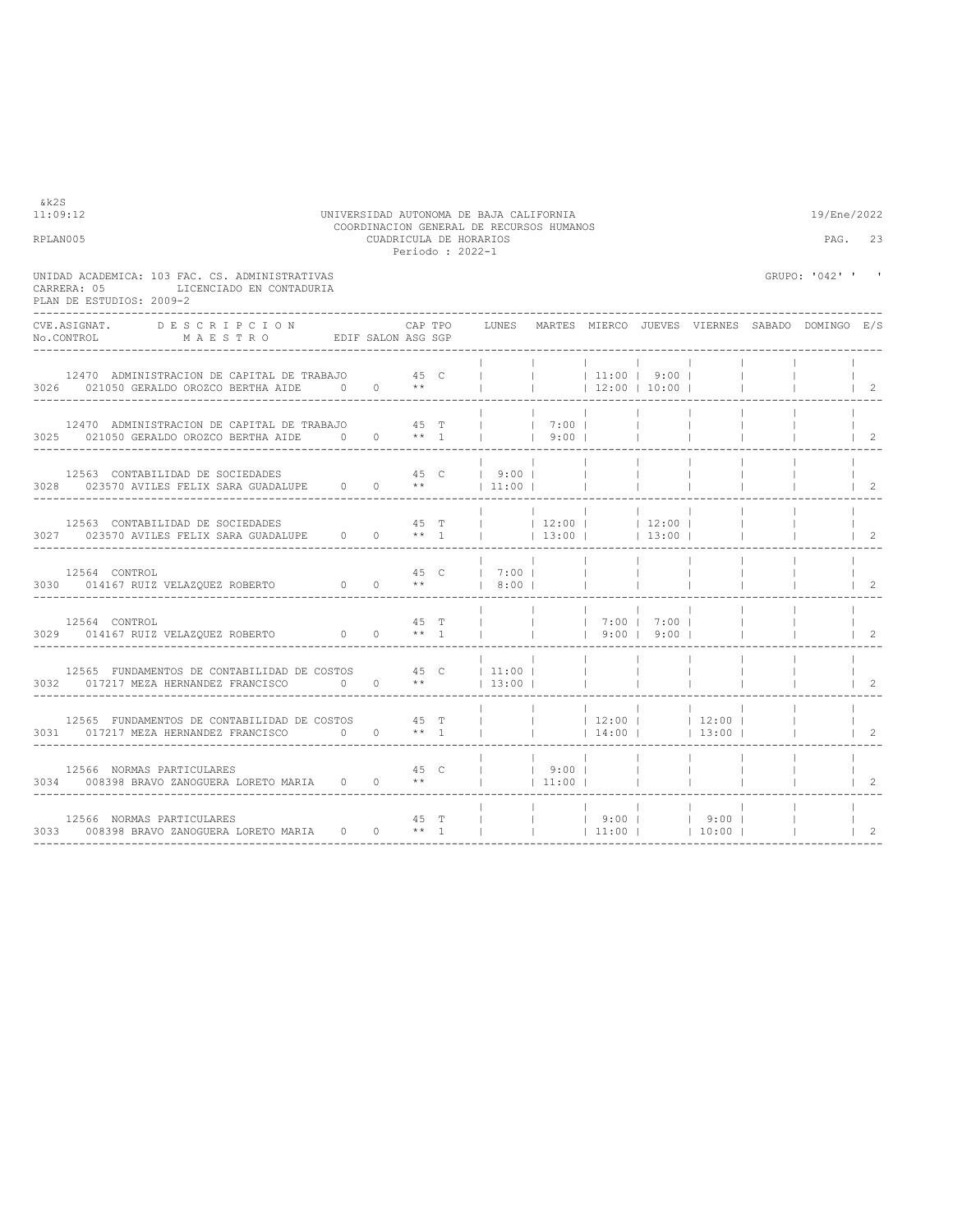UNIVERSIDAD AUTONOMA DE BAJA CALIFORNIA
COORDINACION GENERAL DE RECURSOS HUMANOS
CUADRICULA DE HORARIOS
Periodo : 2022-1

&k2S
11:09:12
RPLAN005
19/Ene/2022

UNIDAD ACADEMICA: 103 FAC. CS. ADMINISTRATIVAS
CARRERA: 05 LICENCIADO EN CONTADURIA
PLAN DE ESTUDIOS: 2009-2

GRUPO: '042' ' '

| CVE.ASIGNAT. / No.CONTROL | DESCRIPCION / MAESTRO | EDIF | SALON | CAP / ASG | TPO / SGP | LUNES | MARTES | MIERCO | JUEVES | VIERNES | SABADO | DOMINGO | E/S |
|---|---|---|---|---|---|---|---|---|---|---|---|---|---|
| 12470 / 3026 | ADMINISTRACION DE CAPITAL DE TRABAJO / 021050 GERALDO OROZCO BERTHA AIDE | 0 | 0 | 45 / ** | C | | | 11:00 / 12:00 | 9:00 / 10:00 | | | | 2 |
| 12470 / 3025 | ADMINISTRACION DE CAPITAL DE TRABAJO / 021050 GERALDO OROZCO BERTHA AIDE | 0 | 0 | 45 / ** | T / 1 | | 7:00 / 9:00 | | | | | | 2 |
| 12563 / 3028 | CONTABILIDAD DE SOCIEDADES / 023570 AVILES FELIX SARA GUADALUPE | 0 | 0 | 45 / ** | C | 9:00 / 11:00 | | | | | | | 2 |
| 12563 / 3027 | CONTABILIDAD DE SOCIEDADES / 023570 AVILES FELIX SARA GUADALUPE | 0 | 0 | 45 / ** | T / 1 | | 12:00 / 13:00 | | 12:00 / 13:00 | | | | 2 |
| 12564 / 3030 | CONTROL / 014167 RUIZ VELAZQUEZ ROBERTO | 0 | 0 | 45 / ** | C | 7:00 / 8:00 | | | | | | | 2 |
| 12564 / 3029 | CONTROL / 014167 RUIZ VELAZQUEZ ROBERTO | 0 | 0 | 45 / ** | T / 1 | | | 7:00 / 9:00 | 7:00 / 9:00 | | | | 2 |
| 12565 / 3032 | FUNDAMENTOS DE CONTABILIDAD DE COSTOS / 017217 MEZA HERNANDEZ FRANCISCO | 0 | 0 | 45 / ** | C | 11:00 / 13:00 | | | | | | | 2 |
| 12565 / 3031 | FUNDAMENTOS DE CONTABILIDAD DE COSTOS / 017217 MEZA HERNANDEZ FRANCISCO | 0 | 0 | 45 / ** | T / 1 | | | 12:00 / 14:00 | | 12:00 / 13:00 | | | 2 |
| 12566 / 3034 | NORMAS PARTICULARES / 008398 BRAVO ZANOGUERA LORETO MARIA | 0 | 0 | 45 / ** | C | | 9:00 / 11:00 | | | | | | 2 |
| 12566 / 3033 | NORMAS PARTICULARES / 008398 BRAVO ZANOGUERA LORETO MARIA | 0 | 0 | 45 / ** | T / 1 | | | 9:00 / 11:00 | | 9:00 / 10:00 | | | 2 |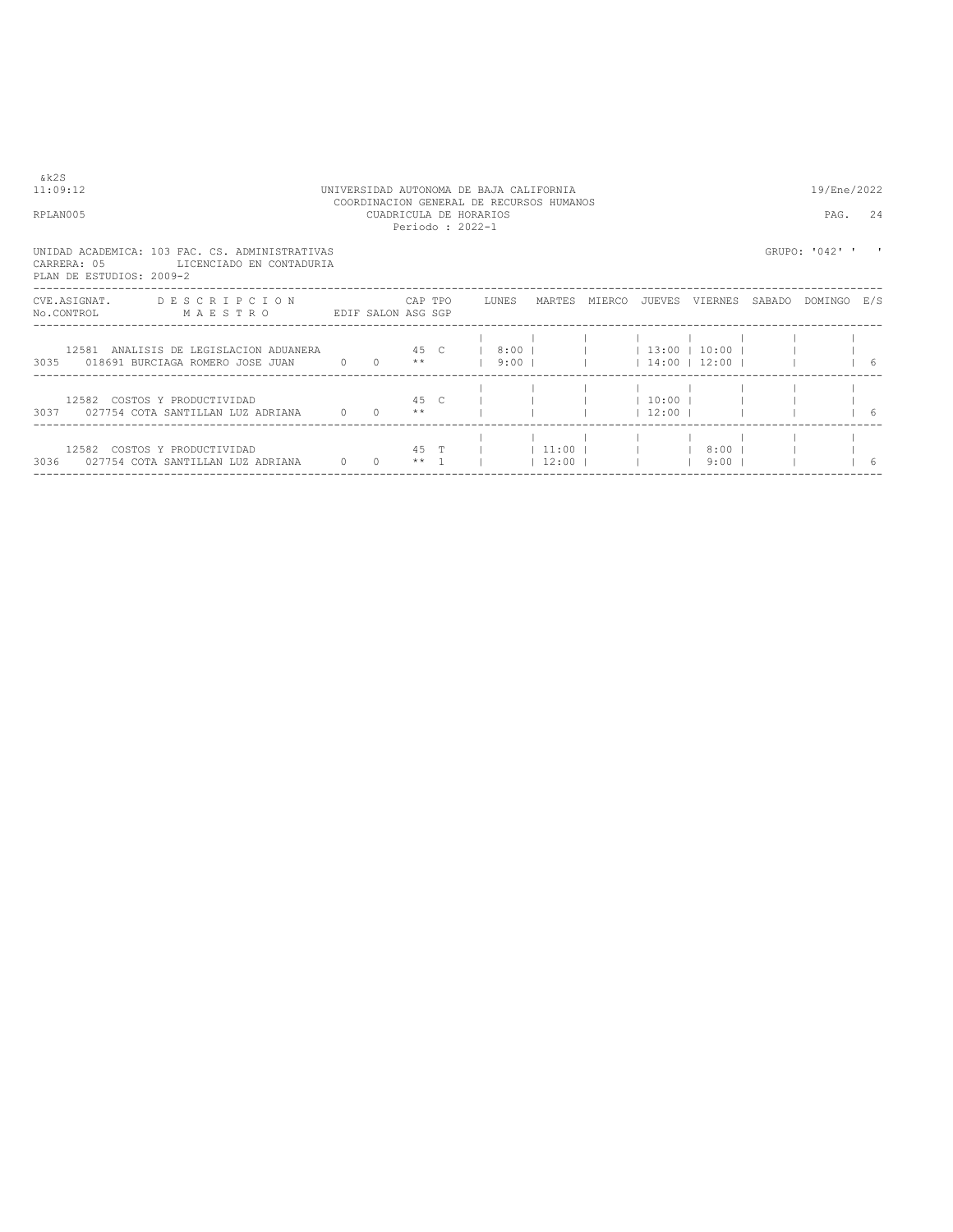UNIVERSIDAD AUTONOMA DE BAJA CALIFORNIA
COORDINACION GENERAL DE RECURSOS HUMANOS
CUADRICULA DE HORARIOS
Periodo : 2022-1

&k2S
11:09:12 — 19/Ene/2022
RPLAN005

UNIDAD ACADEMICA: 103 FAC. CS. ADMINISTRATIVAS — GRUPO: '042' ' '
CARRERA: 05 LICENCIADO EN CONTADURIA
PLAN DE ESTUDIOS: 2009-2

| CVE.ASIGNAT. No.CONTROL | DESCRIPCION MAESTRO | EDIF | SALON | CAP ASG | TPO SGP | LUNES | MARTES | MIERCO | JUEVES | VIERNES | SABADO | DOMINGO | E/S |
|---|---|---|---|---|---|---|---|---|---|---|---|---|---|
| 12581 3035 | ANALISIS DE LEGISLACION ADUANERA 018691 BURCIAGA ROMERO JOSE JUAN | 0 | 0 | 45 ** | C | 8:00 9:00 | | | 13:00 14:00 | 10:00 12:00 | | | 6 |
| 12582 3037 | COSTOS Y PRODUCTIVIDAD 027754 COTA SANTILLAN LUZ ADRIANA | 0 | 0 | 45 ** | C | | | | 10:00 12:00 | | | | 6 |
| 12582 3036 | COSTOS Y PRODUCTIVIDAD 027754 COTA SANTILLAN LUZ ADRIANA | 0 | 0 | 45 ** | T 1 | | 11:00 12:00 | | | 8:00 9:00 | | | 6 |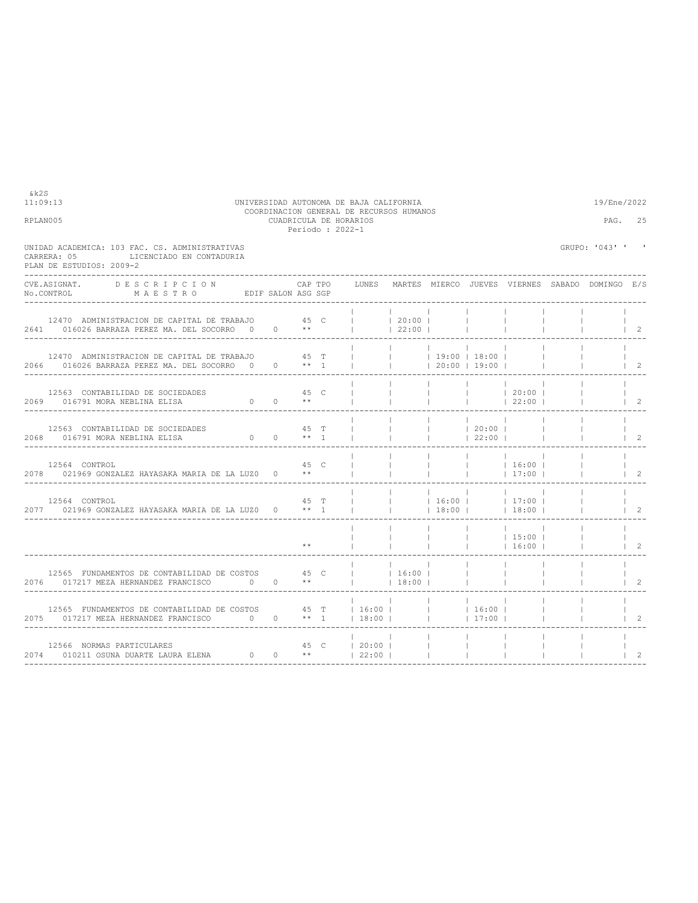UNIVERSIDAD AUTONOMA DE BAJA CALIFORNIA
COORDINACION GENERAL DE RECURSOS HUMANOS
CUADRICULA DE HORARIOS
Periodo : 2022-1

&k2S
11:09:13 19/Ene/2022
RPLAN005

UNIDAD ACADEMICA: 103 FAC. CS. ADMINISTRATIVAS GRUPO: '043' ' '
CARRERA: 05 LICENCIADO EN CONTADURIA
PLAN DE ESTUDIOS: 2009-2

| CVE.ASIGNAT. / No.CONTROL | DESCRIPCION / MAESTRO | EDIF | SALON | CAP / ASG | TPO / SGP | LUNES | MARTES | MIERCO | JUEVES | VIERNES | SABADO | DOMINGO | E/S |
|---|---|---|---|---|---|---|---|---|---|---|---|---|---|
| 12470 / 2641 | ADMINISTRACION DE CAPITAL DE TRABAJO / 016026 BARRAZA PEREZ MA. DEL SOCORRO | 0 | 0 | 45 / ** | C | | 20:00 - 22:00 | | | | | | 2 |
| 12470 / 2066 | ADMINISTRACION DE CAPITAL DE TRABAJO / 016026 BARRAZA PEREZ MA. DEL SOCORRO | 0 | 0 | 45 / ** | T / 1 | | | 19:00 - 20:00 | 18:00 - 19:00 | | | | 2 |
| 12563 / 2069 | CONTABILIDAD DE SOCIEDADES / 016791 MORA NEBLINA ELISA | 0 | 0 | 45 / ** | C | | | | | 20:00 - 22:00 | | | 2 |
| 12563 / 2068 | CONTABILIDAD DE SOCIEDADES / 016791 MORA NEBLINA ELISA | 0 | 0 | 45 / ** | T / 1 | | | | 20:00 - 22:00 | | | | 2 |
| 12564 / 2078 | CONTROL / 021969 GONZALEZ HAYASAKA MARIA DE LA LUZ | 0 | 0 | 45 / ** | C | | | | | 16:00 - 17:00 | | | 2 |
| 12564 / 2077 | CONTROL / 021969 GONZALEZ HAYASAKA MARIA DE LA LUZ | 0 | 0 | 45 / ** | T / 1 | | | 16:00 - 18:00 | | 17:00 - 18:00 | | | 2 |
| | | | | ** | | | | | | 15:00 - 16:00 | | | 2 |
| 12565 / 2076 | FUNDAMENTOS DE CONTABILIDAD DE COSTOS / 017217 MEZA HERNANDEZ FRANCISCO | 0 | 0 | 45 / ** | C | | 16:00 - 18:00 | | | | | | 2 |
| 12565 / 2075 | FUNDAMENTOS DE CONTABILIDAD DE COSTOS / 017217 MEZA HERNANDEZ FRANCISCO | 0 | 0 | 45 / ** | T / 1 | 16:00 - 18:00 | | | 16:00 - 17:00 | | | | 2 |
| 12566 / 2074 | NORMAS PARTICULARES / 010211 OSUNA DUARTE LAURA ELENA | 0 | 0 | 45 / ** | C | 20:00 - 22:00 | | | | | | | 2 |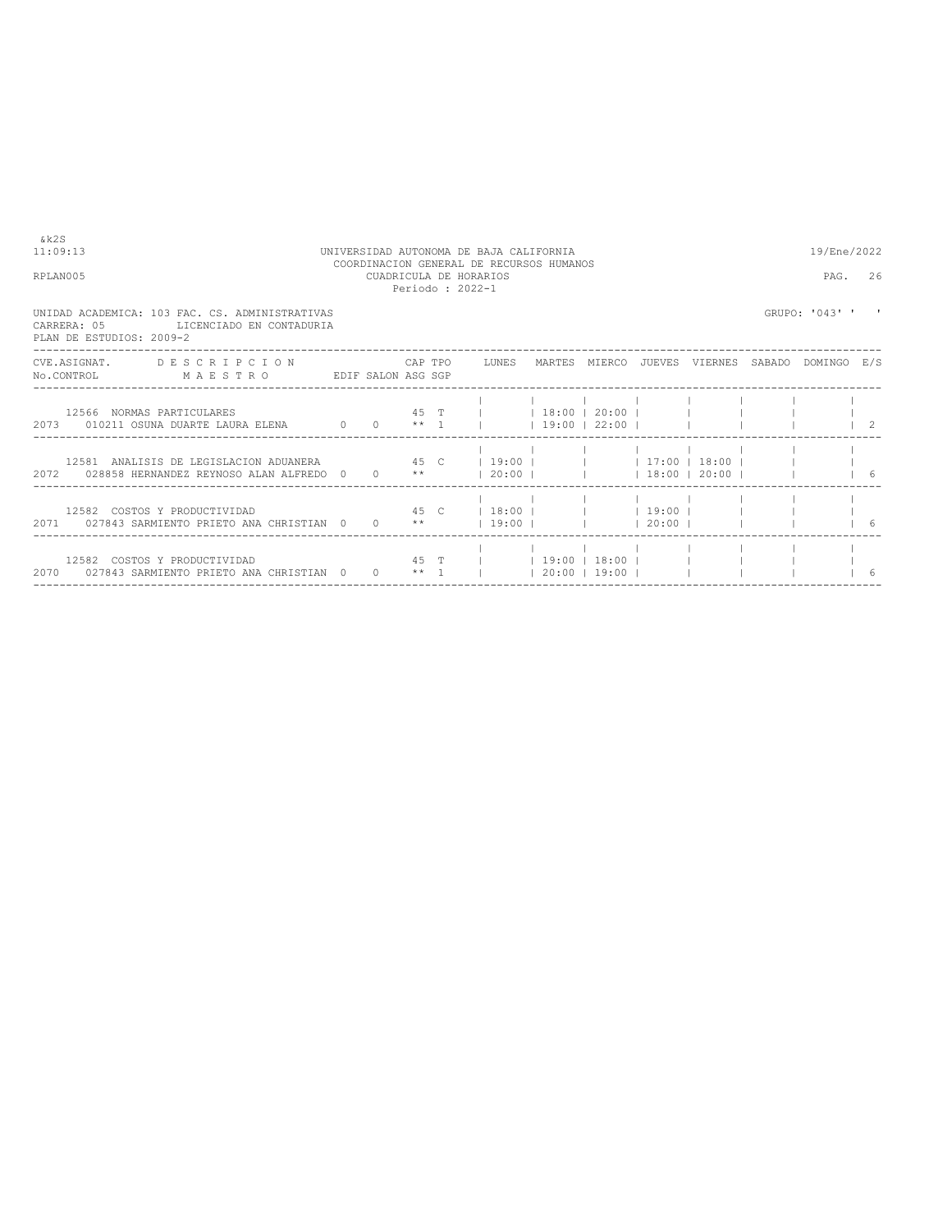&k2S
11:09:13 UNIVERSIDAD AUTONOMA DE BAJA CALIFORNIA 19/Ene/2022
COORDINACION GENERAL DE RECURSOS HUMANOS
RPLAN005 CUADRICULA DE HORARIOS PAG. 26
Periodo : 2022-1

UNIDAD ACADEMICA: 103 FAC. CS. ADMINISTRATIVAS GRUPO: '043' ' '
CARRERA: 05 LICENCIADO EN CONTADURIA
PLAN DE ESTUDIOS: 2009-2

| CVE.ASIGNAT. / No.CONTROL | DESCRIPCION / MAESTRO | EDIF | SALON | CAP / ASG | TPO / SGP | LUNES | MARTES | MIERCO | JUEVES | VIERNES | SABADO | DOMINGO | E/S |
|---|---|---|---|---|---|---|---|---|---|---|---|---|---|
| 12566 / 2073 | NORMAS PARTICULARES / 010211 OSUNA DUARTE LAURA ELENA | 0 | 0 | 45 / ** | T / 1 | | 18:00 / 19:00 | 20:00 / 22:00 | | | | | 2 |
| 12581 / 2072 | ANALISIS DE LEGISLACION ADUANERA / 028858 HERNANDEZ REYNOSO ALAN ALFREDO | 0 | 0 | 45 / ** | C | 19:00 / 20:00 | | | 17:00 / 18:00 | 18:00 / 20:00 | | | 6 |
| 12582 / 2071 | COSTOS Y PRODUCTIVIDAD / 027843 SARMIENTO PRIETO ANA CHRISTIAN | 0 | 0 | 45 / ** | C | 18:00 / 19:00 | | | 19:00 / 20:00 | | | | 6 |
| 12582 / 2070 | COSTOS Y PRODUCTIVIDAD / 027843 SARMIENTO PRIETO ANA CHRISTIAN | 0 | 0 | 45 / ** | T / 1 | | 19:00 / 20:00 | 18:00 / 19:00 | | | | | 6 |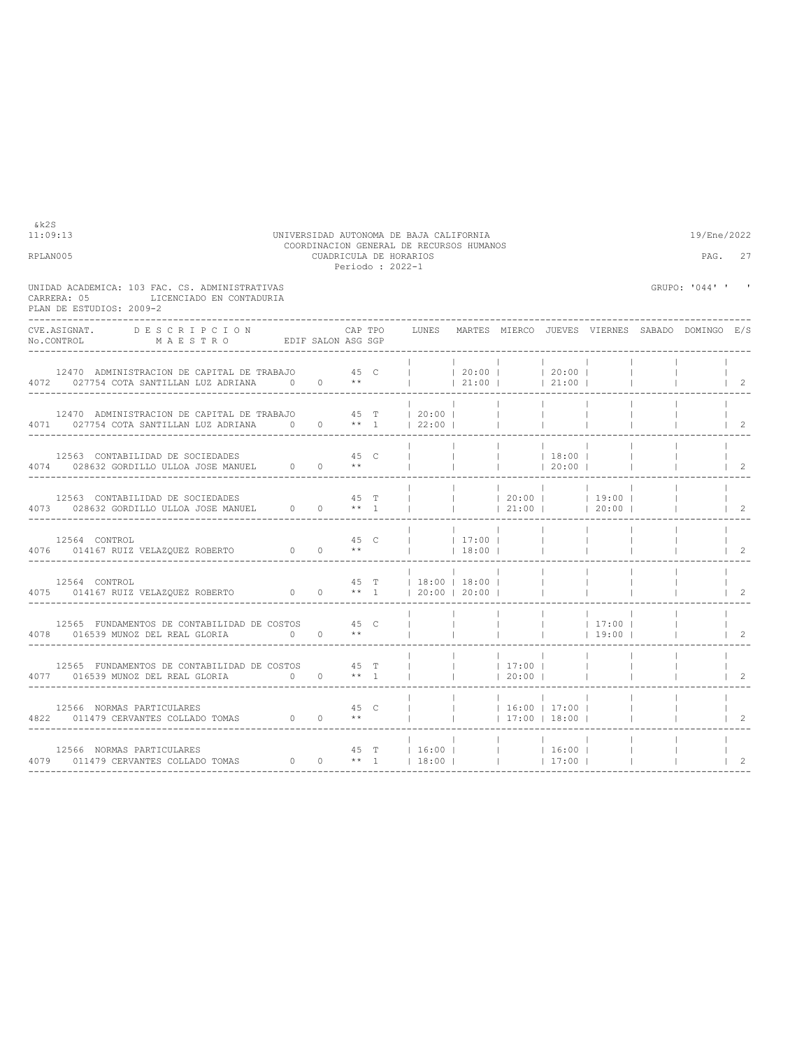&k2S
11:09:13

UNIVERSIDAD AUTONOMA DE BAJA CALIFORNIA
COORDINACION GENERAL DE RECURSOS HUMANOS
CUADRICULA DE HORARIOS
Periodo : 2022-1

19/Ene/2022

RPLAN005

UNIDAD ACADEMICA: 103 FAC. CS. ADMINISTRATIVAS
CARRERA: 05 LICENCIADO EN CONTADURIA
PLAN DE ESTUDIOS: 2009-2

GRUPO: '044' ' '

| CVE.ASIGNAT. / No.CONTROL | DESCRIPCION / MAESTRO | EDIF | SALON | CAP ASG | TPO SGP | LUNES | MARTES | MIERCO | JUEVES | VIERNES | SABADO | DOMINGO | E/S |
|---|---|---|---|---|---|---|---|---|---|---|---|---|---|
| 12470 | ADMINISTRACION DE CAPITAL DE TRABAJO | | | 45 | C | | 20:00 | | 20:00 | | | | |
| 4072 | 027754 COTA SANTILLAN LUZ ADRIANA | 0 | 0 | ** | | | 21:00 | | 21:00 | | | | 2 |
| 12470 | ADMINISTRACION DE CAPITAL DE TRABAJO | | | 45 | T | 20:00 | | | | | | | |
| 4071 | 027754 COTA SANTILLAN LUZ ADRIANA | 0 | 0 | ** | 1 | 22:00 | | | | | | | 2 |
| 12563 | CONTABILIDAD DE SOCIEDADES | | | 45 | C | | | | 18:00 | | | | |
| 4074 | 028632 GORDILLO ULLOA JOSE MANUEL | 0 | 0 | ** | | | | | 20:00 | | | | 2 |
| 12563 | CONTABILIDAD DE SOCIEDADES | | | 45 | T | | | 20:00 | | 19:00 | | | |
| 4073 | 028632 GORDILLO ULLOA JOSE MANUEL | 0 | 0 | ** | 1 | | | 21:00 | | 20:00 | | | 2 |
| 12564 | CONTROL | | | 45 | C | | 17:00 | | | | | | |
| 4076 | 014167 RUIZ VELAZQUEZ ROBERTO | 0 | 0 | ** | | | 18:00 | | | | | | 2 |
| 12564 | CONTROL | | | 45 | T | 18:00 | 18:00 | | | | | | |
| 4075 | 014167 RUIZ VELAZQUEZ ROBERTO | 0 | 0 | ** | 1 | 20:00 | 20:00 | | | | | | 2 |
| 12565 | FUNDAMENTOS DE CONTABILIDAD DE COSTOS | | | 45 | C | | | | | 17:00 | | | |
| 4078 | 016539 MUNOZ DEL REAL GLORIA | 0 | 0 | ** | | | | | | 19:00 | | | 2 |
| 12565 | FUNDAMENTOS DE CONTABILIDAD DE COSTOS | | | 45 | T | | | 17:00 | | | | | |
| 4077 | 016539 MUNOZ DEL REAL GLORIA | 0 | 0 | ** | 1 | | | 20:00 | | | | | 2 |
| 12566 | NORMAS PARTICULARES | | | 45 | C | | | 16:00 | 17:00 | | | | |
| 4822 | 011479 CERVANTES COLLADO TOMAS | 0 | 0 | ** | | | | 17:00 | 18:00 | | | | 2 |
| 12566 | NORMAS PARTICULARES | | | 45 | T | 16:00 | | | 16:00 | | | | |
| 4079 | 011479 CERVANTES COLLADO TOMAS | 0 | 0 | ** | 1 | 18:00 | | | 17:00 | | | | 2 |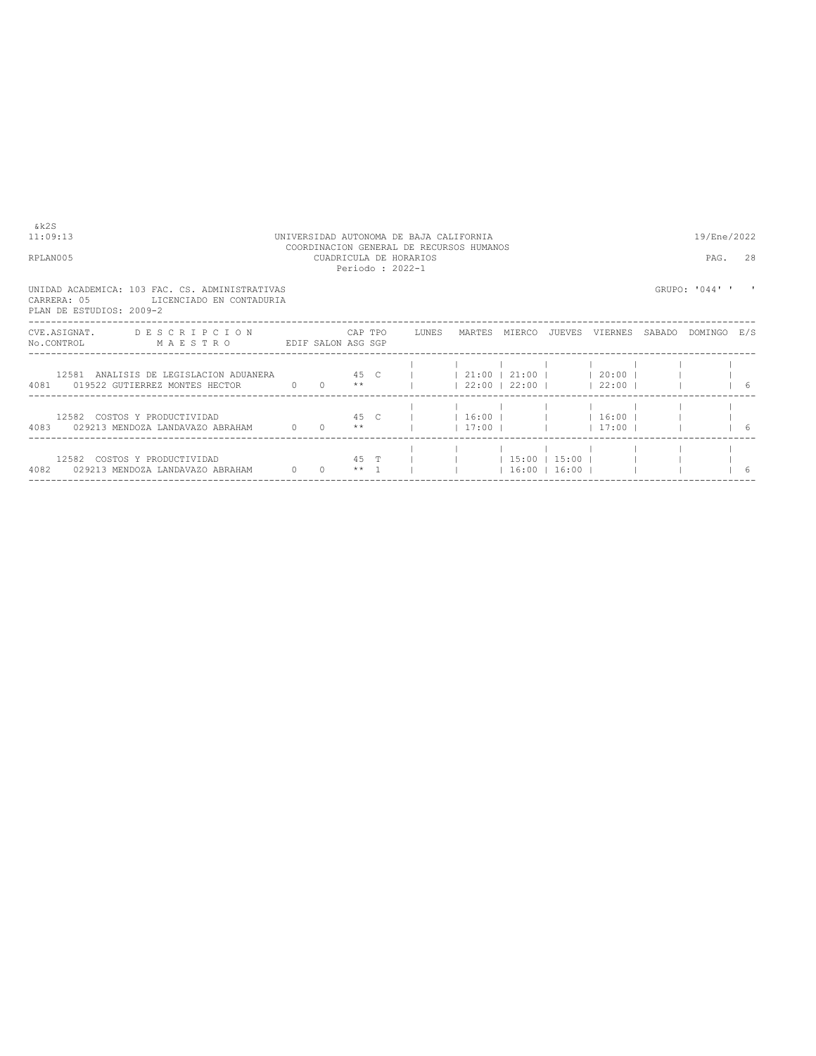&k2S
11:09:13

UNIVERSIDAD AUTONOMA DE BAJA CALIFORNIA
COORDINACION GENERAL DE RECURSOS HUMANOS
CUADRICULA DE HORARIOS
Periodo : 2022-1

19/Ene/2022

RPLAN005

UNIDAD ACADEMICA: 103 FAC. CS. ADMINISTRATIVAS
CARRERA: 05 LICENCIADO EN CONTADURIA
PLAN DE ESTUDIOS: 2009-2

GRUPO: '044' ' '

| CVE.ASIGNAT. No.CONTROL | DESCRIPCION MAESTRO | EDIF | SALON | CAP ASG | TPO SGP | LUNES | MARTES | MIERCO | JUEVES | VIERNES | SABADO | DOMINGO | E/S |
|---|---|---|---|---|---|---|---|---|---|---|---|---|---|
| 12581 4081 | ANALISIS DE LEGISLACION ADUANERA 019522 GUTIERREZ MONTES HECTOR | 0 | 0 | 45 ** | C | | 21:00 22:00 | 21:00 22:00 | | 20:00 22:00 | | | 6 |
| 12582 4083 | COSTOS Y PRODUCTIVIDAD 029213 MENDOZA LANDAVAZO ABRAHAM | 0 | 0 | 45 ** | C | | 16:00 17:00 | | | 16:00 17:00 | | | 6 |
| 12582 4082 | COSTOS Y PRODUCTIVIDAD 029213 MENDOZA LANDAVAZO ABRAHAM | 0 | 0 | 45 ** | T 1 | | | 15:00 16:00 | 15:00 16:00 | | | | 6 |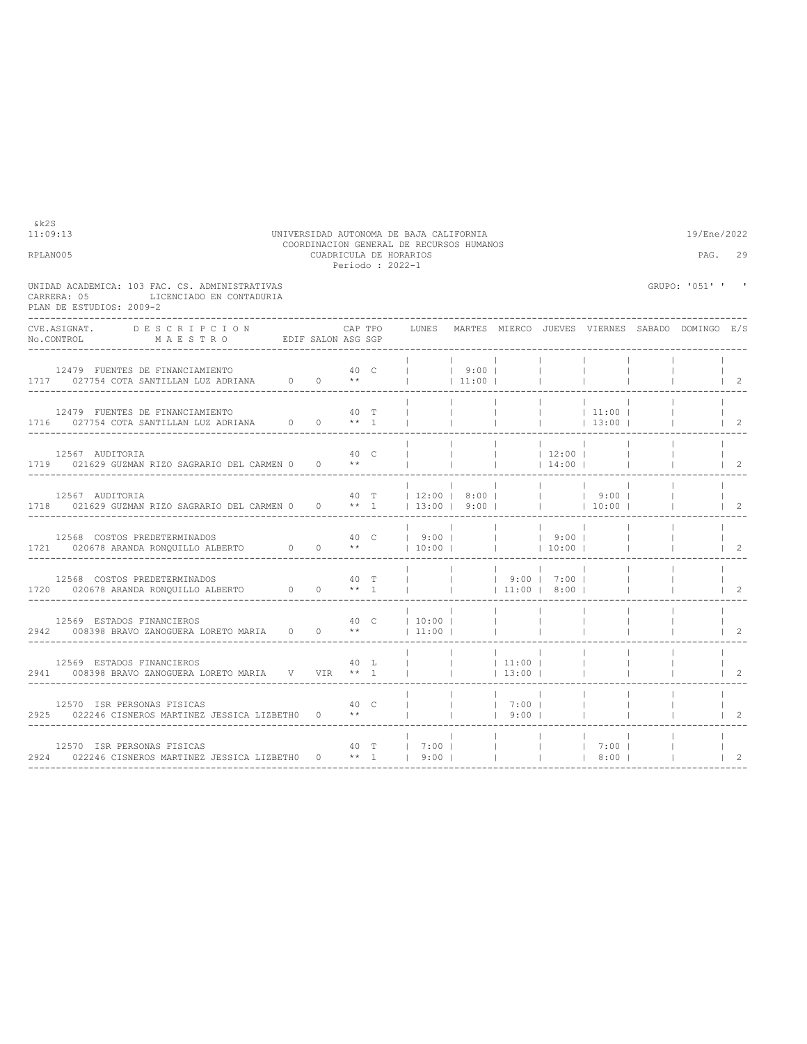&k2S
11:09:13

UNIVERSIDAD AUTONOMA DE BAJA CALIFORNIA
COORDINACION GENERAL DE RECURSOS HUMANOS
CUADRICULA DE HORARIOS
Periodo : 2022-1

19/Ene/2022

RPLAN005

UNIDAD ACADEMICA: 103 FAC. CS. ADMINISTRATIVAS
CARRERA: 05 LICENCIADO EN CONTADURIA
PLAN DE ESTUDIOS: 2009-2

GRUPO: '051' ' '

| CVE.ASIGNAT. No.CONTROL | DESCRIPCION MAESTRO | EDIF | SALON | CAP ASG | TPO SGP | LUNES | MARTES | MIERCO | JUEVES | VIERNES | SABADO | DOMINGO | E/S |
|---|---|---|---|---|---|---|---|---|---|---|---|---|---|
| 12479 1717 | FUENTES DE FINANCIAMIENTO 027754 COTA SANTILLAN LUZ ADRIANA | 0 | 0 | 40 ** | C | | 9:00 11:00 | | | | | | 2 |
| 12479 1716 | FUENTES DE FINANCIAMIENTO 027754 COTA SANTILLAN LUZ ADRIANA | 0 | 0 | 40 ** | T 1 | | | | | 11:00 13:00 | | | 2 |
| 12567 1719 | AUDITORIA 021629 GUZMAN RIZO SAGRARIO DEL CARMEN | 0 | 0 | 40 ** | C | | | | 12:00 14:00 | | | | 2 |
| 12567 1718 | AUDITORIA 021629 GUZMAN RIZO SAGRARIO DEL CARMEN | 0 | 0 | 40 ** | T 1 | 12:00 13:00 | 8:00 9:00 | | | 9:00 10:00 | | | 2 |
| 12568 1721 | COSTOS PREDETERMINADOS 020678 ARANDA RONQUILLO ALBERTO | 0 | 0 | 40 ** | C | 9:00 10:00 | | | 9:00 10:00 | | | | 2 |
| 12568 1720 | COSTOS PREDETERMINADOS 020678 ARANDA RONQUILLO ALBERTO | 0 | 0 | 40 ** | T 1 | | | 9:00 11:00 | 7:00 8:00 | | | | 2 |
| 12569 2942 | ESTADOS FINANCIEROS 008398 BRAVO ZANOGUERA LORETO MARIA | 0 | 0 | 40 ** | C | 10:00 11:00 | | | | | | | 2 |
| 12569 2941 | ESTADOS FINANCIEROS 008398 BRAVO ZANOGUERA LORETO MARIA | V | VIR | 40 ** | L 1 | | | 11:00 13:00 | | | | | 2 |
| 12570 2925 | ISR PERSONAS FISICAS 022246 CISNEROS MARTINEZ JESSICA LIZBETH | 0 | 0 | 40 ** | C | | | 7:00 9:00 | | | | | 2 |
| 12570 2924 | ISR PERSONAS FISICAS 022246 CISNEROS MARTINEZ JESSICA LIZBETH | 0 | 0 | 40 ** | T 1 | 7:00 9:00 | | | | 7:00 8:00 | | | 2 |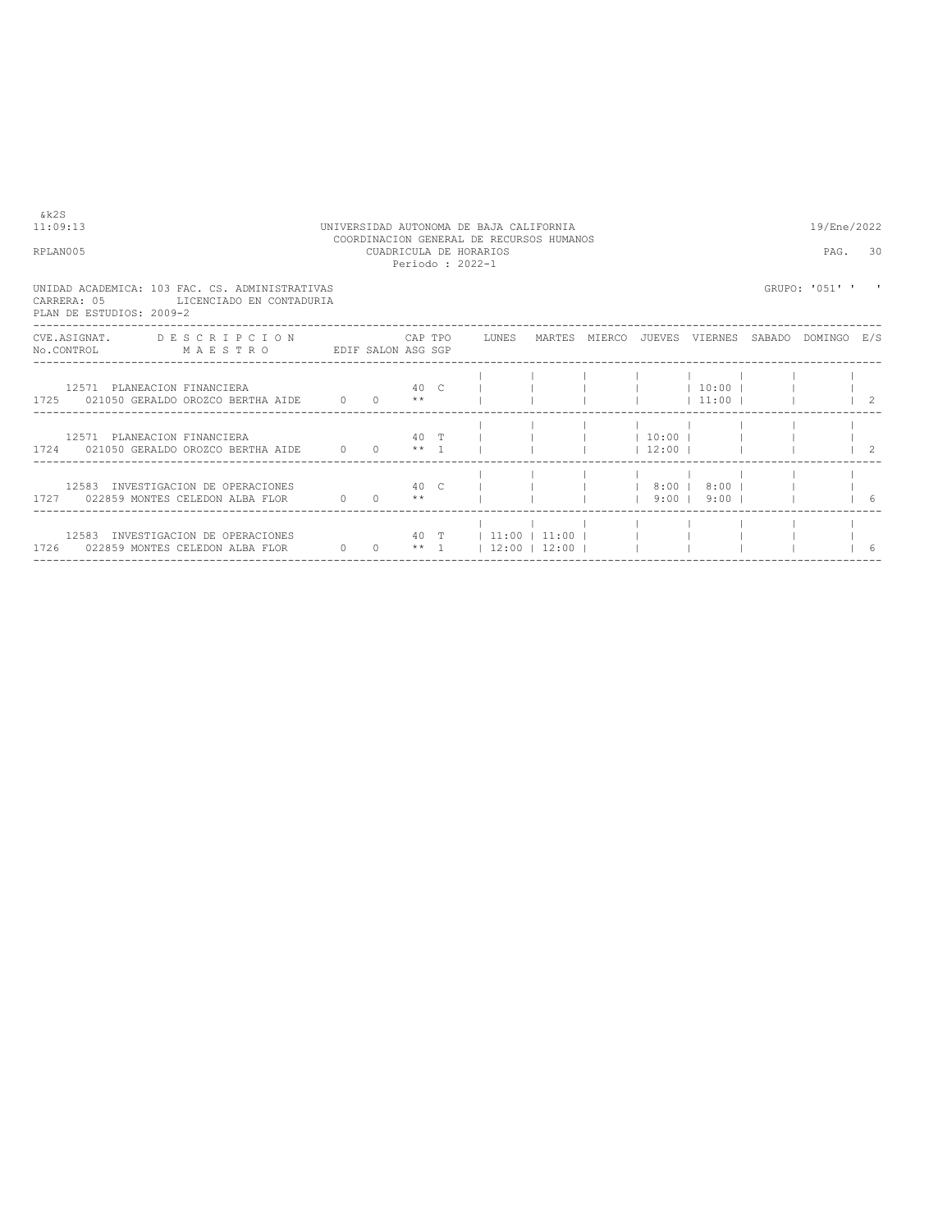&k2S
11:09:13 UNIVERSIDAD AUTONOMA DE BAJA CALIFORNIA 19/Ene/2022
COORDINACION GENERAL DE RECURSOS HUMANOS
RPLAN005 CUADRICULA DE HORARIOS PAG. 30
Periodo : 2022-1

UNIDAD ACADEMICA: 103 FAC. CS. ADMINISTRATIVAS GRUPO: '051' ' '
CARRERA: 05 LICENCIADO EN CONTADURIA
PLAN DE ESTUDIOS: 2009-2

| CVE.ASIGNAT. No.CONTROL | DESCRIPCION MAESTRO | EDIF | SALON | CAP ASG | TPO SGP | LUNES | MARTES | MIERCO | JUEVES | VIERNES | SABADO | DOMINGO | E/S |
|---|---|---|---|---|---|---|---|---|---|---|---|---|---|
| 12571 1725 | PLANEACION FINANCIERA 021050 GERALDO OROZCO BERTHA AIDE | 0 | 0 | 40 ** | C | | | | | 10:00 11:00 | | | 2 |
| 12571 1724 | PLANEACION FINANCIERA 021050 GERALDO OROZCO BERTHA AIDE | 0 | 0 | 40 ** | T 1 | | | | 10:00 12:00 | | | | 2 |
| 12583 1727 | INVESTIGACION DE OPERACIONES 022859 MONTES CELEDON ALBA FLOR | 0 | 0 | 40 ** | C | | | | 8:00 9:00 | 8:00 9:00 | | | 6 |
| 12583 1726 | INVESTIGACION DE OPERACIONES 022859 MONTES CELEDON ALBA FLOR | 0 | 0 | 40 ** | T 1 | 11:00 12:00 | 11:00 12:00 | | | | | | 6 |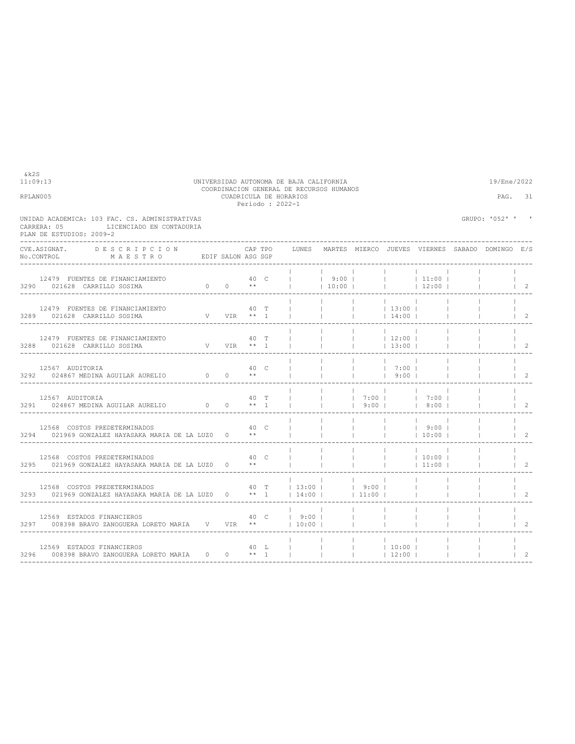UNIVERSIDAD AUTONOMA DE BAJA CALIFORNIA
COORDINACION GENERAL DE RECURSOS HUMANOS
CUADRICULA DE HORARIOS
Periodo : 2022-1

&k2S
11:09:13 — 19/Ene/2022
RPLAN005

UNIDAD ACADEMICA: 103 FAC. CS. ADMINISTRATIVAS — GRUPO: '052' ' '
CARRERA: 05 LICENCIADO EN CONTADURIA
PLAN DE ESTUDIOS: 2009-2

| CVE.ASIGNAT. / No.CONTROL | DESCRIPCION / MAESTRO | EDIF | SALON | CAP / ASG | TPO / SGP | LUNES | MARTES | MIERCO | JUEVES | VIERNES | SABADO | DOMINGO | E/S |
|---|---|---|---|---|---|---|---|---|---|---|---|---|---|
| 12479 / 3290 | FUENTES DE FINANCIAMIENTO / 021628 CARRILLO SOSIMA | 0 | 0 | 40 / ** | C | | 9:00 - 10:00 | | | 11:00 - 12:00 | | | 2 |
| 12479 / 3289 | FUENTES DE FINANCIAMIENTO / 021628 CARRILLO SOSIMA | V | VIR | 40 / ** | T / 1 | | | | 13:00 - 14:00 | | | | 2 |
| 12479 / 3288 | FUENTES DE FINANCIAMIENTO / 021628 CARRILLO SOSIMA | V | VIR | 40 / ** | T / 1 | | | | 12:00 - 13:00 | | | | 2 |
| 12567 / 3292 | AUDITORIA / 024867 MEDINA AGUILAR AURELIO | 0 | 0 | 40 / ** | C | | | | 7:00 - 9:00 | | | | 2 |
| 12567 / 3291 | AUDITORIA / 024867 MEDINA AGUILAR AURELIO | 0 | 0 | 40 / ** | T / 1 | | | 7:00 - 9:00 | | 7:00 - 8:00 | | | 2 |
| 12568 / 3294 | COSTOS PREDETERMINADOS / 021969 GONZALEZ HAYASAKA MARIA DE LA LUZ | 0 | 0 | 40 / ** | C | | | | | 9:00 - 10:00 | | | 2 |
| 12568 / 3295 | COSTOS PREDETERMINADOS / 021969 GONZALEZ HAYASAKA MARIA DE LA LUZ | 0 | 0 | 40 / ** | C | | | | | 10:00 - 11:00 | | | 2 |
| 12568 / 3293 | COSTOS PREDETERMINADOS / 021969 GONZALEZ HAYASAKA MARIA DE LA LUZ | 0 | 0 | 40 / ** | T / 1 | 13:00 - 14:00 | | 9:00 - 11:00 | | | | | 2 |
| 12569 / 3297 | ESTADOS FINANCIEROS / 008398 BRAVO ZANOGUERA LORETO MARIA | V | VIR | 40 / ** | C | 9:00 - 10:00 | | | | | | | 2 |
| 12569 / 3296 | ESTADOS FINANCIEROS / 008398 BRAVO ZANOGUERA LORETO MARIA | 0 | 0 | 40 / ** | L / 1 | | | | 10:00 - 12:00 | | | | 2 |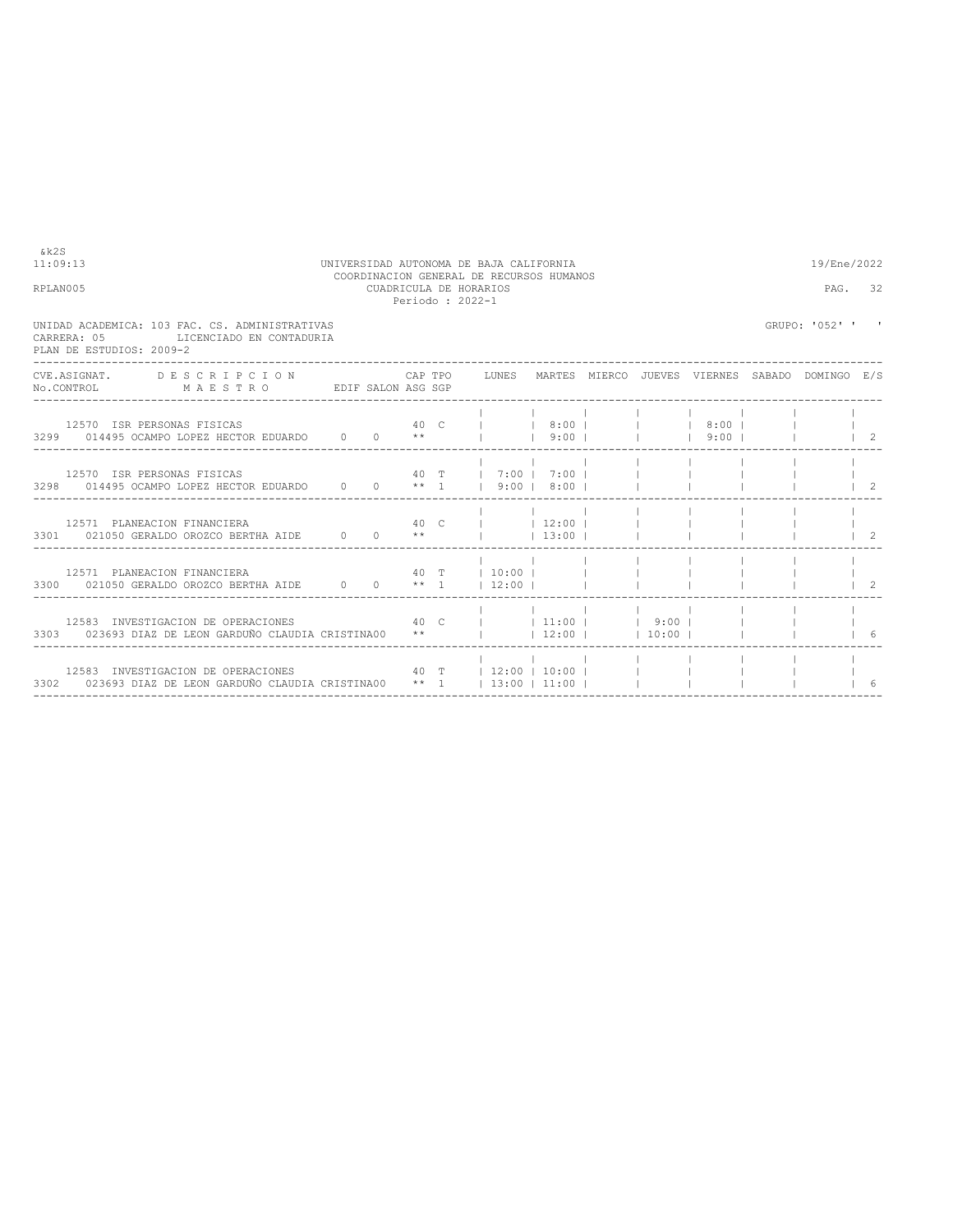UNIVERSIDAD AUTONOMA DE BAJA CALIFORNIA
COORDINACION GENERAL DE RECURSOS HUMANOS
CUADRICULA DE HORARIOS
Periodo : 2022-1

&k2S
11:09:13
RPLAN005

19/Ene/2022

UNIDAD ACADEMICA: 103 FAC. CS. ADMINISTRATIVAS
CARRERA: 05 LICENCIADO EN CONTADURIA
PLAN DE ESTUDIOS: 2009-2

GRUPO: '052' ' '

| CVE.ASIGNAT. / No.CONTROL | DESCRIPCION / MAESTRO | EDIF | SALON | CAP / ASG | TPO / SGP | LUNES | MARTES | MIERCO | JUEVES | VIERNES | SABADO | DOMINGO | E/S |
|---|---|---|---|---|---|---|---|---|---|---|---|---|---|
| 12570 / 3299 | ISR PERSONAS FISICAS / 014495 OCAMPO LOPEZ HECTOR EDUARDO | 0 | 0 | 40 / ** | C | | 8:00 / 9:00 | | | 8:00 / 9:00 | | | 2 |
| 12570 / 3298 | ISR PERSONAS FISICAS / 014495 OCAMPO LOPEZ HECTOR EDUARDO | 0 | 0 | 40 / ** | T / 1 | 7:00 / 9:00 | 7:00 / 8:00 | | | | | | 2 |
| 12571 / 3301 | PLANEACION FINANCIERA / 021050 GERALDO OROZCO BERTHA AIDE | 0 | 0 | 40 / ** | C | | 12:00 / 13:00 | | | | | | 2 |
| 12571 / 3300 | PLANEACION FINANCIERA / 021050 GERALDO OROZCO BERTHA AIDE | 0 | 0 | 40 / ** | T / 1 | 10:00 / 12:00 | | | | | | | 2 |
| 12583 / 3303 | INVESTIGACION DE OPERACIONES / 023693 DIAZ DE LEON GARDUÑO CLAUDIA CRISTINA | 0 | 0 | 40 / ** | C | | 11:00 / 12:00 | | 9:00 / 10:00 | | | | 6 |
| 12583 / 3302 | INVESTIGACION DE OPERACIONES / 023693 DIAZ DE LEON GARDUÑO CLAUDIA CRISTINA | 0 | 0 | 40 / ** | T / 1 | 12:00 / 13:00 | 10:00 / 11:00 | | | | | | 6 |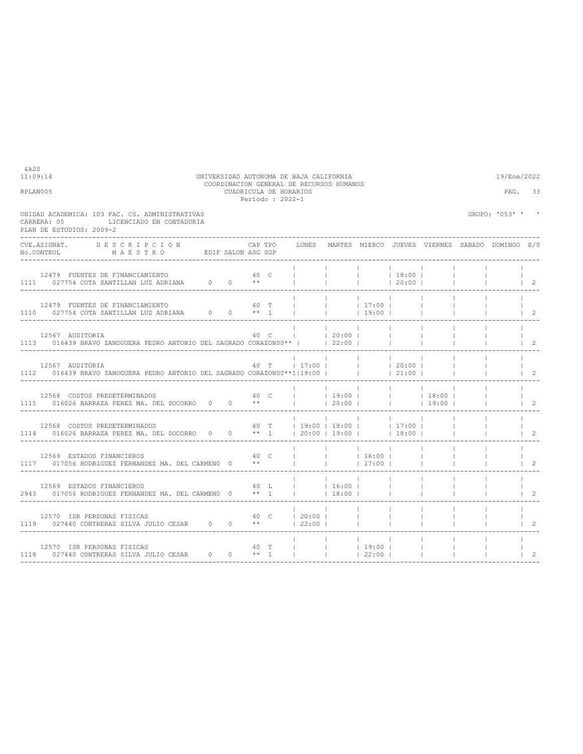UNIVERSIDAD AUTONOMA DE BAJA CALIFORNIA
COORDINACION GENERAL DE RECURSOS HUMANOS
CUADRICULA DE HORARIOS
Periodo : 2022-1

&k2S
11:09:14
RPLAN005

19/Ene/2022

UNIDAD ACADEMICA: 103 FAC. CS. ADMINISTRATIVAS
CARRERA: 05 LICENCIADO EN CONTADURIA
PLAN DE ESTUDIOS: 2009-2

GRUPO: '053' ' '

| CVE.ASIGNAT. No.CONTROL | DESCRIPCION MAESTRO | EDIF | SALON | CAP | TPO | ASG SGP | LUNES | MARTES | MIERCO | JUEVES | VIERNES | SABADO | DOMINGO | E/S |
|---|---|---|---|---|---|---|---|---|---|---|---|---|---|---|
| 12479 1111 | FUENTES DE FINANCIAMIENTO 027754 COTA SANTILLAN LUZ ADRIANA | 0 | 0 | 40 | C | ** | | | | 18:00 20:00 | | | | 2 |
| 12479 1110 | FUENTES DE FINANCIAMIENTO 027754 COTA SANTILLAN LUZ ADRIANA | 0 | 0 | 40 | T | ** 1 | | | 17:00 19:00 | | | | | 2 |
| 12567 1113 | AUDITORIA 016439 BRAVO ZANOGUERA PEDRO ANTONIO DEL SAGRADO CORAZON | 0 | 0 | 40 | C | ** | | 20:00 22:00 | | | | | | 2 |
| 12567 1112 | AUDITORIA 016439 BRAVO ZANOGUERA PEDRO ANTONIO DEL SAGRADO CORAZON | 0 | 0 | 40 | T | ** 1 | 17:00 19:00 | | | 20:00 21:00 | | | | 2 |
| 12568 1115 | COSTOS PREDETERMINADOS 016026 BARRAZA PEREZ MA. DEL SOCORRO | 0 | 0 | 40 | C | ** | | 19:00 20:00 | | | 18:00 19:00 | | | 2 |
| 12568 1114 | COSTOS PREDETERMINADOS 016026 BARRAZA PEREZ MA. DEL SOCORRO | 0 | 0 | 40 | T | ** 1 | 19:00 20:00 | 18:00 19:00 | | 17:00 18:00 | | | | 2 |
| 12569 1117 | ESTADOS FINANCIEROS 017056 RODRIGUEZ FERNANDEZ MA. DEL CARMEN | 0 | 0 | 40 | C | ** | | | 16:00 17:00 | | | | | 2 |
| 12569 2943 | ESTADOS FINANCIEROS 017056 RODRIGUEZ FERNANDEZ MA. DEL CARMEN | 0 | 0 | 40 | L | ** 1 | | 16:00 18:00 | | | | | | 2 |
| 12570 1119 | ISR PERSONAS FISICAS 027440 CONTRERAS SILVA JULIO CESAR | 0 | 0 | 40 | C | ** | 20:00 22:00 | | | | | | | 2 |
| 12570 1118 | ISR PERSONAS FISICAS 027440 CONTRERAS SILVA JULIO CESAR | 0 | 0 | 40 | T | ** 1 | | | 19:00 22:00 | | | | | 2 |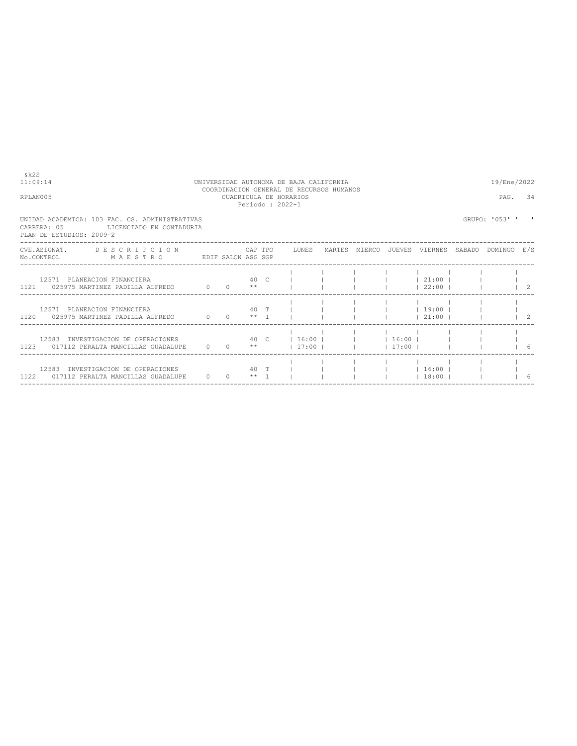UNIVERSIDAD AUTONOMA DE BAJA CALIFORNIA
COORDINACION GENERAL DE RECURSOS HUMANOS
CUADRICULA DE HORARIOS
Periodo : 2022-1

&k2S
11:09:14
RPLAN005

19/Ene/2022

UNIDAD ACADEMICA: 103 FAC. CS. ADMINISTRATIVAS
CARRERA: 05 LICENCIADO EN CONTADURIA
PLAN DE ESTUDIOS: 2009-2

GRUPO: '053' ' '

| CVE.ASIGNAT. / No.CONTROL | DESCRIPCION / MAESTRO | EDIF | SALON | CAP / ASG | TPO / SGP | LUNES | MARTES | MIERCO | JUEVES | VIERNES | SABADO | DOMINGO | E/S |
|---|---|---|---|---|---|---|---|---|---|---|---|---|---|
| 12571 / 1121 | PLANEACION FINANCIERA / 025975 MARTINEZ PADILLA ALFREDO | 0 | 0 | 40 / ** | C | | | | | 21:00 / 22:00 | | | 2 |
| 12571 / 1120 | PLANEACION FINANCIERA / 025975 MARTINEZ PADILLA ALFREDO | 0 | 0 | 40 / ** | T / 1 | | | | | 19:00 / 21:00 | | | 2 |
| 12583 / 1123 | INVESTIGACION DE OPERACIONES / 017112 PERALTA MANCILLAS GUADALUPE | 0 | 0 | 40 / ** | C | 16:00 / 17:00 | | | 16:00 / 17:00 | | | | 6 |
| 12583 / 1122 | INVESTIGACION DE OPERACIONES / 017112 PERALTA MANCILLAS GUADALUPE | 0 | 0 | 40 / ** | T / 1 | | | | | 16:00 / 18:00 | | | 6 |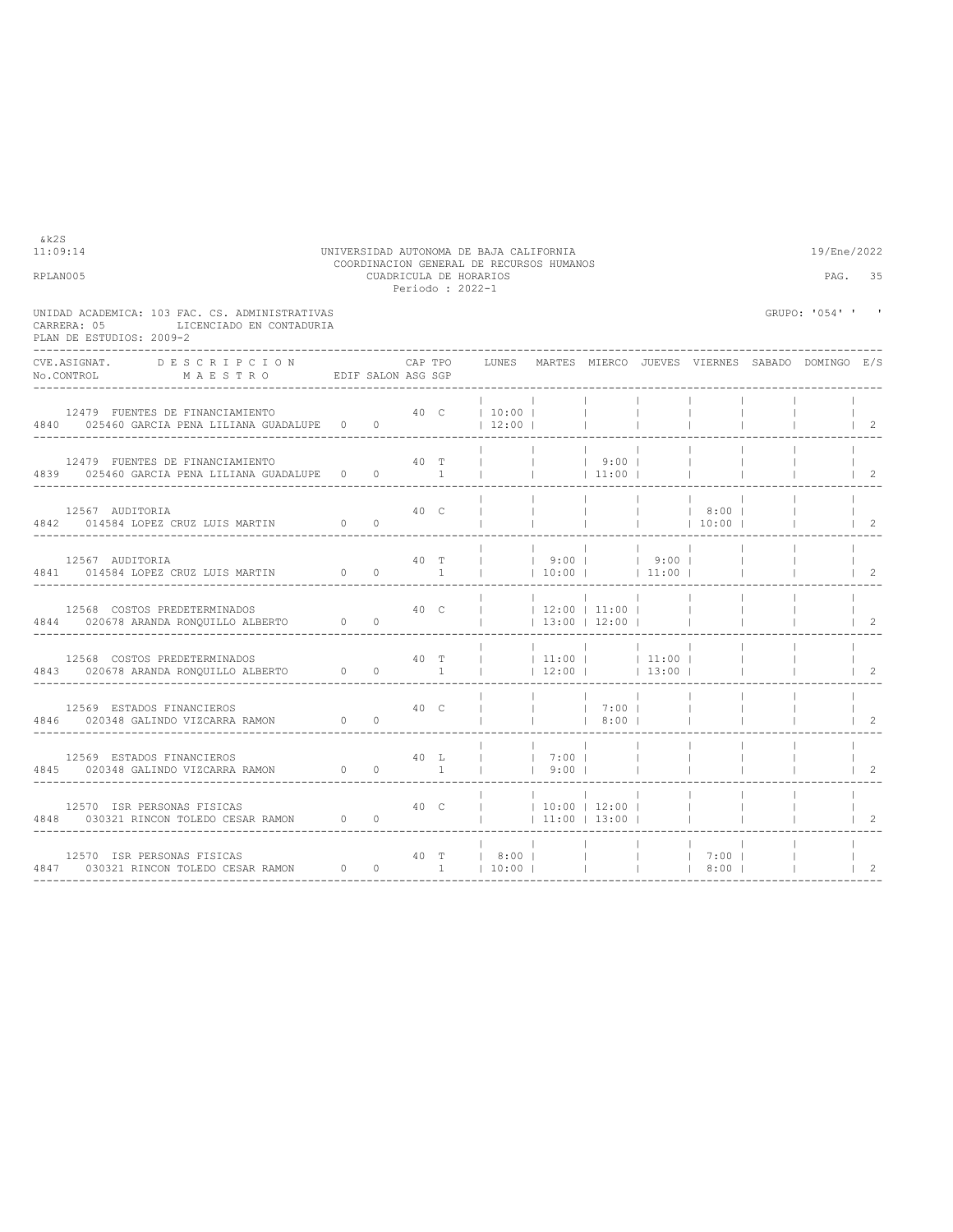&k2S
11:09:14

UNIVERSIDAD AUTONOMA DE BAJA CALIFORNIA
COORDINACION GENERAL DE RECURSOS HUMANOS
CUADRICULA DE HORARIOS
Periodo : 2022-1

19/Ene/2022

RPLAN005

UNIDAD ACADEMICA: 103 FAC. CS. ADMINISTRATIVAS
CARRERA: 05 LICENCIADO EN CONTADURIA
PLAN DE ESTUDIOS: 2009-2

GRUPO: '054' ' '

| No.CONTROL | CVE.ASIGNAT. DESCRIPCION / MAESTRO | EDIF | SALON | CAP | TPO | ASG SGP | LUNES | MARTES | MIERCO | JUEVES | VIERNES | SABADO | DOMINGO | E/S |
|---|---|---|---|---|---|---|---|---|---|---|---|---|---|---|
| 4840 | 12479 FUENTES DE FINANCIAMIENTO / 025460 GARCIA PENA LILIANA GUADALUPE | 0 | 0 | 40 | C | | 10:00 12:00 | | | | | | | 2 |
| 4839 | 12479 FUENTES DE FINANCIAMIENTO / 025460 GARCIA PENA LILIANA GUADALUPE | 0 | 0 | 40 | T | 1 | | | 9:00 11:00 | | | | | 2 |
| 4842 | 12567 AUDITORIA / 014584 LOPEZ CRUZ LUIS MARTIN | 0 | 0 | 40 | C | | | | | | 8:00 10:00 | | | 2 |
| 4841 | 12567 AUDITORIA / 014584 LOPEZ CRUZ LUIS MARTIN | 0 | 0 | 40 | T | 1 | | 9:00 10:00 | | 9:00 11:00 | | | | 2 |
| 4844 | 12568 COSTOS PREDETERMINADOS / 020678 ARANDA RONQUILLO ALBERTO | 0 | 0 | 40 | C | | | 12:00 13:00 | 11:00 12:00 | | | | | 2 |
| 4843 | 12568 COSTOS PREDETERMINADOS / 020678 ARANDA RONQUILLO ALBERTO | 0 | 0 | 40 | T | 1 | | 11:00 12:00 | | 11:00 13:00 | | | | 2 |
| 4846 | 12569 ESTADOS FINANCIEROS / 020348 GALINDO VIZCARRA RAMON | 0 | 0 | 40 | C | | | | 7:00 8:00 | | | | | 2 |
| 4845 | 12569 ESTADOS FINANCIEROS / 020348 GALINDO VIZCARRA RAMON | 0 | 0 | 40 | L | 1 | | 7:00 9:00 | | | | | | 2 |
| 4848 | 12570 ISR PERSONAS FISICAS / 030321 RINCON TOLEDO CESAR RAMON | 0 | 0 | 40 | C | | | 10:00 11:00 | 12:00 13:00 | | | | | 2 |
| 4847 | 12570 ISR PERSONAS FISICAS / 030321 RINCON TOLEDO CESAR RAMON | 0 | 0 | 40 | T | 1 | 8:00 10:00 | | | | 7:00 8:00 | | | 2 |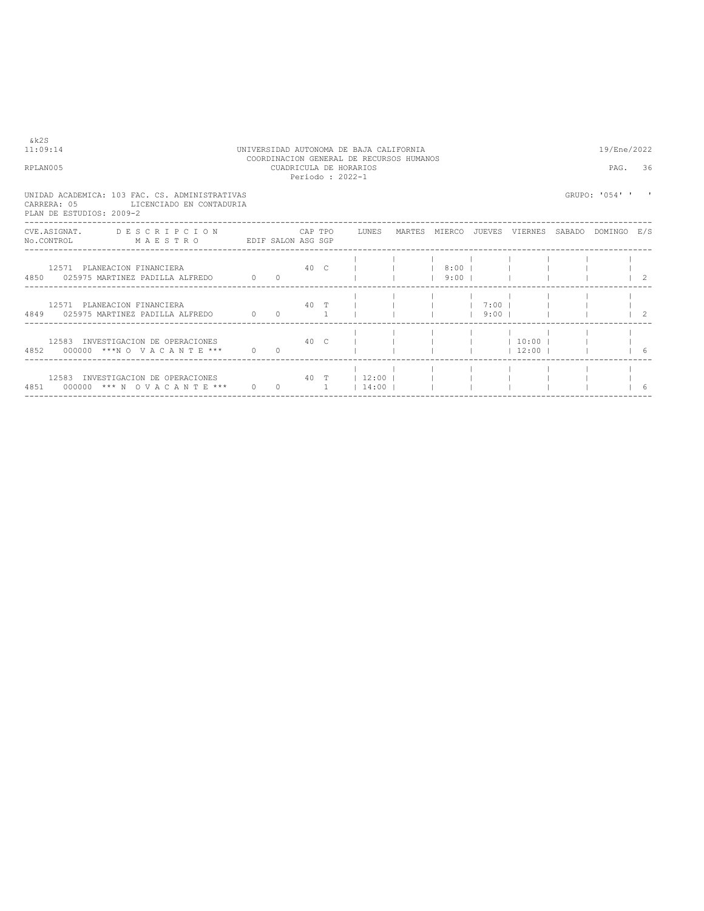&k2S

11:09:14 UNIVERSIDAD AUTONOMA DE BAJA CALIFORNIA 19/Ene/2022

COORDINACION GENERAL DE RECURSOS HUMANOS

RPLAN005 CUADRICULA DE HORARIOS PAG. 36

Periodo : 2022-1

UNIDAD ACADEMICA: 103 FAC. CS. ADMINISTRATIVAS GRUPO: '054' ' '

CARRERA: 05 LICENCIADO EN CONTADURIA

PLAN DE ESTUDIOS: 2009-2

| CVE.ASIGNAT. No.CONTROL | DESCRIPCION MAESTRO | EDIF | SALON | CAP ASG | TPO SGP | LUNES | MARTES | MIERCO | JUEVES | VIERNES | SABADO | DOMINGO | E/S |
|---|---|---|---|---|---|---|---|---|---|---|---|---|---|
| 12571 | PLANEACION FINANCIERA | | | 40 | C | | | 8:00 | | | | | |
| 4850 | 025975 MARTINEZ PADILLA ALFREDO | 0 | 0 | | | | | 9:00 | | | | | 2 |
| 12571 | PLANEACION FINANCIERA | | | 40 | T | | | | 7:00 | | | | |
| 4849 | 025975 MARTINEZ PADILLA ALFREDO | 0 | 0 | | 1 | | | | 9:00 | | | | 2 |
| 12583 | INVESTIGACION DE OPERACIONES | | | 40 | C | | | | | 10:00 | | | |
| 4852 | 000000 ***N O V A C A N T E *** | 0 | 0 | | | | | | | 12:00 | | | 6 |
| 12583 | INVESTIGACION DE OPERACIONES | | | 40 | T | 12:00 | | | | | | | |
| 4851 | 000000 *** N O V A C A N T E *** | 0 | 0 | | 1 | 14:00 | | | | | | | 6 |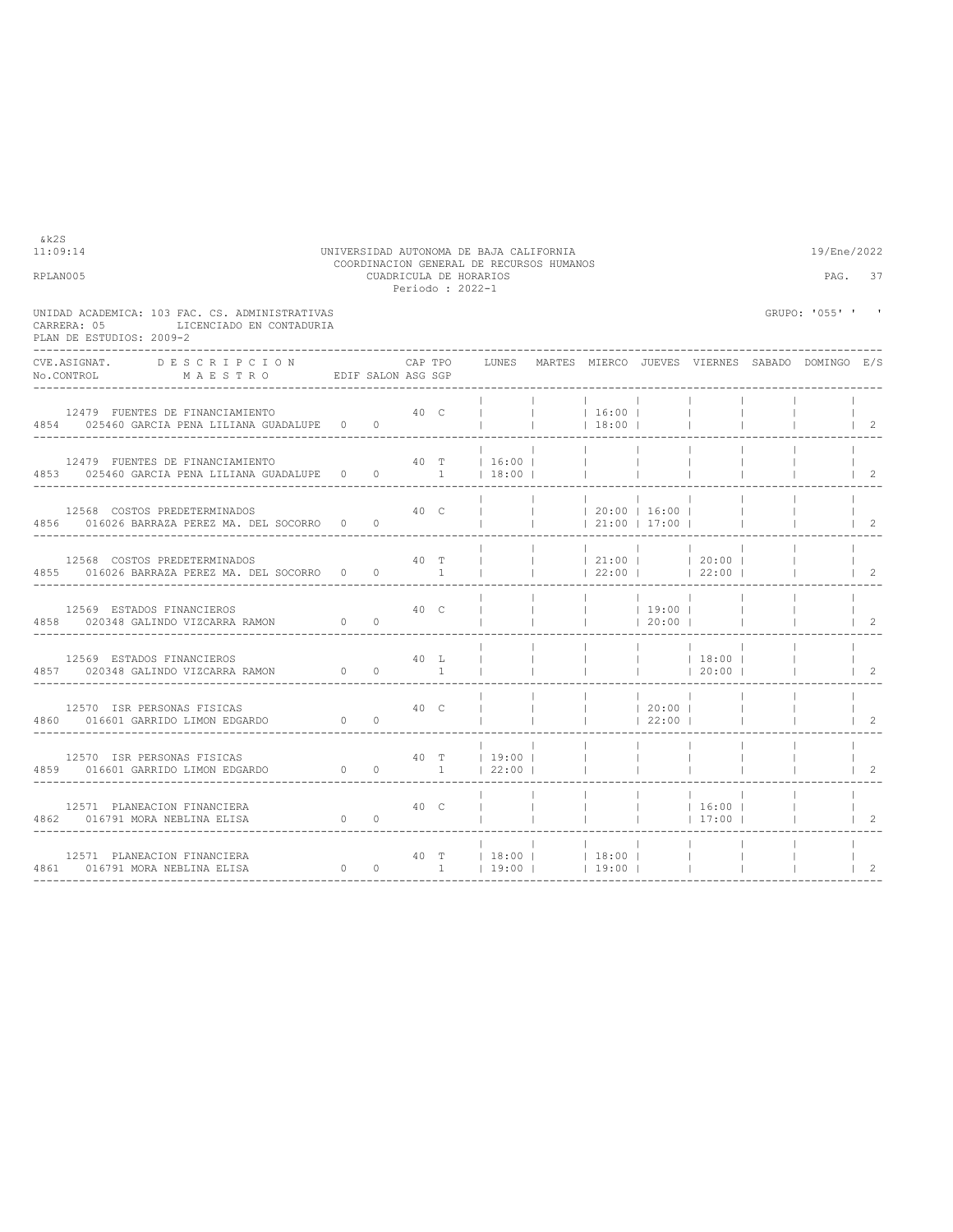UNIVERSIDAD AUTONOMA DE BAJA CALIFORNIA
COORDINACION GENERAL DE RECURSOS HUMANOS
CUADRICULA DE HORARIOS
Periodo : 2022-1

&k2S
11:09:14 — 19/Ene/2022
RPLAN005 — PAG. 37

UNIDAD ACADEMICA: 103 FAC. CS. ADMINISTRATIVAS — GRUPO: '055' ' '
CARRERA: 05 LICENCIADO EN CONTADURIA
PLAN DE ESTUDIOS: 2009-2

| CVE.ASIGNAT. No.CONTROL | DESCRIPCION / MAESTRO | EDIF | SALON | CAP | TPO | ASG SGP | LUNES | MARTES | MIERCO | JUEVES | VIERNES | SABADO | DOMINGO | E/S |
|---|---|---|---|---|---|---|---|---|---|---|---|---|---|---|
| 12479 / 4854 | FUENTES DE FINANCIAMIENTO / 025460 GARCIA PENA LILIANA GUADALUPE | 0 | 0 | 40 | C | | | | 16:00 18:00 | | | | | 2 |
| 12479 / 4853 | FUENTES DE FINANCIAMIENTO / 025460 GARCIA PENA LILIANA GUADALUPE | 0 | 0 | 40 | T | 1 | 16:00 18:00 | | | | | | | 2 |
| 12568 / 4856 | COSTOS PREDETERMINADOS / 016026 BARRAZA PEREZ MA. DEL SOCORRO | 0 | 0 | 40 | C | | | | 20:00 21:00 | 16:00 17:00 | | | | 2 |
| 12568 / 4855 | COSTOS PREDETERMINADOS / 016026 BARRAZA PEREZ MA. DEL SOCORRO | 0 | 0 | 40 | T | 1 | | | 21:00 22:00 | | 20:00 22:00 | | | 2 |
| 12569 / 4858 | ESTADOS FINANCIEROS / 020348 GALINDO VIZCARRA RAMON | 0 | 0 | 40 | C | | | | | 19:00 20:00 | | | | 2 |
| 12569 / 4857 | ESTADOS FINANCIEROS / 020348 GALINDO VIZCARRA RAMON | 0 | 0 | 40 | L | 1 | | | | | 18:00 20:00 | | | 2 |
| 12570 / 4860 | ISR PERSONAS FISICAS / 016601 GARRIDO LIMON EDGARDO | 0 | 0 | 40 | C | | | | | 20:00 22:00 | | | | 2 |
| 12570 / 4859 | ISR PERSONAS FISICAS / 016601 GARRIDO LIMON EDGARDO | 0 | 0 | 40 | T | 1 | 19:00 22:00 | | | | | | | 2 |
| 12571 / 4862 | PLANEACION FINANCIERA / 016791 MORA NEBLINA ELISA | 0 | 0 | 40 | C | | | | | | 16:00 17:00 | | | 2 |
| 12571 / 4861 | PLANEACION FINANCIERA / 016791 MORA NEBLINA ELISA | 0 | 0 | 40 | T | 1 | 18:00 19:00 | | 18:00 19:00 | | | | | 2 |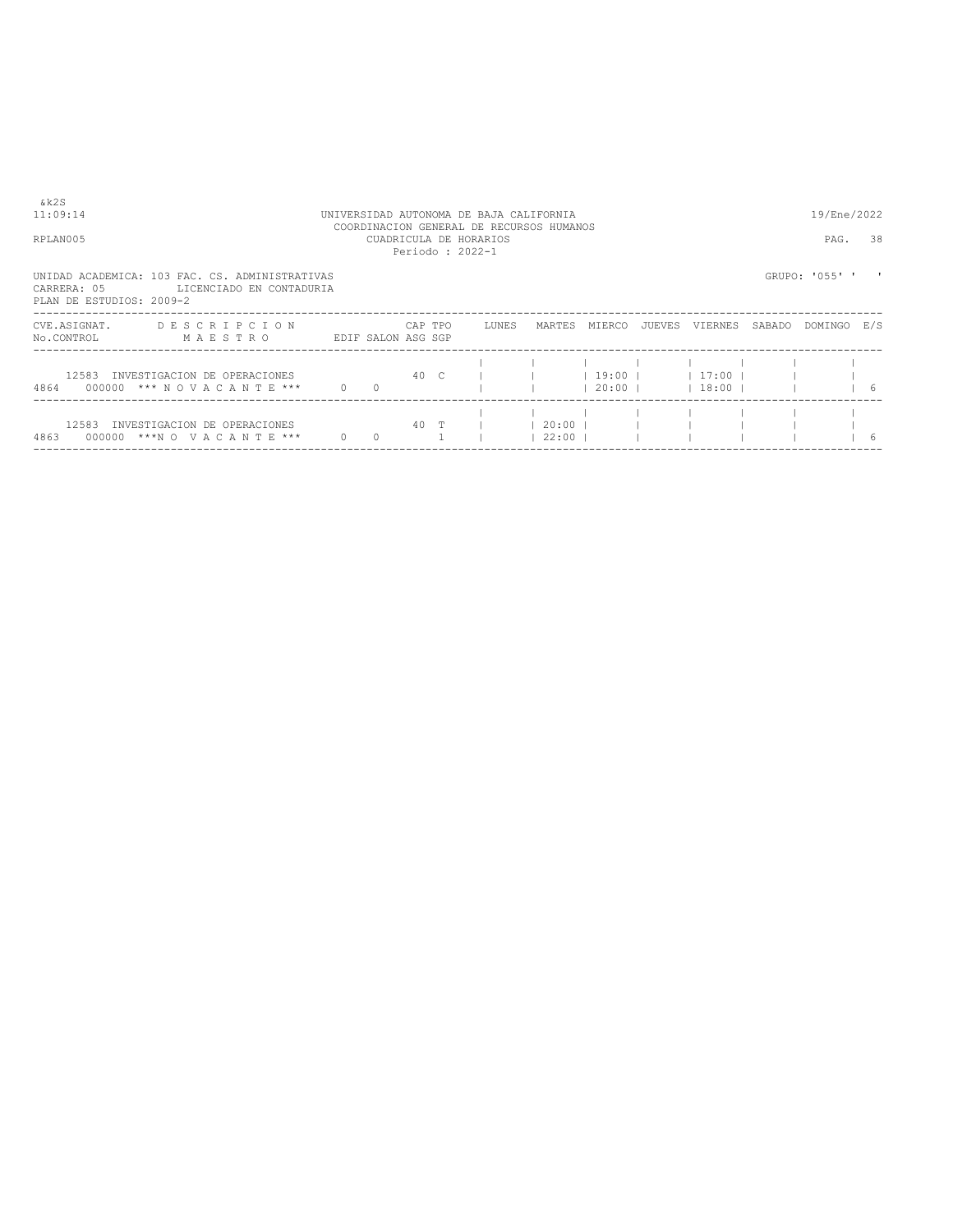&k2S

11:09:14 UNIVERSIDAD AUTONOMA DE BAJA CALIFORNIA 19/Ene/2022

COORDINACION GENERAL DE RECURSOS HUMANOS

RPLAN005 CUADRICULA DE HORARIOS PAG. 38

Periodo : 2022-1

UNIDAD ACADEMICA: 103 FAC. CS. ADMINISTRATIVAS GRUPO: '055' ' '

CARRERA: 05 LICENCIADO EN CONTADURIA

PLAN DE ESTUDIOS: 2009-2

| CVE.ASIGNAT. No.CONTROL | D E S C R I P C I O N / M A E S T R O | EDIF | SALON | CAP | TPO | ASG | SGP | LUNES | MARTES | MIERCO | JUEVES | VIERNES | SABADO | DOMINGO | E/S |
|---|---|---|---|---|---|---|---|---|---|---|---|---|---|---|---|
| 12583 / 4864 | INVESTIGACION DE OPERACIONES / 000000 *** N O V A C A N T E *** | 0 | 0 | 40 | C | | | | | 19:00 / 20:00 | | 17:00 / 18:00 | | | 6 |
| 12583 / 4863 | INVESTIGACION DE OPERACIONES / 000000 ***N O V A C A N T E *** | 0 | 0 | 40 | T | 1 | | | 20:00 / 22:00 | | | | | | 6 |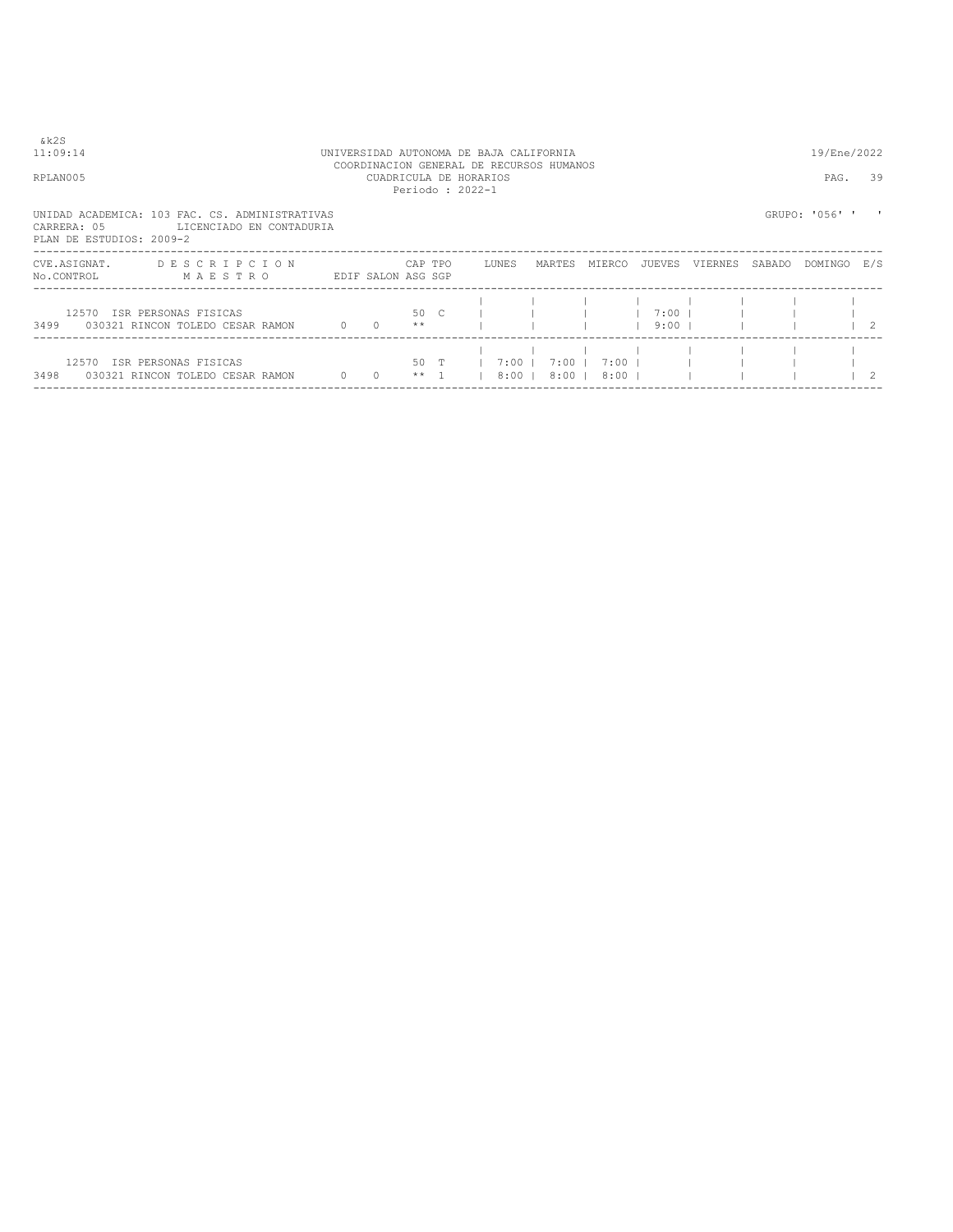&k2S
11:09:14 UNIVERSIDAD AUTONOMA DE BAJA CALIFORNIA 19/Ene/2022
COORDINACION GENERAL DE RECURSOS HUMANOS
RPLAN005 CUADRICULA DE HORARIOS PAG. 39
Periodo : 2022-1

UNIDAD ACADEMICA: 103 FAC. CS. ADMINISTRATIVAS GRUPO: '056' ' '
CARRERA: 05 LICENCIADO EN CONTADURIA
PLAN DE ESTUDIOS: 2009-2

| CVE.ASIGNAT. No.CONTROL | DESCRIPCION MAESTRO | EDIF | SALON | CAP ASG | TPO SGP | LUNES | MARTES | MIERCO | JUEVES | VIERNES | SABADO | DOMINGO | E/S |
|---|---|---|---|---|---|---|---|---|---|---|---|---|---|
| 12570 3499 | ISR PERSONAS FISICAS 030321 RINCON TOLEDO CESAR RAMON | 0 | 0 | 50 ** | C | | | | 7:00 9:00 | | | | 2 |
| 12570 3498 | ISR PERSONAS FISICAS 030321 RINCON TOLEDO CESAR RAMON | 0 | 0 | 50 ** | T 1 | 7:00 8:00 | 7:00 8:00 | 7:00 8:00 | | | | | 2 |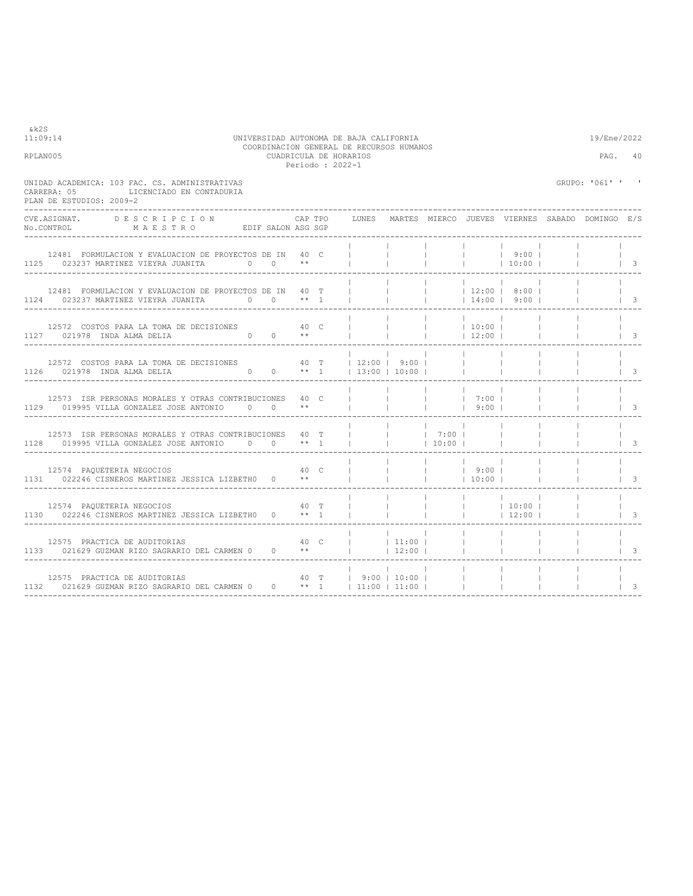UNIVERSIDAD AUTONOMA DE BAJA CALIFORNIA
COORDINACION GENERAL DE RECURSOS HUMANOS
CUADRICULA DE HORARIOS
Periodo : 2022-1

UNIDAD ACADEMICA: 103 FAC. CS. ADMINISTRATIVAS
CARRERA: 05 LICENCIADO EN CONTADURIA
PLAN DE ESTUDIOS: 2009-2

GRUPO: '061' ' '

| CVE.ASIGNAT. / No.CONTROL | DESCRIPCION / MAESTRO | EDIF | SALON | CAP | TPO / ASG SGP | LUNES | MARTES | MIERCO | JUEVES | VIERNES | SABADO | DOMINGO | E/S |
|---|---|---|---|---|---|---|---|---|---|---|---|---|---|
| 12481 / 1125 | FORMULACION Y EVALUACION DE PROYECTOS DE IN / 023237 MARTINEZ VIEYRA JUANITA | 0 | 0 | 40 | C / ** | | | | | 9:00 / 10:00 | | | 3 |
| 12481 / 1124 | FORMULACION Y EVALUACION DE PROYECTOS DE IN / 023237 MARTINEZ VIEYRA JUANITA | 0 | 0 | 40 | T / ** 1 | | | | 12:00 / 14:00 | 8:00 / 9:00 | | | 3 |
| 12572 / 1127 | COSTOS PARA LA TOMA DE DECISIONES / 021978 INDA ALMA DELIA | 0 | 0 | 40 | C / ** | | | | 10:00 / 12:00 | | | | 3 |
| 12572 / 1126 | COSTOS PARA LA TOMA DE DECISIONES / 021978 INDA ALMA DELIA | 0 | 0 | 40 | T / ** 1 | 12:00 / 13:00 | 9:00 / 10:00 | | | | | | 3 |
| 12573 / 1129 | ISR PERSONAS MORALES Y OTRAS CONTRIBUCIONES / 019995 VILLA GONZALEZ JOSE ANTONIO | 0 | 0 | 40 | C / ** | | | | 7:00 / 9:00 | | | | 3 |
| 12573 / 1128 | ISR PERSONAS MORALES Y OTRAS CONTRIBUCIONES / 019995 VILLA GONZALEZ JOSE ANTONIO | 0 | 0 | 40 | T / ** 1 | | | 7:00 / 10:00 | | | | | 3 |
| 12574 / 1131 | PAQUETERIA NEGOCIOS / 022246 CISNEROS MARTINEZ JESSICA LIZBETH | 0 | 0 | 40 | C / ** | | | | 9:00 / 10:00 | | | | 3 |
| 12574 / 1130 | PAQUETERIA NEGOCIOS / 022246 CISNEROS MARTINEZ JESSICA LIZBETH | 0 | 0 | 40 | T / ** 1 | | | | | 10:00 / 12:00 | | | 3 |
| 12575 / 1133 | PRACTICA DE AUDITORIAS / 021629 GUZMAN RIZO SAGRARIO DEL CARMEN | 0 | 0 | 40 | C / ** | | 11:00 / 12:00 | | | | | | 3 |
| 12575 / 1132 | PRACTICA DE AUDITORIAS / 021629 GUZMAN RIZO SAGRARIO DEL CARMEN | 0 | 0 | 40 | T / ** 1 | 9:00 / 11:00 | 10:00 / 11:00 | | | | | | 3 |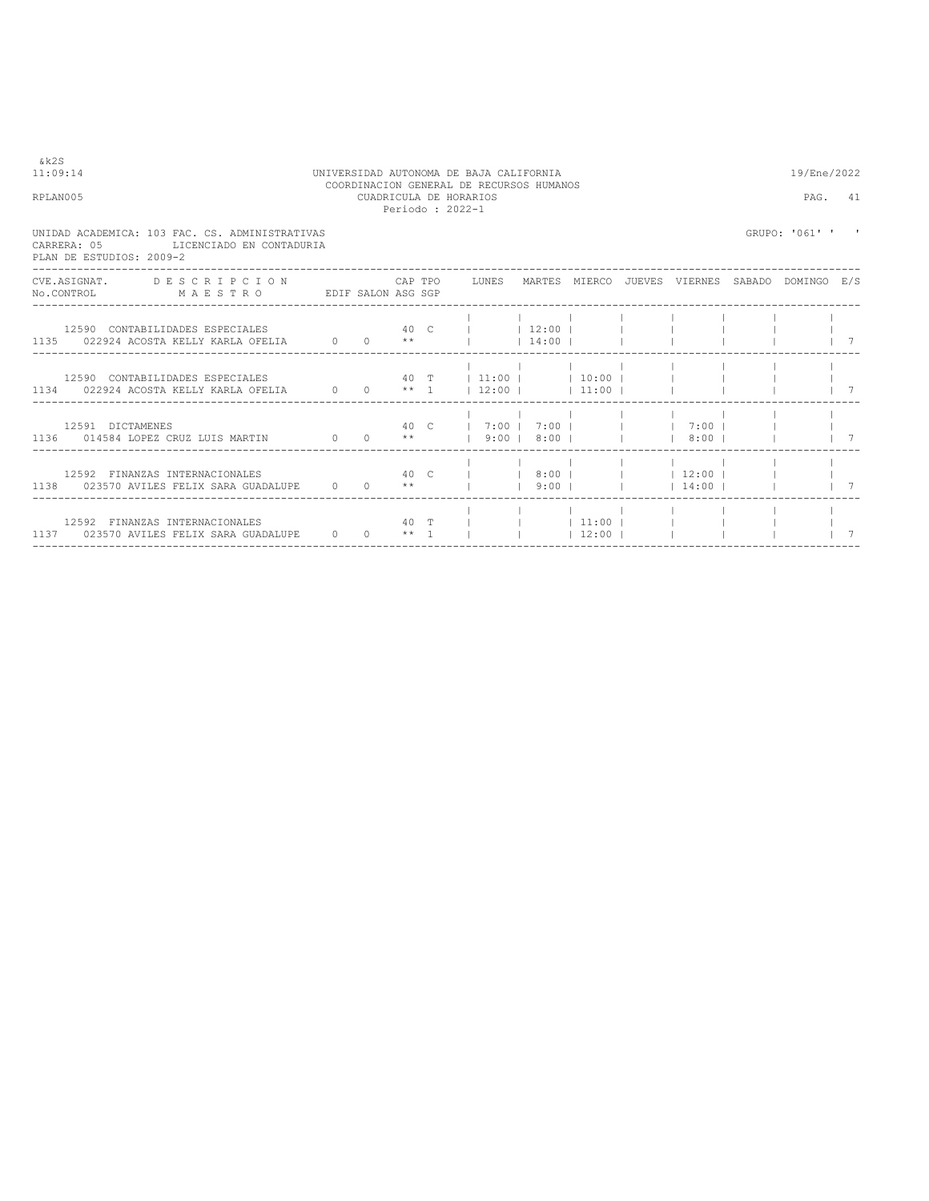UNIVERSIDAD AUTONOMA DE BAJA CALIFORNIA
COORDINACION GENERAL DE RECURSOS HUMANOS
CUADRICULA DE HORARIOS
Periodo : 2022-1

&k2S
11:09:14
RPLAN005

19/Ene/2022

UNIDAD ACADEMICA: 103 FAC. CS. ADMINISTRATIVAS
CARRERA: 05 LICENCIADO EN CONTADURIA
PLAN DE ESTUDIOS: 2009-2

GRUPO: '061' ' '

| CVE.ASIGNAT. / No.CONTROL | DESCRIPCION / MAESTRO | EDIF | SALON | CAP / ASG | TPO / SGP | LUNES | MARTES | MIERCO | JUEVES | VIERNES | SABADO | DOMINGO | E/S |
|---|---|---|---|---|---|---|---|---|---|---|---|---|---|
| 12590 / 1135 | CONTABILIDADES ESPECIALES / 022924 ACOSTA KELLY KARLA OFELIA | 0 | 0 | 40 / ** | C | | 12:00 / 14:00 | | | | | | 7 |
| 12590 / 1134 | CONTABILIDADES ESPECIALES / 022924 ACOSTA KELLY KARLA OFELIA | 0 | 0 | 40 / ** | T / 1 | 11:00 / 12:00 | | 10:00 / 11:00 | | | | | 7 |
| 12591 / 1136 | DICTAMENES / 014584 LOPEZ CRUZ LUIS MARTIN | 0 | 0 | 40 / ** | C | 7:00 / 9:00 | 7:00 / 8:00 | | | 7:00 / 8:00 | | | 7 |
| 12592 / 1138 | FINANZAS INTERNACIONALES / 023570 AVILES FELIX SARA GUADALUPE | 0 | 0 | 40 / ** | C | | 8:00 / 9:00 | | | 12:00 / 14:00 | | | 7 |
| 12592 / 1137 | FINANZAS INTERNACIONALES / 023570 AVILES FELIX SARA GUADALUPE | 0 | 0 | 40 / ** | T / 1 | | | 11:00 / 12:00 | | | | | 7 |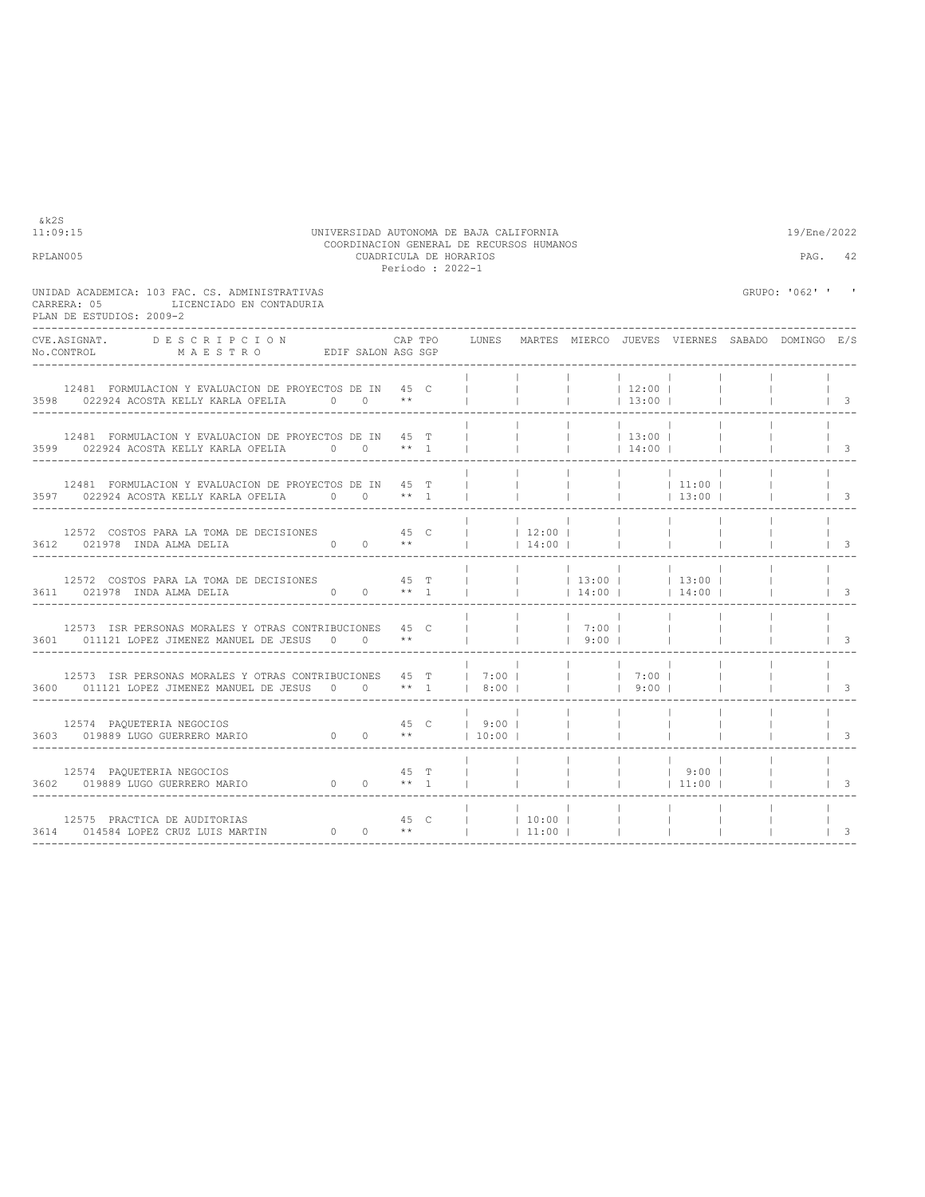&k2S
11:09:15

UNIVERSIDAD AUTONOMA DE BAJA CALIFORNIA
COORDINACION GENERAL DE RECURSOS HUMANOS
CUADRICULA DE HORARIOS
Periodo : 2022-1

19/Ene/2022

RPLAN005

UNIDAD ACADEMICA: 103 FAC. CS. ADMINISTRATIVAS
CARRERA: 05 LICENCIADO EN CONTADURIA
PLAN DE ESTUDIOS: 2009-2

GRUPO: '062' ' '

| CVE.ASIGNAT. No.CONTROL | DESCRIPCION MAESTRO | EDIF | SALON | CAP ASG | TPO SGP | LUNES | MARTES | MIERCO | JUEVES | VIERNES | SABADO | DOMINGO | E/S |
|---|---|---|---|---|---|---|---|---|---|---|---|---|---|
| 12481 3598 | FORMULACION Y EVALUACION DE PROYECTOS DE IN 022924 ACOSTA KELLY KARLA OFELIA | 0 | 0 | 45 ** | C | | | | 12:00 13:00 | | | | 3 |
| 12481 3599 | FORMULACION Y EVALUACION DE PROYECTOS DE IN 022924 ACOSTA KELLY KARLA OFELIA | 0 | 0 | 45 ** | T 1 | | | | 13:00 14:00 | | | | 3 |
| 12481 3597 | FORMULACION Y EVALUACION DE PROYECTOS DE IN 022924 ACOSTA KELLY KARLA OFELIA | 0 | 0 | 45 ** | T 1 | | | | | 11:00 13:00 | | | 3 |
| 12572 3612 | COSTOS PARA LA TOMA DE DECISIONES 021978 INDA ALMA DELIA | 0 | 0 | 45 ** | C | | 12:00 14:00 | | | | | | 3 |
| 12572 3611 | COSTOS PARA LA TOMA DE DECISIONES 021978 INDA ALMA DELIA | 0 | 0 | 45 ** | T 1 | | | 13:00 14:00 | | 13:00 14:00 | | | 3 |
| 12573 3601 | ISR PERSONAS MORALES Y OTRAS CONTRIBUCIONES 011121 LOPEZ JIMENEZ MANUEL DE JESUS | 0 | 0 | 45 ** | C | | | 7:00 9:00 | | | | | 3 |
| 12573 3600 | ISR PERSONAS MORALES Y OTRAS CONTRIBUCIONES 011121 LOPEZ JIMENEZ MANUEL DE JESUS | 0 | 0 | 45 ** | T 1 | 7:00 8:00 | | | 7:00 9:00 | | | | 3 |
| 12574 3603 | PAQUETERIA NEGOCIOS 019889 LUGO GUERRERO MARIO | 0 | 0 | 45 ** | C | 9:00 10:00 | | | | | | | 3 |
| 12574 3602 | PAQUETERIA NEGOCIOS 019889 LUGO GUERRERO MARIO | 0 | 0 | 45 ** | T 1 | | | | | 9:00 11:00 | | | 3 |
| 12575 3614 | PRACTICA DE AUDITORIAS 014584 LOPEZ CRUZ LUIS MARTIN | 0 | 0 | 45 ** | C | | 10:00 11:00 | | | | | | 3 |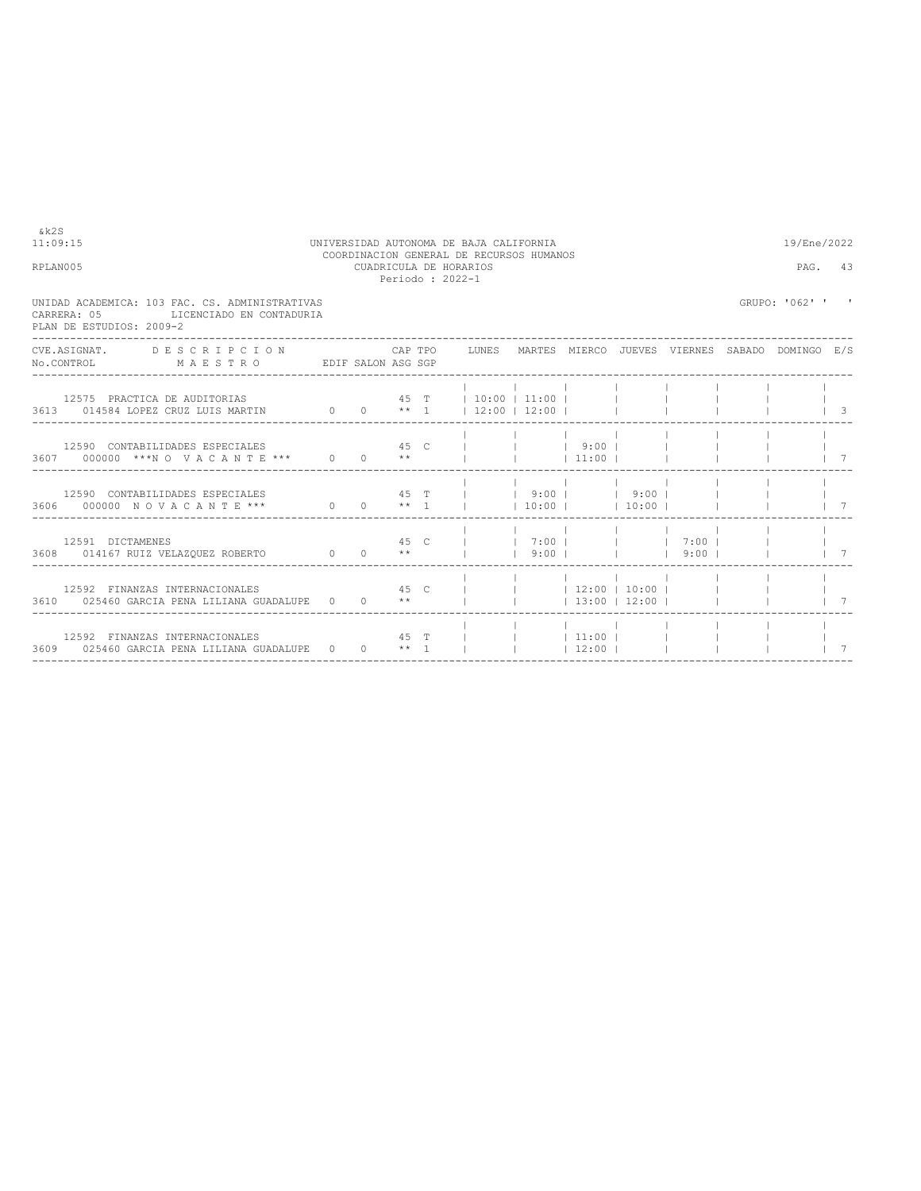&k2S
11:09:15

UNIVERSIDAD AUTONOMA DE BAJA CALIFORNIA
COORDINACION GENERAL DE RECURSOS HUMANOS
CUADRICULA DE HORARIOS
Periodo : 2022-1

19/Ene/2022

RPLAN005

PAG. 43

UNIDAD ACADEMICA: 103 FAC. CS. ADMINISTRATIVAS
CARRERA: 05 LICENCIADO EN CONTADURIA
PLAN DE ESTUDIOS: 2009-2

GRUPO: '062' ' '

| CVE.ASIGNAT. No.CONTROL | DESCRIPCION MAESTRO | EDIF | SALON | CAP ASG | TPO SGP | LUNES | MARTES | MIERCO | JUEVES | VIERNES | SABADO | DOMINGO | E/S |
|---|---|---|---|---|---|---|---|---|---|---|---|---|---|
| 12575 | PRACTICA DE AUDITORIAS | | | 45 | T | 10:00 | 11:00 | | | | | | |
| 3613 | 014584 LOPEZ CRUZ LUIS MARTIN | 0 | 0 | ** | 1 | 12:00 | 12:00 | | | | | | 3 |
| 12590 | CONTABILIDADES ESPECIALES | | | 45 | C | | | 9:00 | | | | | |
| 3607 | 000000 ***N O V A C A N T E *** | 0 | 0 | ** | | | | 11:00 | | | | | 7 |
| 12590 | CONTABILIDADES ESPECIALES | | | 45 | T | | 9:00 | | 9:00 | | | | |
| 3606 | 000000 N O V A C A N T E *** | 0 | 0 | ** | 1 | | 10:00 | | 10:00 | | | | 7 |
| 12591 | DICTAMENES | | | 45 | C | | 7:00 | | | 7:00 | | | |
| 3608 | 014167 RUIZ VELAZQUEZ ROBERTO | 0 | 0 | ** | | | 9:00 | | | 9:00 | | | 7 |
| 12592 | FINANZAS INTERNACIONALES | | | 45 | C | | | 12:00 | 10:00 | | | | |
| 3610 | 025460 GARCIA PENA LILIANA GUADALUPE | 0 | 0 | ** | | | | 13:00 | 12:00 | | | | 7 |
| 12592 | FINANZAS INTERNACIONALES | | | 45 | T | | | 11:00 | | | | | |
| 3609 | 025460 GARCIA PENA LILIANA GUADALUPE | 0 | 0 | ** | 1 | | | 12:00 | | | | | 7 |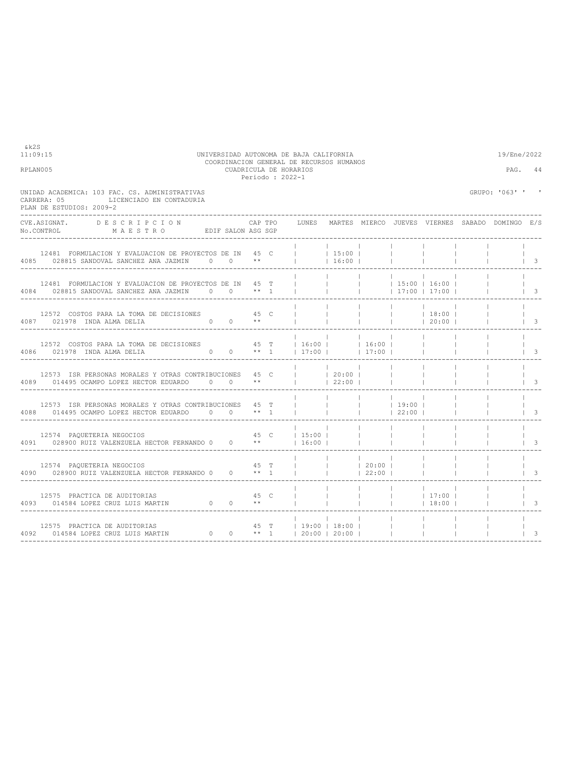UNIVERSIDAD AUTONOMA DE BAJA CALIFORNIA
COORDINACION GENERAL DE RECURSOS HUMANOS
CUADRICULA DE HORARIOS
Periodo : 2022-1

UNIDAD ACADEMICA: 103 FAC. CS. ADMINISTRATIVAS
CARRERA: 05 LICENCIADO EN CONTADURIA
PLAN DE ESTUDIOS: 2009-2

GRUPO: '063' ' '

| CVE.ASIGNAT. No.CONTROL | DESCRIPCION MAESTRO | EDIF | SALON | CAP ASG | TPO SGP | LUNES | MARTES | MIERCO | JUEVES | VIERNES | SABADO | DOMINGO | E/S |
|---|---|---|---|---|---|---|---|---|---|---|---|---|---|
| 12481 4085 | FORMULACION Y EVALUACION DE PROYECTOS DE IN 028815 SANDOVAL SANCHEZ ANA JAZMIN | 0 | 0 | 45 ** | C | | 15:00 16:00 | | | | | | 3 |
| 12481 4084 | FORMULACION Y EVALUACION DE PROYECTOS DE IN 028815 SANDOVAL SANCHEZ ANA JAZMIN | 0 | 0 | 45 ** | T 1 | | | | 15:00 17:00 | 16:00 17:00 | | | 3 |
| 12572 4087 | COSTOS PARA LA TOMA DE DECISIONES 021978 INDA ALMA DELIA | 0 | 0 | 45 ** | C | | | | | 18:00 20:00 | | | 3 |
| 12572 4086 | COSTOS PARA LA TOMA DE DECISIONES 021978 INDA ALMA DELIA | 0 | 0 | 45 ** | T 1 | 16:00 17:00 | | 16:00 17:00 | | | | | 3 |
| 12573 4089 | ISR PERSONAS MORALES Y OTRAS CONTRIBUCIONES 014495 OCAMPO LOPEZ HECTOR EDUARDO | 0 | 0 | 45 ** | C | | 20:00 22:00 | | | | | | 3 |
| 12573 4088 | ISR PERSONAS MORALES Y OTRAS CONTRIBUCIONES 014495 OCAMPO LOPEZ HECTOR EDUARDO | 0 | 0 | 45 ** | T 1 | | | | 19:00 22:00 | | | | 3 |
| 12574 4091 | PAQUETERIA NEGOCIOS 028900 RUIZ VALENZUELA HECTOR FERNANDO | 0 | 0 | 45 ** | C | 15:00 16:00 | | | | | | | 3 |
| 12574 4090 | PAQUETERIA NEGOCIOS 028900 RUIZ VALENZUELA HECTOR FERNANDO | 0 | 0 | 45 ** | T 1 | | | 20:00 22:00 | | | | | 3 |
| 12575 4093 | PRACTICA DE AUDITORIAS 014584 LOPEZ CRUZ LUIS MARTIN | 0 | 0 | 45 ** | C | | | | | 17:00 18:00 | | | 3 |
| 12575 4092 | PRACTICA DE AUDITORIAS 014584 LOPEZ CRUZ LUIS MARTIN | 0 | 0 | 45 ** | T 1 | 19:00 20:00 | 18:00 20:00 | | | | | | 3 |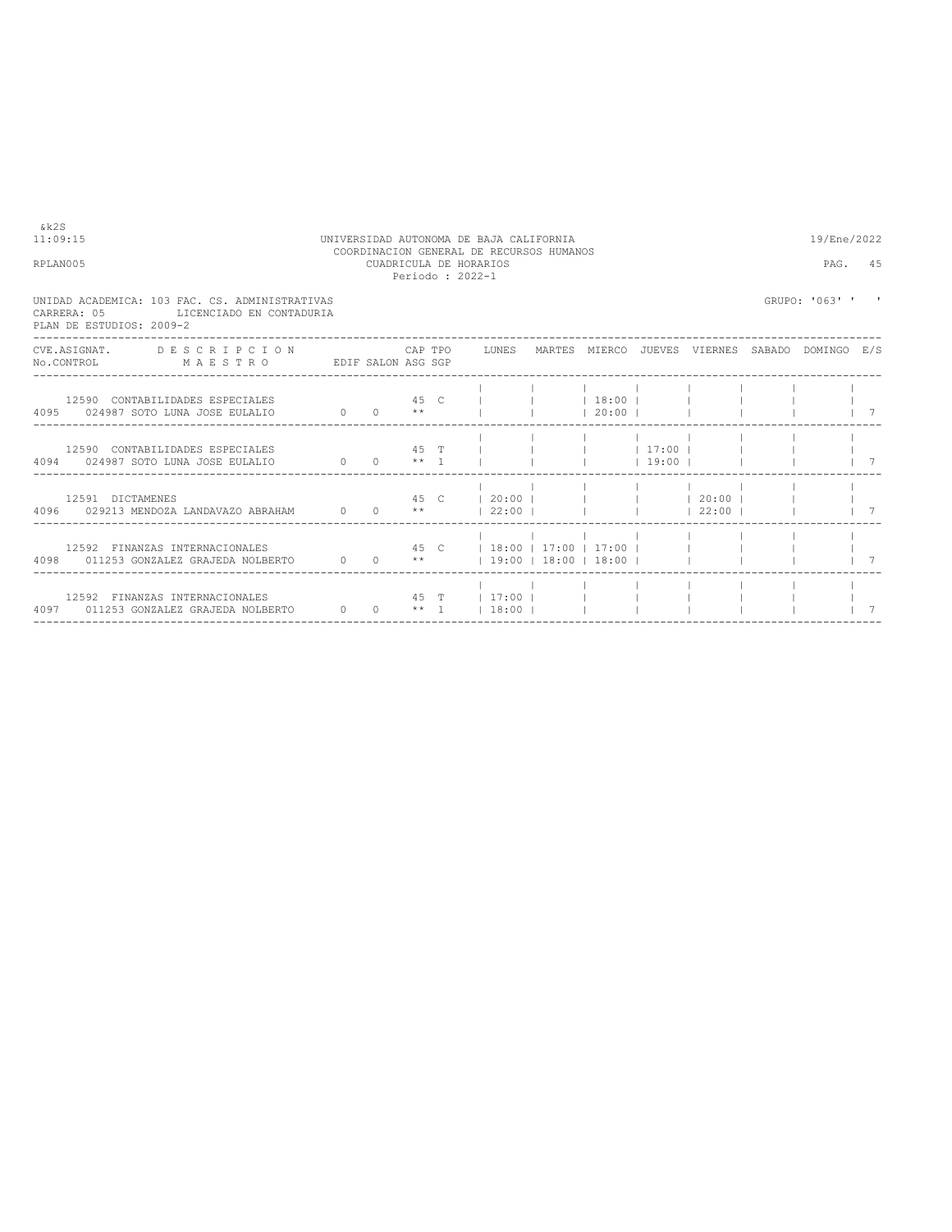UNIVERSIDAD AUTONOMA DE BAJA CALIFORNIA
COORDINACION GENERAL DE RECURSOS HUMANOS
CUADRICULA DE HORARIOS
Periodo : 2022-1

UNIDAD ACADEMICA: 103 FAC. CS. ADMINISTRATIVAS
CARRERA: 05 LICENCIADO EN CONTADURIA
PLAN DE ESTUDIOS: 2009-2

GRUPO: '063' ' '

| No.CONTROL | CVE.ASIGNAT. / MAESTRO | DESCRIPCION | EDIF | SALON | CAP / ASG | TPO / SGP | LUNES | MARTES | MIERCO | JUEVES | VIERNES | SABADO | DOMINGO | E/S |
|---|---|---|---|---|---|---|---|---|---|---|---|---|---|---|
| 4095 | 12590 / 024987 | CONTABILIDADES ESPECIALES / SOTO LUNA JOSE EULALIO | 0 | 0 | 45 ** | C | | | 18:00 20:00 | | | | | 7 |
| 4094 | 12590 / 024987 | CONTABILIDADES ESPECIALES / SOTO LUNA JOSE EULALIO | 0 | 0 | 45 ** | T 1 | | | | 17:00 19:00 | | | | 7 |
| 4096 | 12591 / 029213 | DICTAMENES / MENDOZA LANDAVAZO ABRAHAM | 0 | 0 | 45 ** | C | 20:00 22:00 | | | | 20:00 22:00 | | | 7 |
| 4098 | 12592 / 011253 | FINANZAS INTERNACIONALES / GONZALEZ GRAJEDA NOLBERTO | 0 | 0 | 45 ** | C | 18:00 19:00 | 17:00 18:00 | 17:00 18:00 | | | | | 7 |
| 4097 | 12592 / 011253 | FINANZAS INTERNACIONALES / GONZALEZ GRAJEDA NOLBERTO | 0 | 0 | 45 ** | T 1 | 17:00 18:00 | | | | | | | 7 |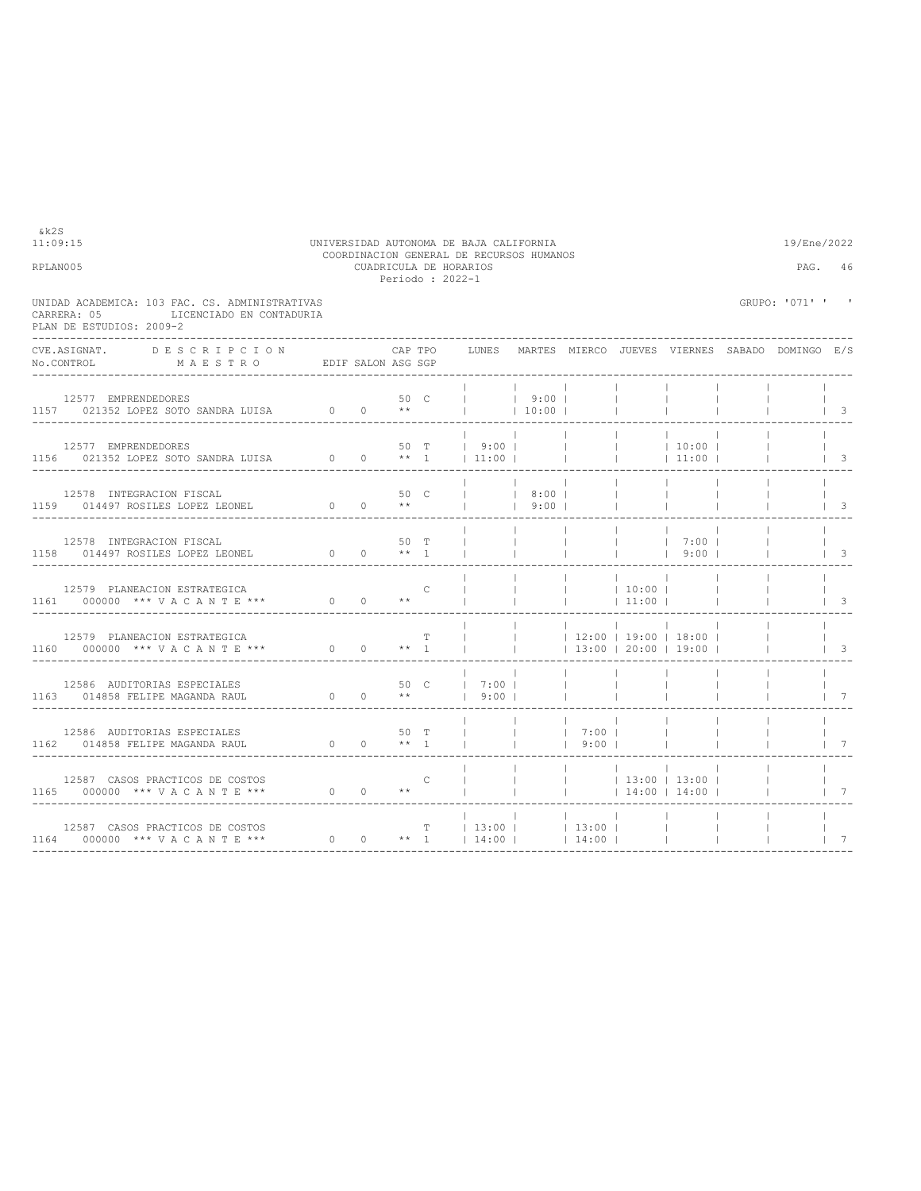&k2S
11:09:15

UNIVERSIDAD AUTONOMA DE BAJA CALIFORNIA
COORDINACION GENERAL DE RECURSOS HUMANOS
CUADRICULA DE HORARIOS
Periodo : 2022-1

19/Ene/2022

RPLAN005

UNIDAD ACADEMICA: 103 FAC. CS. ADMINISTRATIVAS
CARRERA: 05 LICENCIADO EN CONTADURIA
PLAN DE ESTUDIOS: 2009-2

GRUPO: '071' ' '

| CVE.ASIGNAT. No.CONTROL | DESCRIPCION MAESTRO | EDIF | SALON | CAP ASG | TPO SGP | LUNES | MARTES | MIERCO | JUEVES | VIERNES | SABADO | DOMINGO | E/S |
|---|---|---|---|---|---|---|---|---|---|---|---|---|---|
| 12577 1157 | EMPRENDEDORES 021352 LOPEZ SOTO SANDRA LUISA | 0 | 0 | 50 ** | C | | 9:00 10:00 | | | | | | 3 |
| 12577 1156 | EMPRENDEDORES 021352 LOPEZ SOTO SANDRA LUISA | 0 | 0 | 50 ** | T 1 | 9:00 11:00 | | | | 10:00 11:00 | | | 3 |
| 12578 1159 | INTEGRACION FISCAL 014497 ROSILES LOPEZ LEONEL | 0 | 0 | 50 ** | C | | 8:00 9:00 | | | | | | 3 |
| 12578 1158 | INTEGRACION FISCAL 014497 ROSILES LOPEZ LEONEL | 0 | 0 | 50 ** | T 1 | | | | | 7:00 9:00 | | | 3 |
| 12579 1161 | PLANEACION ESTRATEGICA 000000 *** V A C A N T E *** | 0 | 0 | ** | C | | | | 10:00 11:00 | | | | 3 |
| 12579 1160 | PLANEACION ESTRATEGICA 000000 *** V A C A N T E *** | 0 | 0 | ** | T 1 | | | 12:00 13:00 | 19:00 20:00 | 18:00 19:00 | | | 3 |
| 12586 1163 | AUDITORIAS ESPECIALES 014858 FELIPE MAGANDA RAUL | 0 | 0 | 50 ** | C | 7:00 9:00 | | | | | | | 7 |
| 12586 1162 | AUDITORIAS ESPECIALES 014858 FELIPE MAGANDA RAUL | 0 | 0 | 50 ** | T 1 | | | 7:00 9:00 | | | | | 7 |
| 12587 1165 | CASOS PRACTICOS DE COSTOS 000000 *** V A C A N T E *** | 0 | 0 | ** | C | | | | 13:00 14:00 | 13:00 14:00 | | | 7 |
| 12587 1164 | CASOS PRACTICOS DE COSTOS 000000 *** V A C A N T E *** | 0 | 0 | ** | T 1 | 13:00 14:00 | | 13:00 14:00 | | | | | 7 |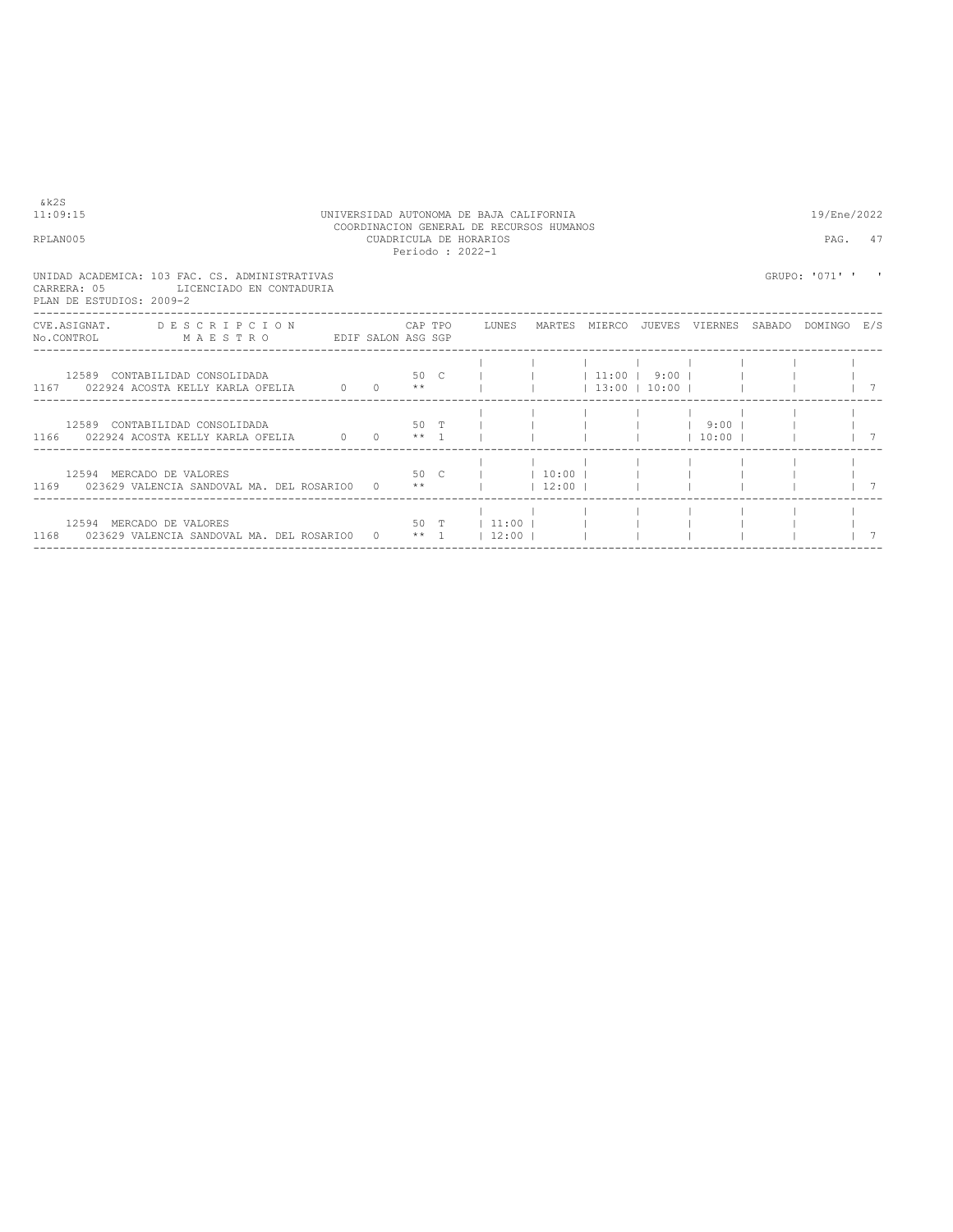&k2S
11:09:15 UNIVERSIDAD AUTONOMA DE BAJA CALIFORNIA 19/Ene/2022
COORDINACION GENERAL DE RECURSOS HUMANOS
RPLAN005 CUADRICULA DE HORARIOS PAG. 47
Periodo : 2022-1

UNIDAD ACADEMICA: 103 FAC. CS. ADMINISTRATIVAS GRUPO: '071' ' '
CARRERA: 05 LICENCIADO EN CONTADURIA
PLAN DE ESTUDIOS: 2009-2

| CVE.ASIGNAT. No.CONTROL | DESCRIPCION MAESTRO | EDIF | SALON | CAP ASG | TPO SGP | LUNES | MARTES | MIERCO | JUEVES | VIERNES | SABADO | DOMINGO | E/S |
|---|---|---|---|---|---|---|---|---|---|---|---|---|---|
| 12589 1167 | CONTABILIDAD CONSOLIDADA 022924 ACOSTA KELLY KARLA OFELIA | 0 | 0 | 50 ** | C | | | 11:00 13:00 | 9:00 10:00 | | | | 7 |
| 12589 1166 | CONTABILIDAD CONSOLIDADA 022924 ACOSTA KELLY KARLA OFELIA | 0 | 0 | 50 ** | T 1 | | | | | 9:00 10:00 | | | 7 |
| 12594 1169 | MERCADO DE VALORES 023629 VALENCIA SANDOVAL MA. DEL ROSARIO | 0 | 0 | 50 ** | C | | 10:00 12:00 | | | | | | 7 |
| 12594 1168 | MERCADO DE VALORES 023629 VALENCIA SANDOVAL MA. DEL ROSARIO | 0 | 0 | 50 ** | T 1 | 11:00 12:00 | | | | | | | 7 |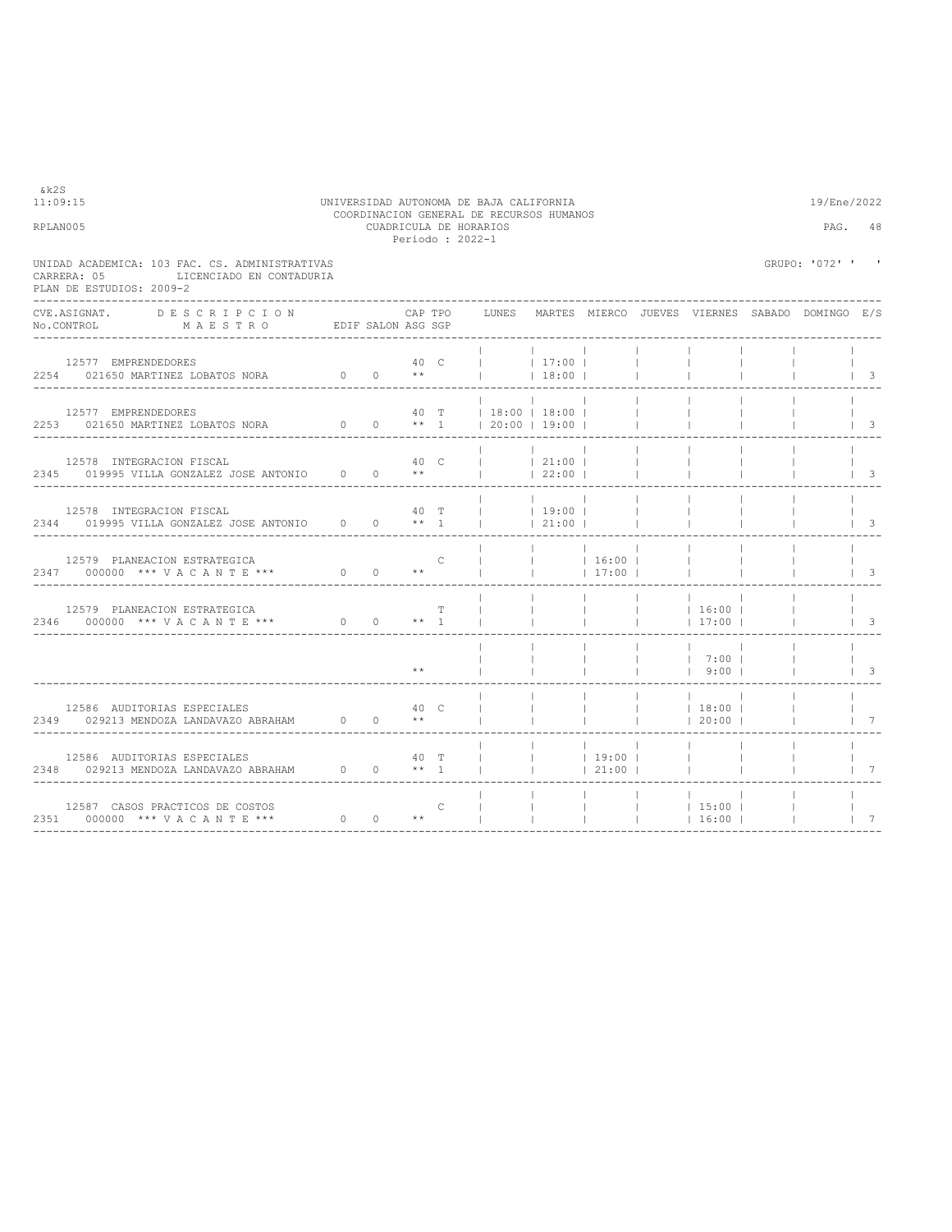&k2S
11:09:15 UNIVERSIDAD AUTONOMA DE BAJA CALIFORNIA 19/Ene/2022
COORDINACION GENERAL DE RECURSOS HUMANOS
RPLAN005 CUADRICULA DE HORARIOS PAG. 48
Periodo : 2022-1

UNIDAD ACADEMICA: 103 FAC. CS. ADMINISTRATIVAS GRUPO: '072' ' '
CARRERA: 05 LICENCIADO EN CONTADURIA
PLAN DE ESTUDIOS: 2009-2

| CVE.ASIGNAT. No.CONTROL | DESCRIPCION MAESTRO | EDIF | SALON | CAP ASG | TPO SGP | LUNES | MARTES | MIERCO | JUEVES | VIERNES | SABADO | DOMINGO | E/S |
|---|---|---|---|---|---|---|---|---|---|---|---|---|---|
| 12577 / 2254 | EMPRENDEDORES / 021650 MARTINEZ LOBATOS NORA | 0 | 0 | 40 ** | C | | 17:00 18:00 | | | | | | 3 |
| 12577 / 2253 | EMPRENDEDORES / 021650 MARTINEZ LOBATOS NORA | 0 | 0 | 40 ** | T 1 | 18:00 20:00 | 18:00 19:00 | | | | | | 3 |
| 12578 / 2345 | INTEGRACION FISCAL / 019995 VILLA GONZALEZ JOSE ANTONIO | 0 | 0 | 40 ** | C | | 21:00 22:00 | | | | | | 3 |
| 12578 / 2344 | INTEGRACION FISCAL / 019995 VILLA GONZALEZ JOSE ANTONIO | 0 | 0 | 40 ** | T 1 | | 19:00 21:00 | | | | | | 3 |
| 12579 / 2347 | PLANEACION ESTRATEGICA / 000000 *** V A C A N T E *** | 0 | 0 | ** | C | | | 16:00 17:00 | | | | | 3 |
| 12579 / 2346 | PLANEACION ESTRATEGICA / 000000 *** V A C A N T E *** | 0 | 0 | ** | T 1 | | | | | 16:00 17:00 | | | 3 |
| | | | | ** | | | | | | 7:00 9:00 | | | 3 |
| 12586 / 2349 | AUDITORIAS ESPECIALES / 029213 MENDOZA LANDAVAZO ABRAHAM | 0 | 0 | 40 ** | C | | | | | 18:00 20:00 | | | 7 |
| 12586 / 2348 | AUDITORIAS ESPECIALES / 029213 MENDOZA LANDAVAZO ABRAHAM | 0 | 0 | 40 ** | T 1 | | | 19:00 21:00 | | | | | 7 |
| 12587 / 2351 | CASOS PRACTICOS DE COSTOS / 000000 *** V A C A N T E *** | 0 | 0 | ** | C | | | | | 15:00 16:00 | | | 7 |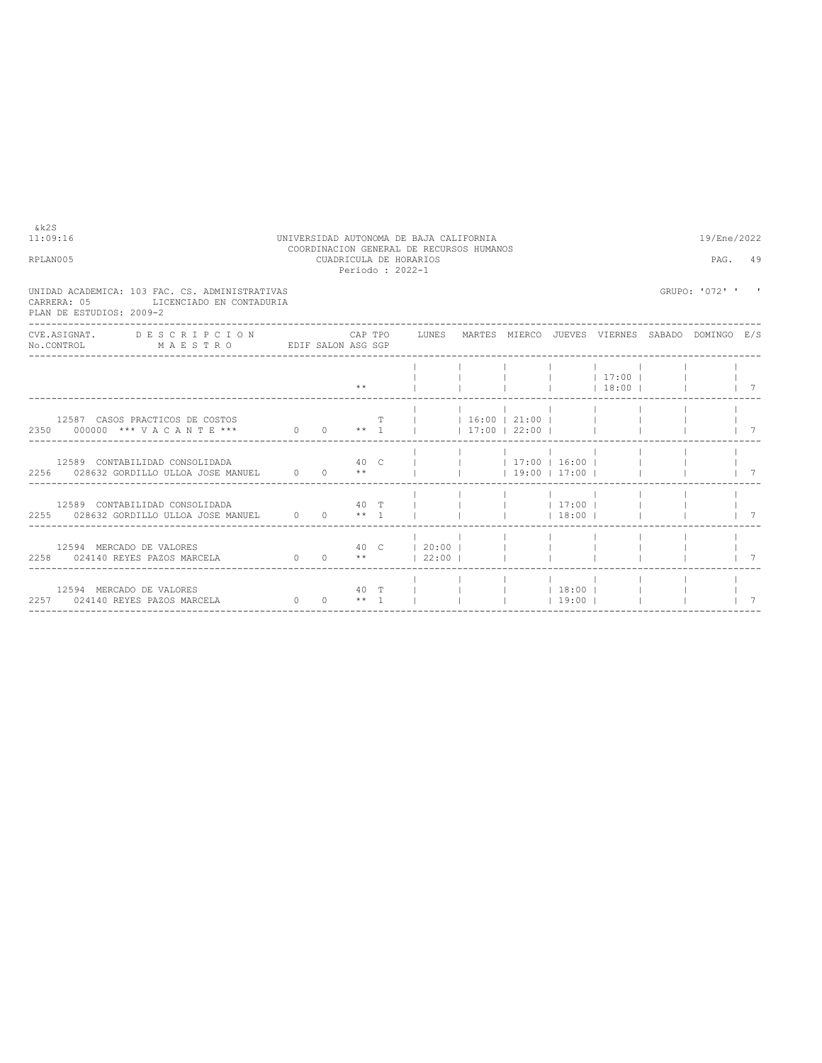UNIVERSIDAD AUTONOMA DE BAJA CALIFORNIA
COORDINACION GENERAL DE RECURSOS HUMANOS
CUADRICULA DE HORARIOS
Periodo : 2022-1

&k2S
11:09:16 — 19/Ene/2022
RPLAN005 — PAG. 49

UNIDAD ACADEMICA: 103 FAC. CS. ADMINISTRATIVAS — GRUPO: '072' ' '
CARRERA: 05 LICENCIADO EN CONTADURIA
PLAN DE ESTUDIOS: 2009-2

| CVE.ASIGNAT. No.CONTROL | DESCRIPCION MAESTRO | EDIF | SALON | CAP ASG | TPO SGP | LUNES | MARTES | MIERCO | JUEVES | VIERNES | SABADO | DOMINGO | E/S |
|---|---|---|---|---|---|---|---|---|---|---|---|---|---|
| | | | | ** | | | | | | 17:00 18:00 | | | 7 |
| 12587 2350 | CASOS PRACTICOS DE COSTOS 000000 *** V A C A N T E *** | 0 | 0 | ** | T 1 | | 16:00 17:00 | 21:00 22:00 | | | | | 7 |
| 12589 2256 | CONTABILIDAD CONSOLIDADA 028632 GORDILLO ULLOA JOSE MANUEL | 0 | 0 | 40 ** | C | | | 17:00 19:00 | 16:00 17:00 | | | | 7 |
| 12589 2255 | CONTABILIDAD CONSOLIDADA 028632 GORDILLO ULLOA JOSE MANUEL | 0 | 0 | 40 ** | T 1 | | | | 17:00 18:00 | | | | 7 |
| 12594 2258 | MERCADO DE VALORES 024140 REYES PAZOS MARCELA | 0 | 0 | 40 ** | C | 20:00 22:00 | | | | | | | 7 |
| 12594 2257 | MERCADO DE VALORES 024140 REYES PAZOS MARCELA | 0 | 0 | 40 ** | T 1 | | | | 18:00 19:00 | | | | 7 |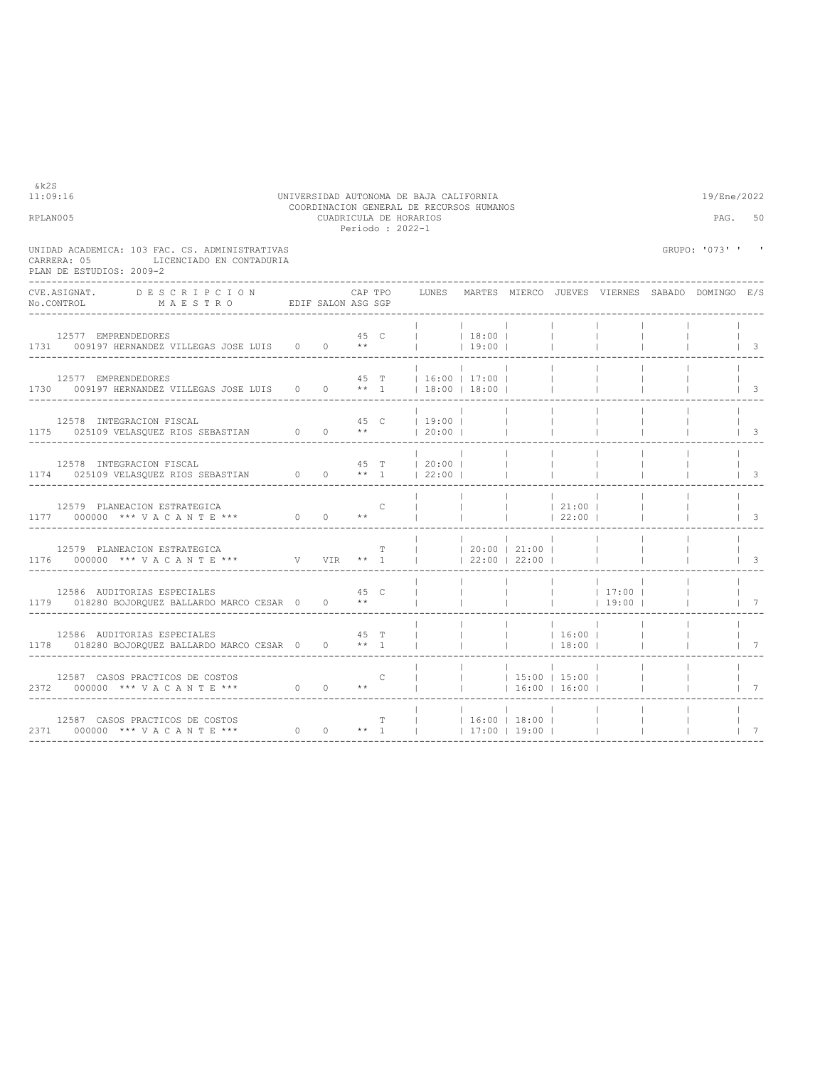UNIVERSIDAD AUTONOMA DE BAJA CALIFORNIA
COORDINACION GENERAL DE RECURSOS HUMANOS
CUADRICULA DE HORARIOS
Periodo : 2022-1

&k2S
11:09:16
RPLAN005

19/Ene/2022
PAG. 50

UNIDAD ACADEMICA: 103 FAC. CS. ADMINISTRATIVAS
CARRERA: 05 LICENCIADO EN CONTADURIA
PLAN DE ESTUDIOS: 2009-2

GRUPO: '073' ' '

| CVE.ASIGNAT. / No.CONTROL | DESCRIPCION / MAESTRO | EDIF | SALON | CAP / ASG | TPO / SGP | LUNES | MARTES | MIERCO | JUEVES | VIERNES | SABADO | DOMINGO | E/S |
|---|---|---|---|---|---|---|---|---|---|---|---|---|---|
| 12577 / 1731 | EMPRENDEDORES / 009197 HERNANDEZ VILLEGAS JOSE LUIS | 0 | 0 | 45 / ** | C | | 18:00 19:00 | | | | | | 3 |
| 12577 / 1730 | EMPRENDEDORES / 009197 HERNANDEZ VILLEGAS JOSE LUIS | 0 | 0 | 45 / ** | T / 1 | 16:00 18:00 | 17:00 18:00 | | | | | | 3 |
| 12578 / 1175 | INTEGRACION FISCAL / 025109 VELASQUEZ RIOS SEBASTIAN | 0 | 0 | 45 / ** | C | 19:00 20:00 | | | | | | | 3 |
| 12578 / 1174 | INTEGRACION FISCAL / 025109 VELASQUEZ RIOS SEBASTIAN | 0 | 0 | 45 / ** | T / 1 | 20:00 22:00 | | | | | | | 3 |
| 12579 / 1177 | PLANEACION ESTRATEGICA / 000000 *** V A C A N T E *** | 0 | 0 | ** | C | | | | 21:00 22:00 | | | | 3 |
| 12579 / 1176 | PLANEACION ESTRATEGICA / 000000 *** V A C A N T E *** | V | VIR | ** | T / 1 | | 20:00 22:00 | 21:00 22:00 | | | | | 3 |
| 12586 / 1179 | AUDITORIAS ESPECIALES / 018280 BOJORQUEZ BALLARDO MARCO CESAR | 0 | 0 | 45 / ** | C | | | | | 17:00 19:00 | | | 7 |
| 12586 / 1178 | AUDITORIAS ESPECIALES / 018280 BOJORQUEZ BALLARDO MARCO CESAR | 0 | 0 | 45 / ** | T / 1 | | | | 16:00 18:00 | | | | 7 |
| 12587 / 2372 | CASOS PRACTICOS DE COSTOS / 000000 *** V A C A N T E *** | 0 | 0 | ** | C | | | 15:00 16:00 | 15:00 16:00 | | | | 7 |
| 12587 / 2371 | CASOS PRACTICOS DE COSTOS / 000000 *** V A C A N T E *** | 0 | 0 | ** | T / 1 | | 16:00 17:00 | 18:00 19:00 | | | | | 7 |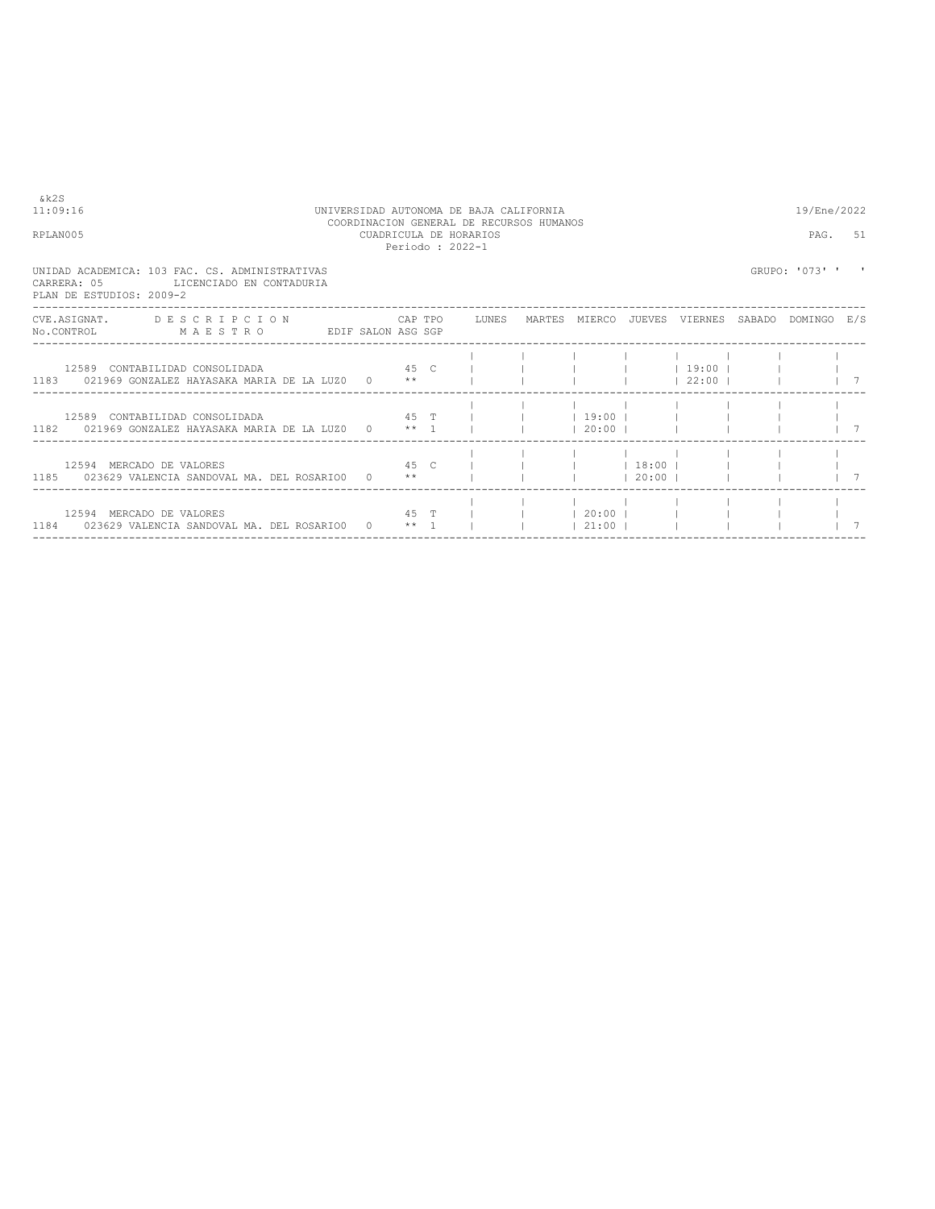UNIVERSIDAD AUTONOMA DE BAJA CALIFORNIA
COORDINACION GENERAL DE RECURSOS HUMANOS
CUADRICULA DE HORARIOS
Periodo : 2022-1

UNIDAD ACADEMICA: 103 FAC. CS. ADMINISTRATIVAS
CARRERA: 05 LICENCIADO EN CONTADURIA
PLAN DE ESTUDIOS: 2009-2

GRUPO: '073' ' '

| CVE.ASIGNAT. / No.CONTROL | DESCRIPCION / MAESTRO | EDIF | SALON | CAP | TPO | ASG | SGP | LUNES | MARTES | MIERCO | JUEVES | VIERNES | SABADO | DOMINGO | E/S |
|---|---|---|---|---|---|---|---|---|---|---|---|---|---|---|---|
| 12589 / 1183 | CONTABILIDAD CONSOLIDADA / 021969 GONZALEZ HAYASAKA MARIA DE LA LUZ | 0 | | 45 | C | ** | | | | | | 19:00 22:00 | | | 7 |
| 12589 / 1182 | CONTABILIDAD CONSOLIDADA / 021969 GONZALEZ HAYASAKA MARIA DE LA LUZ | 0 | | 45 | T | ** | 1 | | | 19:00 20:00 | | | | | 7 |
| 12594 / 1185 | MERCADO DE VALORES / 023629 VALENCIA SANDOVAL MA. DEL ROSARIO | 0 | | 45 | C | ** | | | | | 18:00 20:00 | | | | 7 |
| 12594 / 1184 | MERCADO DE VALORES / 023629 VALENCIA SANDOVAL MA. DEL ROSARIO | 0 | | 45 | T | ** | 1 | | | 20:00 21:00 | | | | | 7 |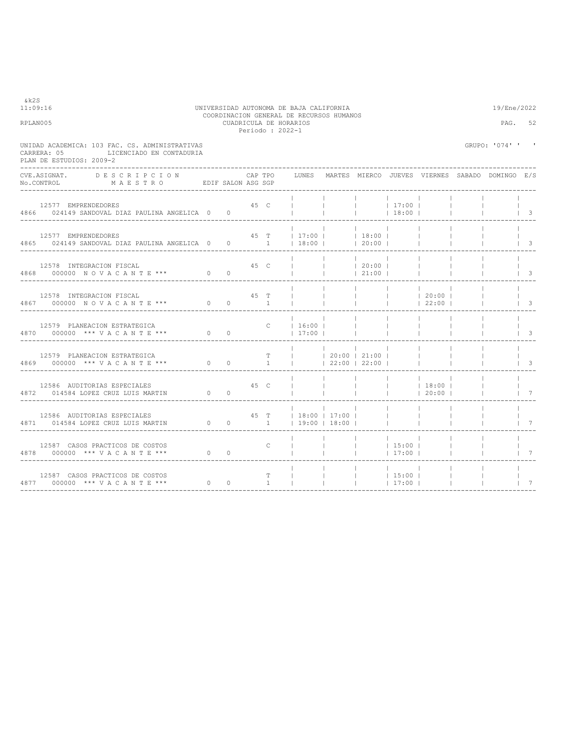UNIVERSIDAD AUTONOMA DE BAJA CALIFORNIA
COORDINACION GENERAL DE RECURSOS HUMANOS
CUADRICULA DE HORARIOS
Periodo : 2022-1

&k2S
11:09:16 — 19/Ene/2022
RPLAN005

UNIDAD ACADEMICA: 103 FAC. CS. ADMINISTRATIVAS
CARRERA: 05 LICENCIADO EN CONTADURIA
PLAN DE ESTUDIOS: 2009-2

GRUPO: '074' ' '

| CVE.ASIGNAT. / No.CONTROL | DESCRIPCION / MAESTRO | EDIF | SALON | CAP | TPO | ASG SGP | LUNES | MARTES | MIERCO | JUEVES | VIERNES | SABADO | DOMINGO | E/S |
|---|---|---|---|---|---|---|---|---|---|---|---|---|---|---|
| 12577 / 4866 | EMPRENDEDORES / 024149 SANDOVAL DIAZ PAULINA ANGELICA | 0 | 0 | 45 | C | | | | | 17:00 18:00 | | | | 3 |
| 12577 / 4865 | EMPRENDEDORES / 024149 SANDOVAL DIAZ PAULINA ANGELICA | 0 | 0 | 45 | T | 1 | 17:00 18:00 | | 18:00 20:00 | | | | | 3 |
| 12578 / 4868 | INTEGRACION FISCAL / 000000 N O V A C A N T E *** | 0 | 0 | 45 | C | | | | 20:00 21:00 | | | | | 3 |
| 12578 / 4867 | INTEGRACION FISCAL / 000000 N O V A C A N T E *** | 0 | 0 | 45 | T | 1 | | | | | 20:00 22:00 | | | 3 |
| 12579 / 4870 | PLANEACION ESTRATEGICA / 000000 *** V A C A N T E *** | 0 | 0 | | C | | 16:00 17:00 | | | | | | | 3 |
| 12579 / 4869 | PLANEACION ESTRATEGICA / 000000 *** V A C A N T E *** | 0 | 0 | | T | 1 | | 20:00 22:00 | 21:00 22:00 | | | | | 3 |
| 12586 / 4872 | AUDITORIAS ESPECIALES / 014584 LOPEZ CRUZ LUIS MARTIN | 0 | 0 | 45 | C | | | | | | 18:00 20:00 | | | 7 |
| 12586 / 4871 | AUDITORIAS ESPECIALES / 014584 LOPEZ CRUZ LUIS MARTIN | 0 | 0 | 45 | T | 1 | 18:00 19:00 | 17:00 18:00 | | | | | | 7 |
| 12587 / 4878 | CASOS PRACTICOS DE COSTOS / 000000 *** V A C A N T E *** | 0 | 0 | | C | | | | | 15:00 17:00 | | | | 7 |
| 12587 / 4877 | CASOS PRACTICOS DE COSTOS / 000000 *** V A C A N T E *** | 0 | 0 | | T | 1 | | | | 15:00 17:00 | | | | 7 |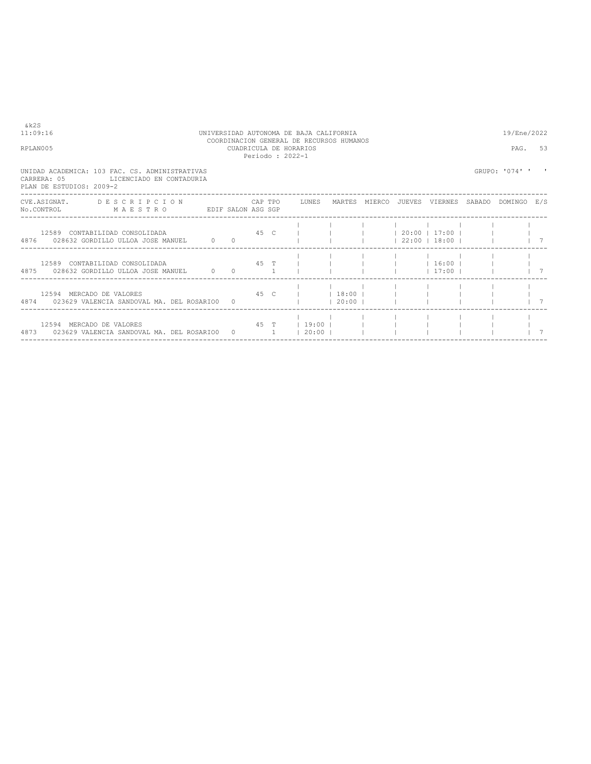UNIVERSIDAD AUTONOMA DE BAJA CALIFORNIA
COORDINACION GENERAL DE RECURSOS HUMANOS
CUADRICULA DE HORARIOS
Periodo : 2022-1

&k2S
11:09:16
RPLAN005

19/Ene/2022

UNIDAD ACADEMICA: 103 FAC. CS. ADMINISTRATIVAS
CARRERA: 05 LICENCIADO EN CONTADURIA
PLAN DE ESTUDIOS: 2009-2

GRUPO: '074' ' '

| CVE.ASIGNAT. No.CONTROL | DESCRIPCION MAESTRO | EDIF | SALON | CAP | TPO | ASG SGP | LUNES | MARTES | MIERCO | JUEVES | VIERNES | SABADO | DOMINGO | E/S |
|---|---|---|---|---|---|---|---|---|---|---|---|---|---|---|
| 12589 4876 | CONTABILIDAD CONSOLIDADA 028632 GORDILLO ULLOA JOSE MANUEL | 0 | 0 | 45 | C | | | | | 20:00 22:00 | 17:00 18:00 | | | 7 |
| 12589 4875 | CONTABILIDAD CONSOLIDADA 028632 GORDILLO ULLOA JOSE MANUEL | 0 | 0 | 45 | T | 1 | | | | | 16:00 17:00 | | | 7 |
| 12594 4874 | MERCADO DE VALORES 023629 VALENCIA SANDOVAL MA. DEL ROSARIO | 0 | 0 | 45 | C | | | 18:00 20:00 | | | | | | 7 |
| 12594 4873 | MERCADO DE VALORES 023629 VALENCIA SANDOVAL MA. DEL ROSARIO | 0 | 0 | 45 | T | 1 | 19:00 20:00 | | | | | | | 7 |